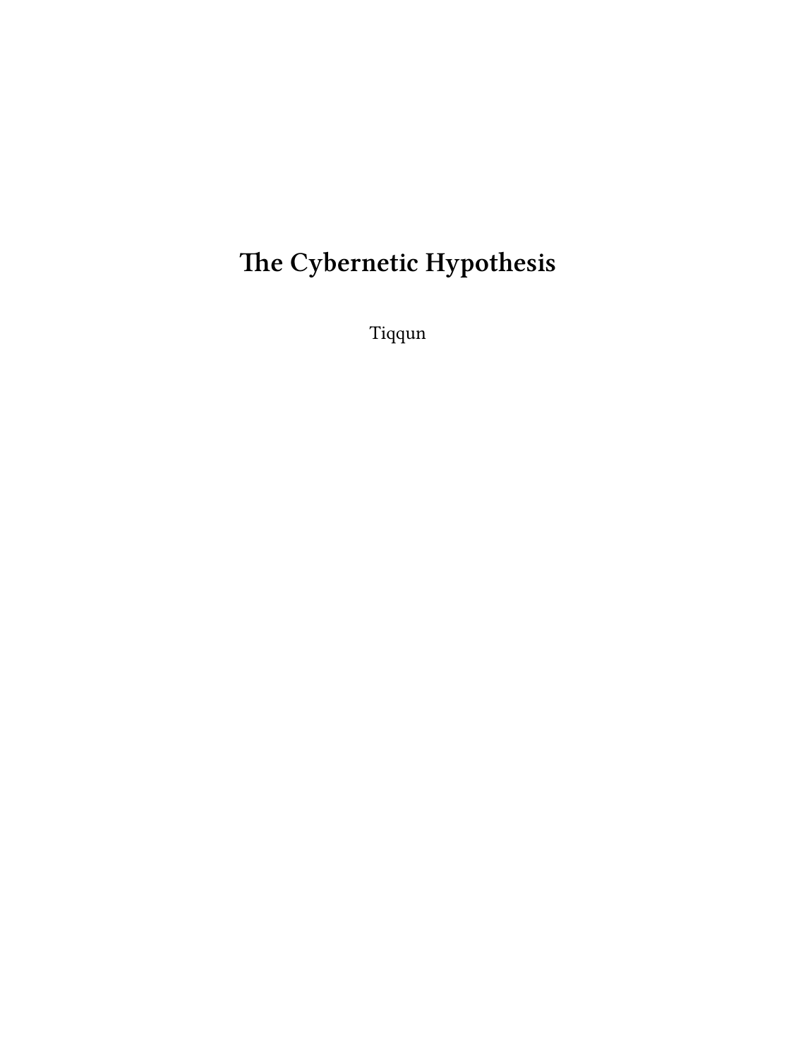# The Cybernetic Hypothesis

Tiqqun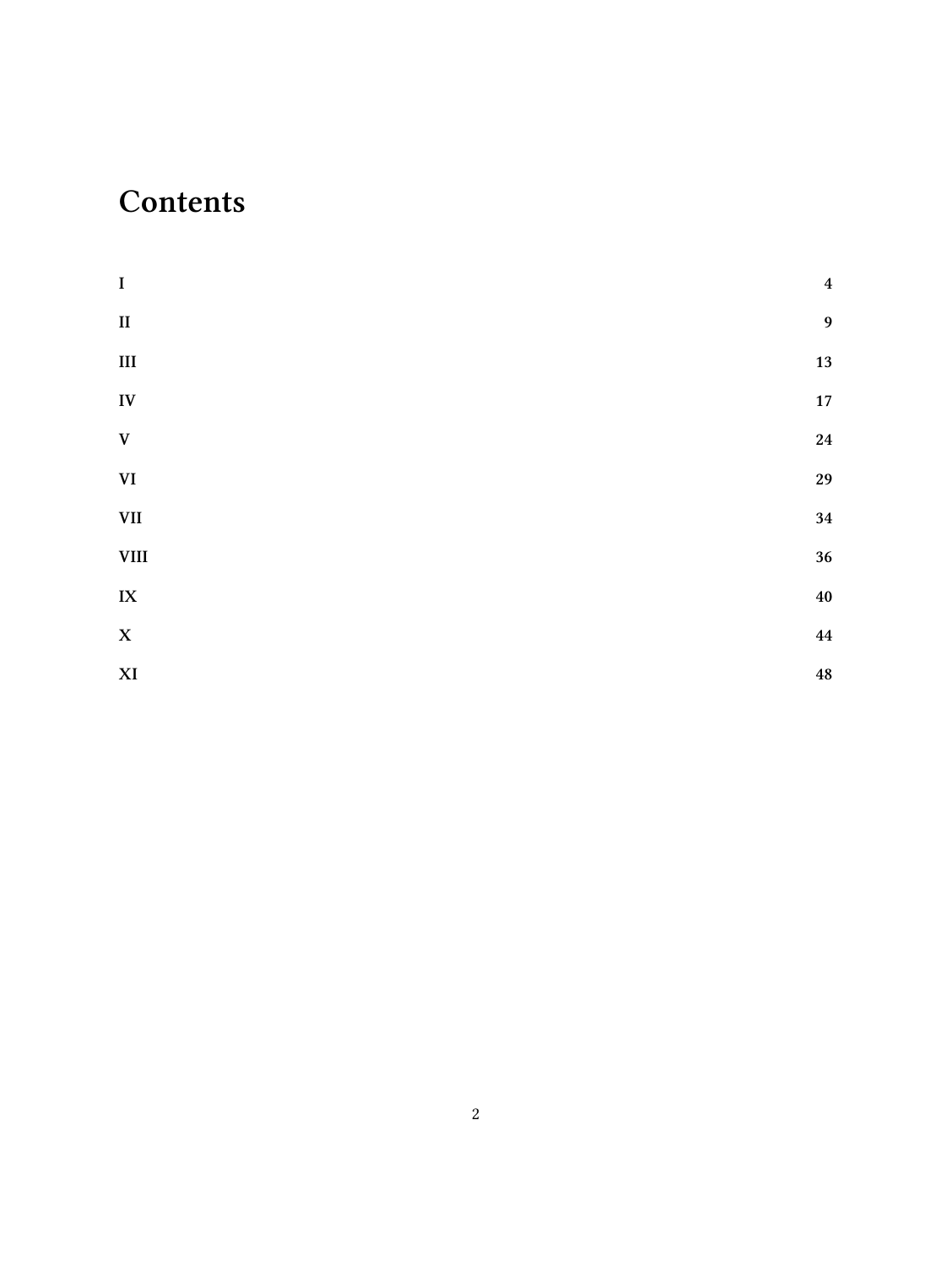# Contents

| | |
|---|---|
| **I** | **4** |
| **II** | **9** |
| **III** | **13** |
| **IV** | **17** |
| **V** | **24** |
| **VI** | **29** |
| **VII** | **34** |
| **VIII** | **36** |
| **IX** | **40** |
| **X** | **44** |
| **XI** | **48** |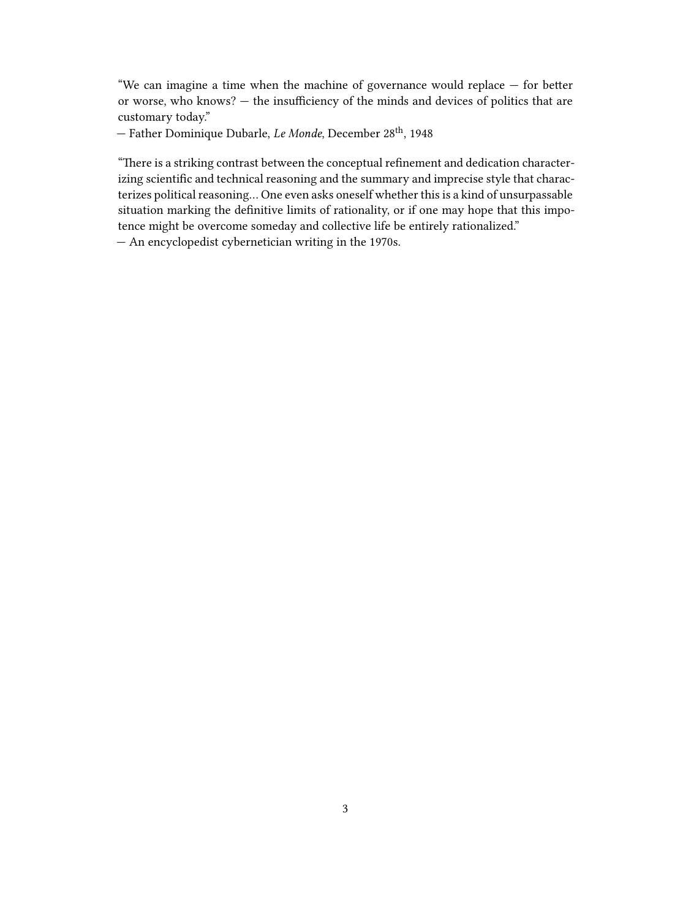"We can imagine a time when the machine of governance would replace — for better or worse, who knows? — the insufficiency of the minds and devices of politics that are customary today."
— Father Dominique Dubarle, *Le Monde*, December 28th, 1948

"There is a striking contrast between the conceptual refinement and dedication characterizing scientific and technical reasoning and the summary and imprecise style that characterizes political reasoning… One even asks oneself whether this is a kind of unsurpassable situation marking the definitive limits of rationality, or if one may hope that this impotence might be overcome someday and collective life be entirely rationalized."
— An encyclopedist cybernetician writing in the 1970s.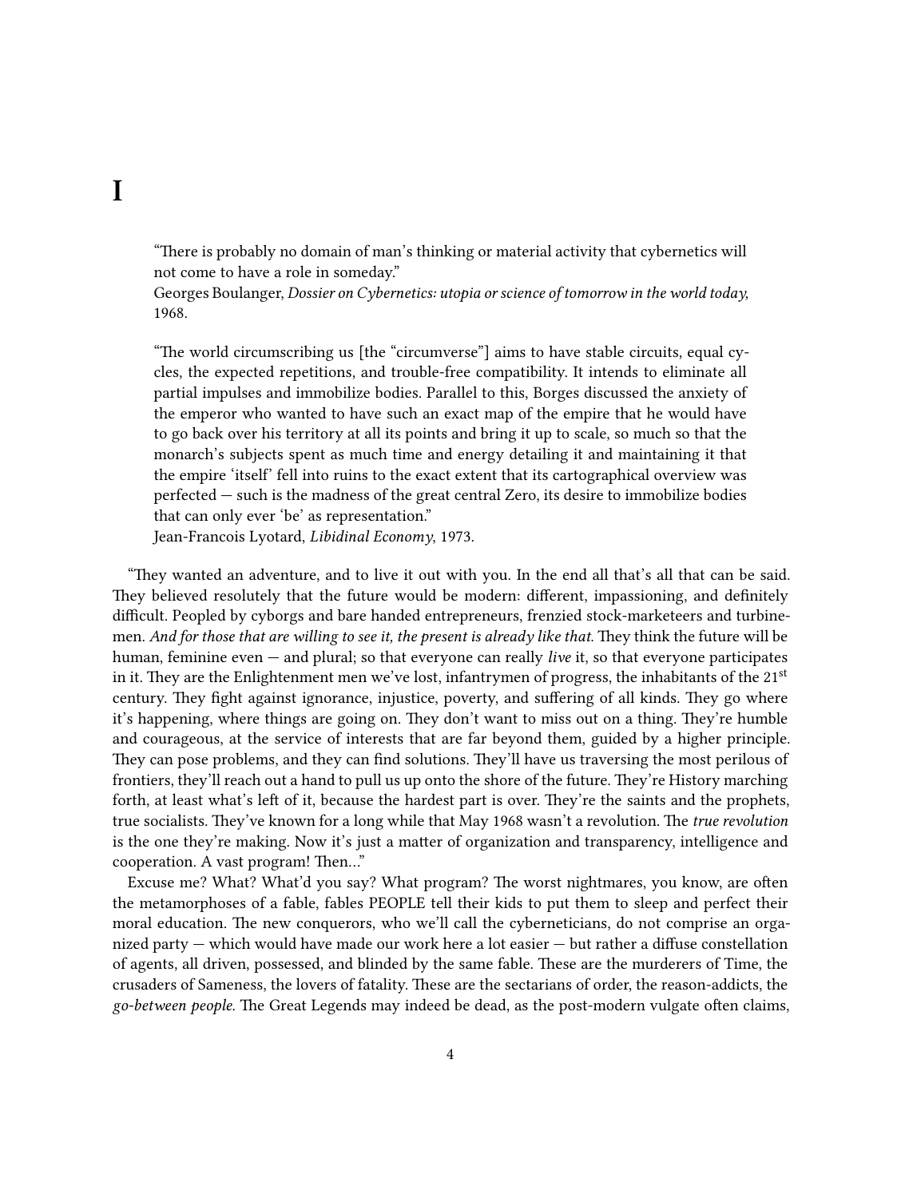# I

> "There is probably no domain of man's thinking or material activity that cybernetics will not come to have a role in someday."
> Georges Boulanger, *Dossier on Cybernetics: utopia or science of tomorrow in the world today,* 1968.

> "The world circumscribing us [the "circumverse"] aims to have stable circuits, equal cycles, the expected repetitions, and trouble-free compatibility. It intends to eliminate all partial impulses and immobilize bodies. Parallel to this, Borges discussed the anxiety of the emperor who wanted to have such an exact map of the empire that he would have to go back over his territory at all its points and bring it up to scale, so much so that the monarch's subjects spent as much time and energy detailing it and maintaining it that the empire 'itself' fell into ruins to the exact extent that its cartographical overview was perfected — such is the madness of the great central Zero, its desire to immobilize bodies that can only ever 'be' as representation."
> Jean-Francois Lyotard, *Libidinal Economy*, 1973.

"They wanted an adventure, and to live it out with you. In the end all that's all that can be said. They believed resolutely that the future would be modern: different, impassioning, and definitely difficult. Peopled by cyborgs and bare handed entrepreneurs, frenzied stock-marketeers and turbine-men. *And for those that are willing to see it, the present is already like that.* They think the future will be human, feminine even — and plural; so that everyone can really *live* it, so that everyone participates in it. They are the Enlightenment men we've lost, infantrymen of progress, the inhabitants of the 21st century. They fight against ignorance, injustice, poverty, and suffering of all kinds. They go where it's happening, where things are going on. They don't want to miss out on a thing. They're humble and courageous, at the service of interests that are far beyond them, guided by a higher principle. They can pose problems, and they can find solutions. They'll have us traversing the most perilous of frontiers, they'll reach out a hand to pull us up onto the shore of the future. They're History marching forth, at least what's left of it, because the hardest part is over. They're the saints and the prophets, true socialists. They've known for a long while that May 1968 wasn't a revolution. The *true revolution* is the one they're making. Now it's just a matter of organization and transparency, intelligence and cooperation. A vast program! Then…"

Excuse me? What? What'd you say? What program? The worst nightmares, you know, are often the metamorphoses of a fable, fables PEOPLE tell their kids to put them to sleep and perfect their moral education. The new conquerors, who we'll call the cyberneticians, do not comprise an organized party — which would have made our work here a lot easier — but rather a diffuse constellation of agents, all driven, possessed, and blinded by the same fable. These are the murderers of Time, the crusaders of Sameness, the lovers of fatality. These are the sectarians of order, the reason-addicts, the *go-between people.* The Great Legends may indeed be dead, as the post-modern vulgate often claims,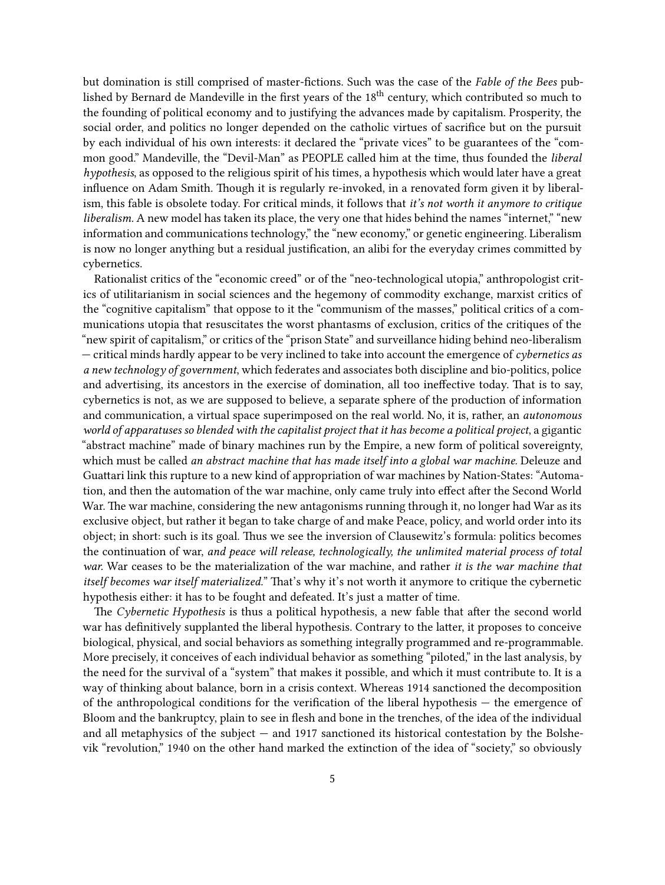but domination is still comprised of master-fictions. Such was the case of the *Fable of the Bees* published by Bernard de Mandeville in the first years of the 18th century, which contributed so much to the founding of political economy and to justifying the advances made by capitalism. Prosperity, the social order, and politics no longer depended on the catholic virtues of sacrifice but on the pursuit by each individual of his own interests: it declared the "private vices" to be guarantees of the "common good." Mandeville, the "Devil-Man" as PEOPLE called him at the time, thus founded the *liberal hypothesis*, as opposed to the religious spirit of his times, a hypothesis which would later have a great influence on Adam Smith. Though it is regularly re-invoked, in a renovated form given it by liberalism, this fable is obsolete today. For critical minds, it follows that *it's not worth it anymore to critique liberalism.* A new model has taken its place, the very one that hides behind the names "internet," "new information and communications technology," the "new economy," or genetic engineering. Liberalism is now no longer anything but a residual justification, an alibi for the everyday crimes committed by cybernetics.

Rationalist critics of the "economic creed" or of the "neo-technological utopia," anthropologist critics of utilitarianism in social sciences and the hegemony of commodity exchange, marxist critics of the "cognitive capitalism" that oppose to it the "communism of the masses," political critics of a communications utopia that resuscitates the worst phantasms of exclusion, critics of the critiques of the "new spirit of capitalism," or critics of the "prison State" and surveillance hiding behind neo-liberalism — critical minds hardly appear to be very inclined to take into account the emergence of *cybernetics as a new technology of government*, which federates and associates both discipline and bio-politics, police and advertising, its ancestors in the exercise of domination, all too ineffective today. That is to say, cybernetics is not, as we are supposed to believe, a separate sphere of the production of information and communication, a virtual space superimposed on the real world. No, it is, rather, an *autonomous world of apparatuses so blended with the capitalist project that it has become a political project*, a gigantic "abstract machine" made of binary machines run by the Empire, a new form of political sovereignty, which must be called *an abstract machine that has made itself into a global war machine.* Deleuze and Guattari link this rupture to a new kind of appropriation of war machines by Nation-States: "Automation, and then the automation of the war machine, only came truly into effect after the Second World War. The war machine, considering the new antagonisms running through it, no longer had War as its exclusive object, but rather it began to take charge of and make Peace, policy, and world order into its object; in short: such is its goal. Thus we see the inversion of Clausewitz's formula: politics becomes the continuation of war, *and peace will release, technologically, the unlimited material process of total war.* War ceases to be the materialization of the war machine, and rather *it is the war machine that itself becomes war itself materialized.*" That's why it's not worth it anymore to critique the cybernetic hypothesis either: it has to be fought and defeated. It's just a matter of time.

The *Cybernetic Hypothesis* is thus a political hypothesis, a new fable that after the second world war has definitively supplanted the liberal hypothesis. Contrary to the latter, it proposes to conceive biological, physical, and social behaviors as something integrally programmed and re-programmable. More precisely, it conceives of each individual behavior as something "piloted," in the last analysis, by the need for the survival of a "system" that makes it possible, and which it must contribute to. It is a way of thinking about balance, born in a crisis context. Whereas 1914 sanctioned the decomposition of the anthropological conditions for the verification of the liberal hypothesis — the emergence of Bloom and the bankruptcy, plain to see in flesh and bone in the trenches, of the idea of the individual and all metaphysics of the subject — and 1917 sanctioned its historical contestation by the Bolshevik "revolution," 1940 on the other hand marked the extinction of the idea of "society," so obviously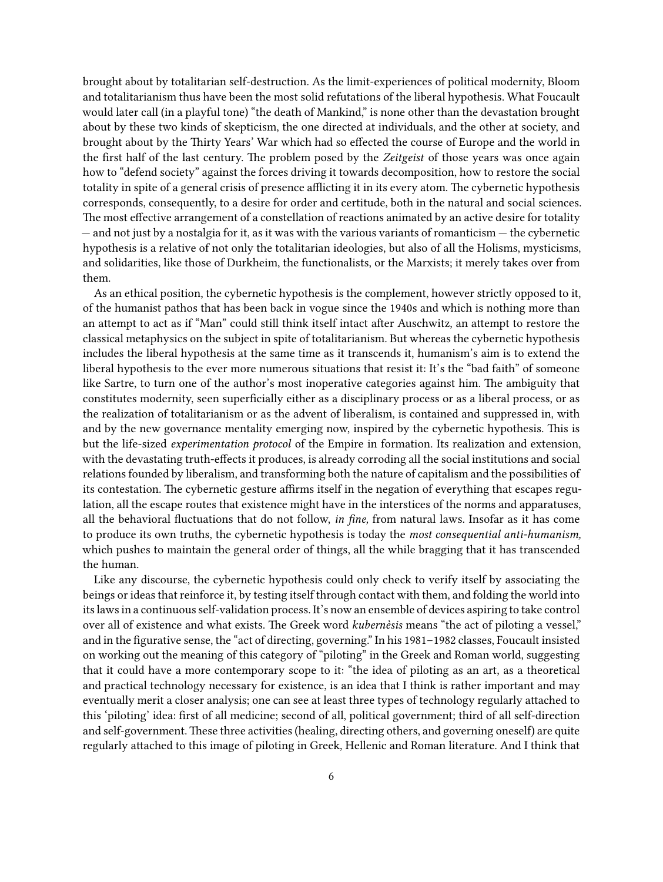brought about by totalitarian self-destruction. As the limit-experiences of political modernity, Bloom and totalitarianism thus have been the most solid refutations of the liberal hypothesis. What Foucault would later call (in a playful tone) "the death of Mankind," is none other than the devastation brought about by these two kinds of skepticism, the one directed at individuals, and the other at society, and brought about by the Thirty Years' War which had so effected the course of Europe and the world in the first half of the last century. The problem posed by the *Zeitgeist* of those years was once again how to "defend society" against the forces driving it towards decomposition, how to restore the social totality in spite of a general crisis of presence afflicting it in its every atom. The cybernetic hypothesis corresponds, consequently, to a desire for order and certitude, both in the natural and social sciences. The most effective arrangement of a constellation of reactions animated by an active desire for totality — and not just by a nostalgia for it, as it was with the various variants of romanticism — the cybernetic hypothesis is a relative of not only the totalitarian ideologies, but also of all the Holisms, mysticisms, and solidarities, like those of Durkheim, the functionalists, or the Marxists; it merely takes over from them.

As an ethical position, the cybernetic hypothesis is the complement, however strictly opposed to it, of the humanist pathos that has been back in vogue since the 1940s and which is nothing more than an attempt to act as if "Man" could still think itself intact after Auschwitz, an attempt to restore the classical metaphysics on the subject in spite of totalitarianism. But whereas the cybernetic hypothesis includes the liberal hypothesis at the same time as it transcends it, humanism's aim is to extend the liberal hypothesis to the ever more numerous situations that resist it: It's the "bad faith" of someone like Sartre, to turn one of the author's most inoperative categories against him. The ambiguity that constitutes modernity, seen superficially either as a disciplinary process or as a liberal process, or as the realization of totalitarianism or as the advent of liberalism, is contained and suppressed in, with and by the new governance mentality emerging now, inspired by the cybernetic hypothesis. This is but the life-sized *experimentation protocol* of the Empire in formation. Its realization and extension, with the devastating truth-effects it produces, is already corroding all the social institutions and social relations founded by liberalism, and transforming both the nature of capitalism and the possibilities of its contestation. The cybernetic gesture affirms itself in the negation of everything that escapes regulation, all the escape routes that existence might have in the interstices of the norms and apparatuses, all the behavioral fluctuations that do not follow, *in fine,* from natural laws. Insofar as it has come to produce its own truths, the cybernetic hypothesis is today the *most consequential anti-humanism,* which pushes to maintain the general order of things, all the while bragging that it has transcended the human.

Like any discourse, the cybernetic hypothesis could only check to verify itself by associating the beings or ideas that reinforce it, by testing itself through contact with them, and folding the world into its laws in a continuous self-validation process. It's now an ensemble of devices aspiring to take control over all of existence and what exists. The Greek word *kubernèsis* means "the act of piloting a vessel," and in the figurative sense, the "act of directing, governing." In his 1981–1982 classes, Foucault insisted on working out the meaning of this category of "piloting" in the Greek and Roman world, suggesting that it could have a more contemporary scope to it: "the idea of piloting as an art, as a theoretical and practical technology necessary for existence, is an idea that I think is rather important and may eventually merit a closer analysis; one can see at least three types of technology regularly attached to this 'piloting' idea: first of all medicine; second of all, political government; third of all self-direction and self-government. These three activities (healing, directing others, and governing oneself) are quite regularly attached to this image of piloting in Greek, Hellenic and Roman literature. And I think that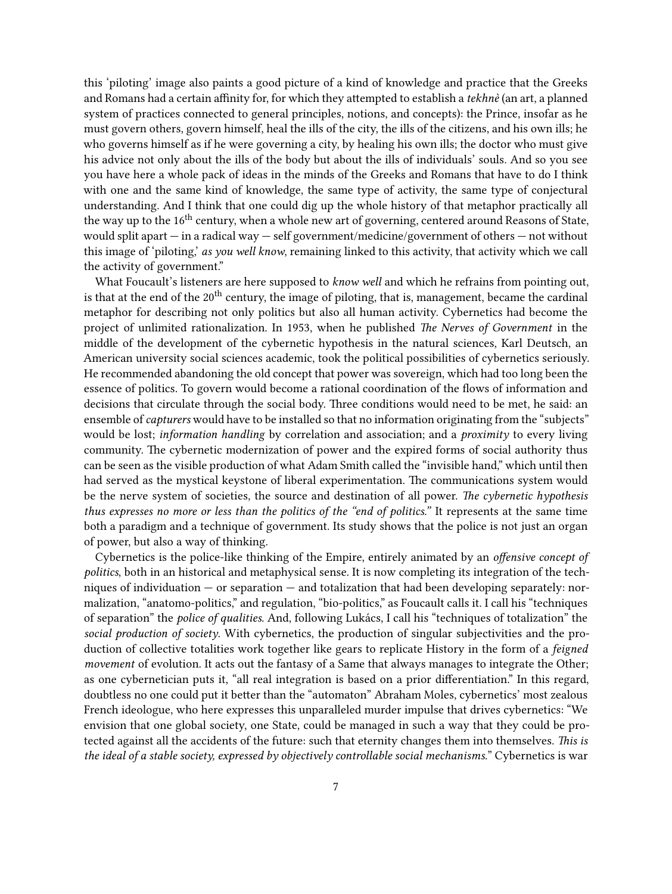this 'piloting' image also paints a good picture of a kind of knowledge and practice that the Greeks and Romans had a certain affinity for, for which they attempted to establish a *tekhnè* (an art, a planned system of practices connected to general principles, notions, and concepts): the Prince, insofar as he must govern others, govern himself, heal the ills of the city, the ills of the citizens, and his own ills; he who governs himself as if he were governing a city, by healing his own ills; the doctor who must give his advice not only about the ills of the body but about the ills of individuals' souls. And so you see you have here a whole pack of ideas in the minds of the Greeks and Romans that have to do I think with one and the same kind of knowledge, the same type of activity, the same type of conjectural understanding. And I think that one could dig up the whole history of that metaphor practically all the way up to the 16th century, when a whole new art of governing, centered around Reasons of State, would split apart — in a radical way — self government/medicine/government of others — not without this image of 'piloting,' *as you well know*, remaining linked to this activity, that activity which we call the activity of government."

What Foucault's listeners are here supposed to *know well* and which he refrains from pointing out, is that at the end of the 20th century, the image of piloting, that is, management, became the cardinal metaphor for describing not only politics but also all human activity. Cybernetics had become the project of unlimited rationalization. In 1953, when he published *The Nerves of Government* in the middle of the development of the cybernetic hypothesis in the natural sciences, Karl Deutsch, an American university social sciences academic, took the political possibilities of cybernetics seriously. He recommended abandoning the old concept that power was sovereign, which had too long been the essence of politics. To govern would become a rational coordination of the flows of information and decisions that circulate through the social body. Three conditions would need to be met, he said: an ensemble of *capturers* would have to be installed so that no information originating from the "subjects" would be lost; *information handling* by correlation and association; and a *proximity* to every living community. The cybernetic modernization of power and the expired forms of social authority thus can be seen as the visible production of what Adam Smith called the "invisible hand," which until then had served as the mystical keystone of liberal experimentation. The communications system would be the nerve system of societies, the source and destination of all power. *The cybernetic hypothesis thus expresses no more or less than the politics of the "end of politics."* It represents at the same time both a paradigm and a technique of government. Its study shows that the police is not just an organ of power, but also a way of thinking.

Cybernetics is the police-like thinking of the Empire, entirely animated by an *offensive concept of politics*, both in an historical and metaphysical sense. It is now completing its integration of the techniques of individuation — or separation — and totalization that had been developing separately: normalization, "anatomo-politics," and regulation, "bio-politics," as Foucault calls it. I call his "techniques of separation" the *police of qualities*. And, following Lukács, I call his "techniques of totalization" the *social production of society*. With cybernetics, the production of singular subjectivities and the production of collective totalities work together like gears to replicate History in the form of a *feigned movement* of evolution. It acts out the fantasy of a Same that always manages to integrate the Other; as one cybernetician puts it, "all real integration is based on a prior differentiation." In this regard, doubtless no one could put it better than the "automaton" Abraham Moles, cybernetics' most zealous French ideologue, who here expresses this unparalleled murder impulse that drives cybernetics: "We envision that one global society, one State, could be managed in such a way that they could be protected against all the accidents of the future: such that eternity changes them into themselves. *This is the ideal of a stable society, expressed by objectively controllable social mechanisms.*" Cybernetics is war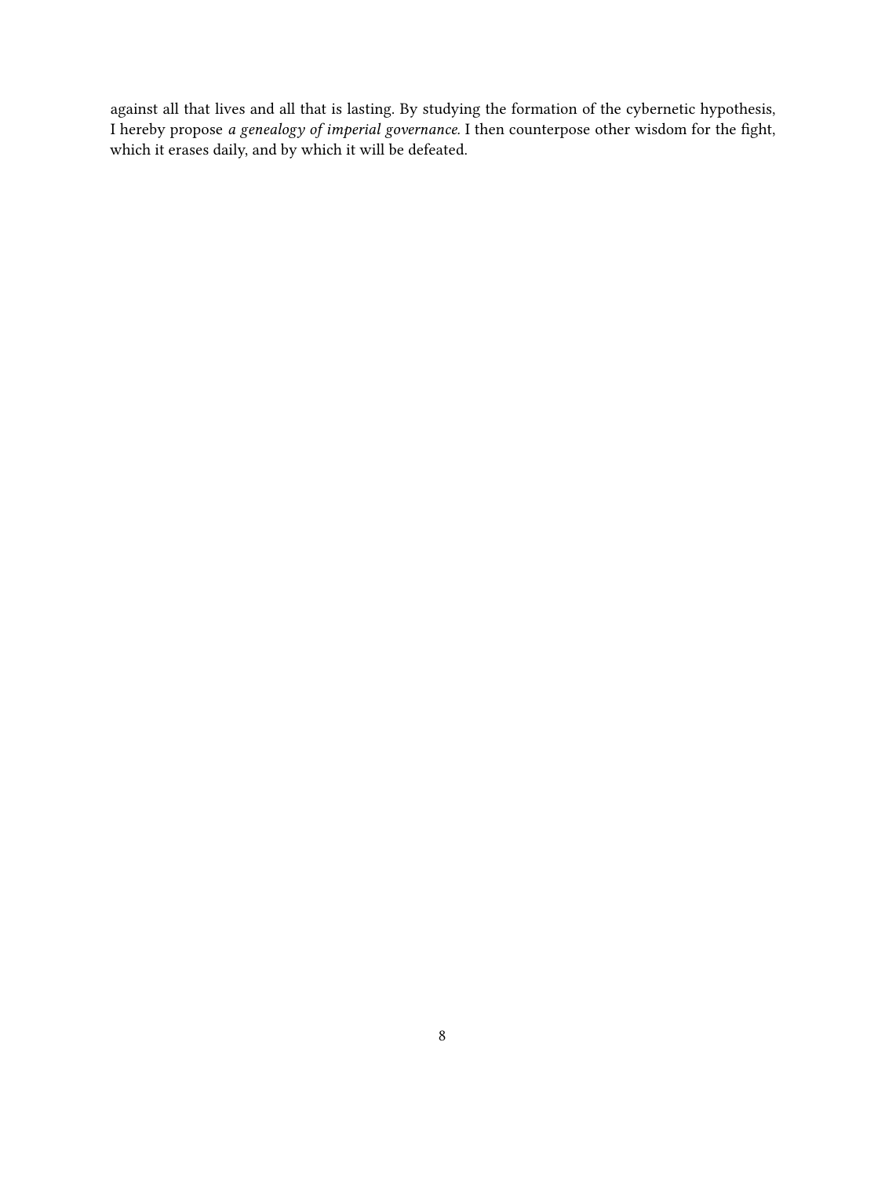against all that lives and all that is lasting. By studying the formation of the cybernetic hypothesis, I hereby propose *a genealogy of imperial governance.* I then counterpose other wisdom for the fight, which it erases daily, and by which it will be defeated.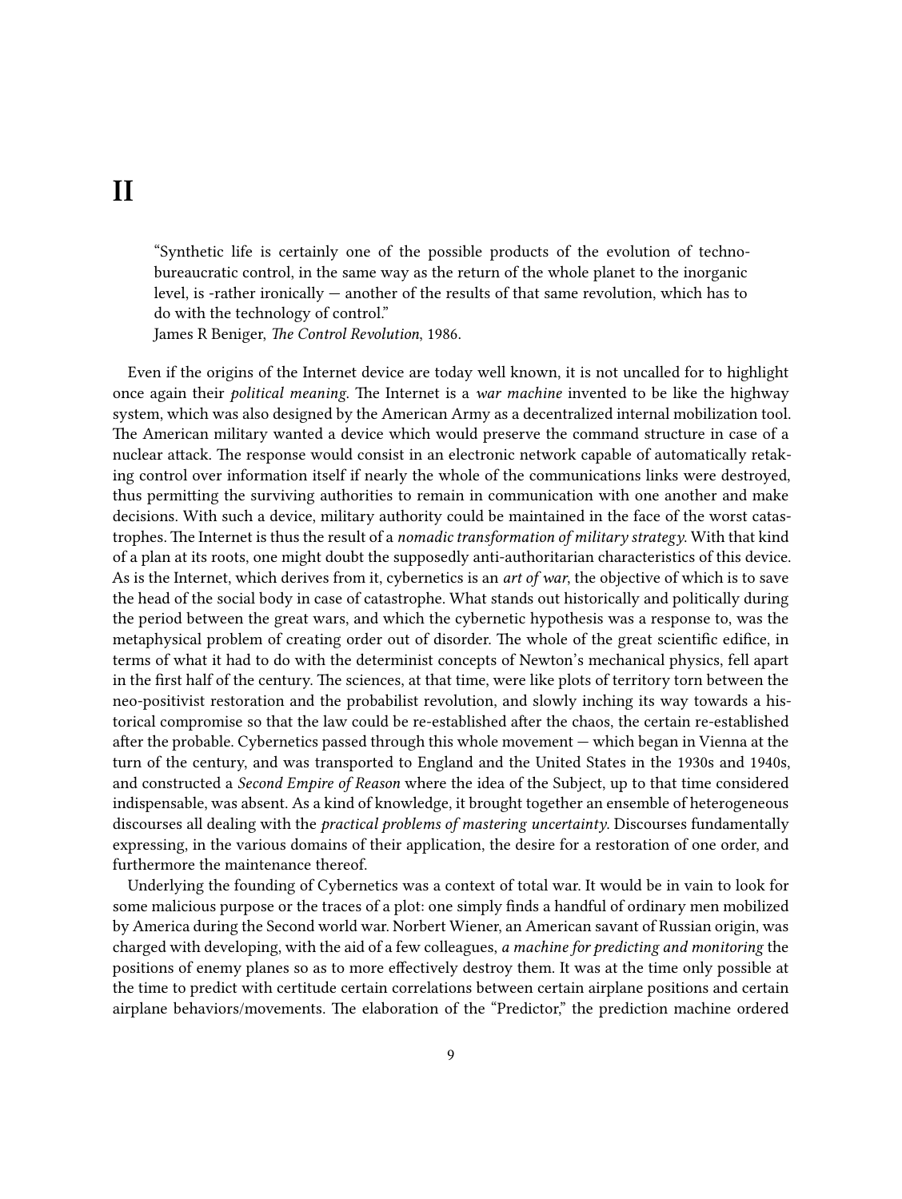# II

> "Synthetic life is certainly one of the possible products of the evolution of techno-bureaucratic control, in the same way as the return of the whole planet to the inorganic level, is -rather ironically — another of the results of that same revolution, which has to do with the technology of control."
> James R Beniger, *The Control Revolution*, 1986.

Even if the origins of the Internet device are today well known, it is not uncalled for to highlight once again their *political meaning.* The Internet is a *war machine* invented to be like the highway system, which was also designed by the American Army as a decentralized internal mobilization tool. The American military wanted a device which would preserve the command structure in case of a nuclear attack. The response would consist in an electronic network capable of automatically retaking control over information itself if nearly the whole of the communications links were destroyed, thus permitting the surviving authorities to remain in communication with one another and make decisions. With such a device, military authority could be maintained in the face of the worst catastrophes. The Internet is thus the result of a *nomadic transformation of military strategy.* With that kind of a plan at its roots, one might doubt the supposedly anti-authoritarian characteristics of this device. As is the Internet, which derives from it, cybernetics is an *art of war*, the objective of which is to save the head of the social body in case of catastrophe. What stands out historically and politically during the period between the great wars, and which the cybernetic hypothesis was a response to, was the metaphysical problem of creating order out of disorder. The whole of the great scientific edifice, in terms of what it had to do with the determinist concepts of Newton's mechanical physics, fell apart in the first half of the century. The sciences, at that time, were like plots of territory torn between the neo-positivist restoration and the probabilist revolution, and slowly inching its way towards a historical compromise so that the law could be re-established after the chaos, the certain re-established after the probable. Cybernetics passed through this whole movement — which began in Vienna at the turn of the century, and was transported to England and the United States in the 1930s and 1940s, and constructed a *Second Empire of Reason* where the idea of the Subject, up to that time considered indispensable, was absent. As a kind of knowledge, it brought together an ensemble of heterogeneous discourses all dealing with the *practical problems of mastering uncertainty.* Discourses fundamentally expressing, in the various domains of their application, the desire for a restoration of one order, and furthermore the maintenance thereof.

Underlying the founding of Cybernetics was a context of total war. It would be in vain to look for some malicious purpose or the traces of a plot: one simply finds a handful of ordinary men mobilized by America during the Second world war. Norbert Wiener, an American savant of Russian origin, was charged with developing, with the aid of a few colleagues, *a machine for predicting and monitoring* the positions of enemy planes so as to more effectively destroy them. It was at the time only possible at the time to predict with certitude certain correlations between certain airplane positions and certain airplane behaviors/movements. The elaboration of the "Predictor," the prediction machine ordered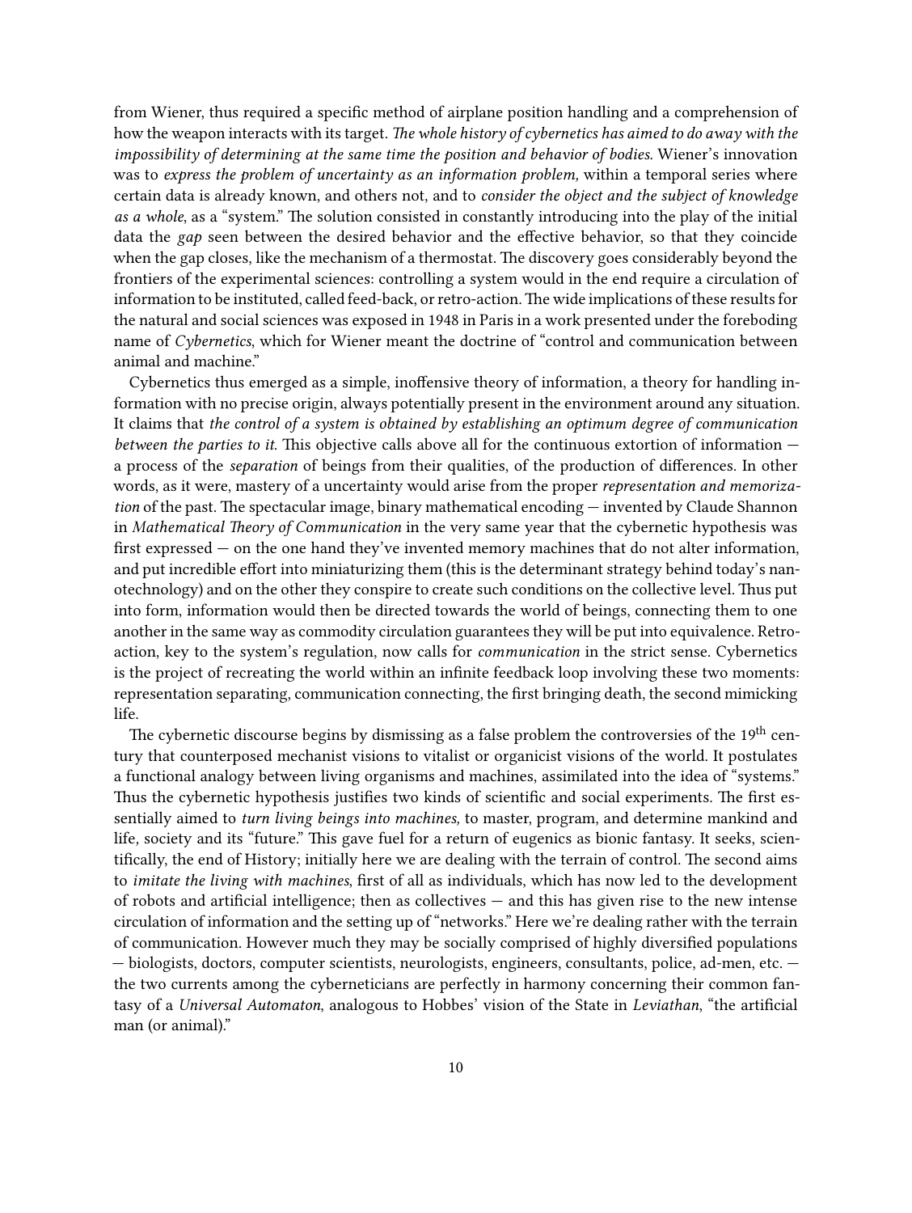from Wiener, thus required a specific method of airplane position handling and a comprehension of how the weapon interacts with its target. *The whole history of cybernetics has aimed to do away with the impossibility of determining at the same time the position and behavior of bodies.* Wiener's innovation was to *express the problem of uncertainty as an information problem,* within a temporal series where certain data is already known, and others not, and to *consider the object and the subject of knowledge as a whole*, as a "system." The solution consisted in constantly introducing into the play of the initial data the *gap* seen between the desired behavior and the effective behavior, so that they coincide when the gap closes, like the mechanism of a thermostat. The discovery goes considerably beyond the frontiers of the experimental sciences: controlling a system would in the end require a circulation of information to be instituted, called feed-back, or retro-action. The wide implications of these results for the natural and social sciences was exposed in 1948 in Paris in a work presented under the foreboding name of *Cybernetics*, which for Wiener meant the doctrine of "control and communication between animal and machine."

Cybernetics thus emerged as a simple, inoffensive theory of information, a theory for handling information with no precise origin, always potentially present in the environment around any situation. It claims that *the control of a system is obtained by establishing an optimum degree of communication between the parties to it*. This objective calls above all for the continuous extortion of information — a process of the *separation* of beings from their qualities, of the production of differences. In other words, as it were, mastery of a uncertainty would arise from the proper *representation and memorization* of the past. The spectacular image, binary mathematical encoding — invented by Claude Shannon in *Mathematical Theory of Communication* in the very same year that the cybernetic hypothesis was first expressed — on the one hand they've invented memory machines that do not alter information, and put incredible effort into miniaturizing them (this is the determinant strategy behind today's nanotechnology) and on the other they conspire to create such conditions on the collective level. Thus put into form, information would then be directed towards the world of beings, connecting them to one another in the same way as commodity circulation guarantees they will be put into equivalence. Retroaction, key to the system's regulation, now calls for *communication* in the strict sense. Cybernetics is the project of recreating the world within an infinite feedback loop involving these two moments: representation separating, communication connecting, the first bringing death, the second mimicking life.

The cybernetic discourse begins by dismissing as a false problem the controversies of the 19th century that counterposed mechanist visions to vitalist or organicist visions of the world. It postulates a functional analogy between living organisms and machines, assimilated into the idea of "systems." Thus the cybernetic hypothesis justifies two kinds of scientific and social experiments. The first essentially aimed to *turn living beings into machines,* to master, program, and determine mankind and life, society and its "future." This gave fuel for a return of eugenics as bionic fantasy. It seeks, scientifically, the end of History; initially here we are dealing with the terrain of control. The second aims to *imitate the living with machines*, first of all as individuals, which has now led to the development of robots and artificial intelligence; then as collectives — and this has given rise to the new intense circulation of information and the setting up of "networks." Here we're dealing rather with the terrain of communication. However much they may be socially comprised of highly diversified populations — biologists, doctors, computer scientists, neurologists, engineers, consultants, police, ad-men, etc. — the two currents among the cyberneticians are perfectly in harmony concerning their common fantasy of a *Universal Automaton*, analogous to Hobbes' vision of the State in *Leviathan*, "the artificial man (or animal)."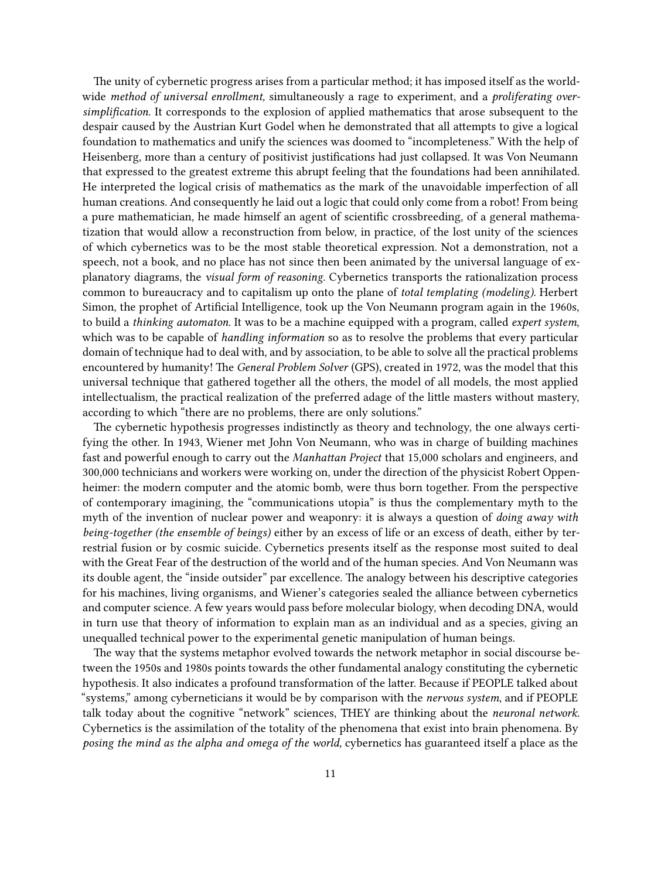The unity of cybernetic progress arises from a particular method; it has imposed itself as the worldwide *method of universal enrollment,* simultaneously a rage to experiment, and a *proliferating oversimplification.* It corresponds to the explosion of applied mathematics that arose subsequent to the despair caused by the Austrian Kurt Godel when he demonstrated that all attempts to give a logical foundation to mathematics and unify the sciences was doomed to "incompleteness." With the help of Heisenberg, more than a century of positivist justifications had just collapsed. It was Von Neumann that expressed to the greatest extreme this abrupt feeling that the foundations had been annihilated. He interpreted the logical crisis of mathematics as the mark of the unavoidable imperfection of all human creations. And consequently he laid out a logic that could only come from a robot! From being a pure mathematician, he made himself an agent of scientific crossbreeding, of a general mathematization that would allow a reconstruction from below, in practice, of the lost unity of the sciences of which cybernetics was to be the most stable theoretical expression. Not a demonstration, not a speech, not a book, and no place has not since then been animated by the universal language of explanatory diagrams, the *visual form of reasoning.* Cybernetics transports the rationalization process common to bureaucracy and to capitalism up onto the plane of *total templating (modeling).* Herbert Simon, the prophet of Artificial Intelligence, took up the Von Neumann program again in the 1960s, to build a *thinking automaton.* It was to be a machine equipped with a program, called *expert system*, which was to be capable of *handling information* so as to resolve the problems that every particular domain of technique had to deal with, and by association, to be able to solve all the practical problems encountered by humanity! The *General Problem Solver* (GPS), created in 1972, was the model that this universal technique that gathered together all the others, the model of all models, the most applied intellectualism, the practical realization of the preferred adage of the little masters without mastery, according to which "there are no problems, there are only solutions."

The cybernetic hypothesis progresses indistinctly as theory and technology, the one always certifying the other. In 1943, Wiener met John Von Neumann, who was in charge of building machines fast and powerful enough to carry out the *Manhattan Project* that 15,000 scholars and engineers, and 300,000 technicians and workers were working on, under the direction of the physicist Robert Oppenheimer: the modern computer and the atomic bomb, were thus born together. From the perspective of contemporary imagining, the "communications utopia" is thus the complementary myth to the myth of the invention of nuclear power and weaponry: it is always a question of *doing away with being-together (the ensemble of beings)* either by an excess of life or an excess of death, either by terrestrial fusion or by cosmic suicide. Cybernetics presents itself as the response most suited to deal with the Great Fear of the destruction of the world and of the human species. And Von Neumann was its double agent, the "inside outsider" par excellence. The analogy between his descriptive categories for his machines, living organisms, and Wiener's categories sealed the alliance between cybernetics and computer science. A few years would pass before molecular biology, when decoding DNA, would in turn use that theory of information to explain man as an individual and as a species, giving an unequalled technical power to the experimental genetic manipulation of human beings.

The way that the systems metaphor evolved towards the network metaphor in social discourse between the 1950s and 1980s points towards the other fundamental analogy constituting the cybernetic hypothesis. It also indicates a profound transformation of the latter. Because if PEOPLE talked about "systems," among cyberneticians it would be by comparison with the *nervous system*, and if PEOPLE talk today about the cognitive "network" sciences, THEY are thinking about the *neuronal network*. Cybernetics is the assimilation of the totality of the phenomena that exist into brain phenomena. By *posing the mind as the alpha and omega of the world,* cybernetics has guaranteed itself a place as the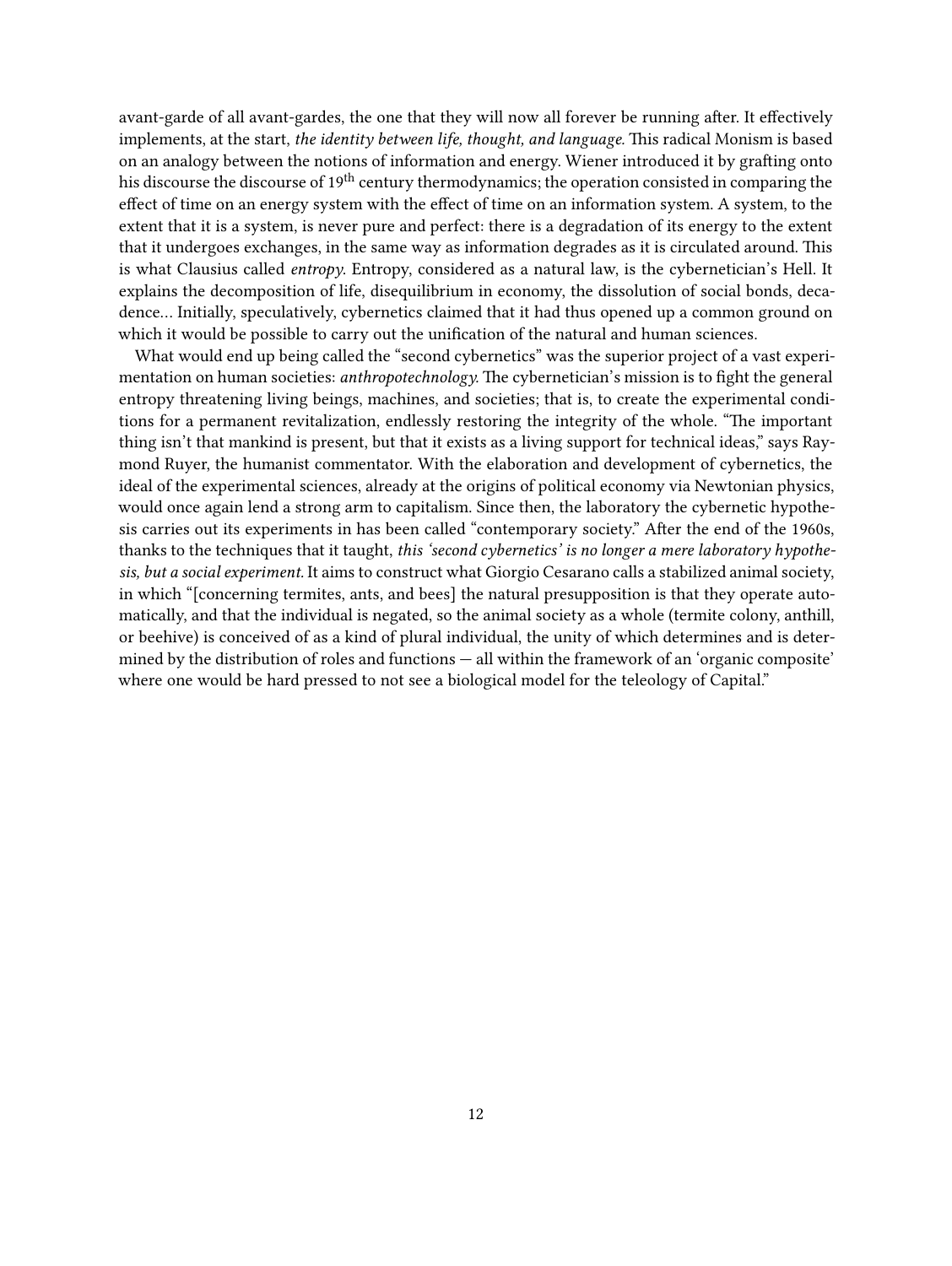avant-garde of all avant-gardes, the one that they will now all forever be running after. It effectively implements, at the start, *the identity between life, thought, and language.* This radical Monism is based on an analogy between the notions of information and energy. Wiener introduced it by grafting onto his discourse the discourse of 19th century thermodynamics; the operation consisted in comparing the effect of time on an energy system with the effect of time on an information system. A system, to the extent that it is a system, is never pure and perfect: there is a degradation of its energy to the extent that it undergoes exchanges, in the same way as information degrades as it is circulated around. This is what Clausius called *entropy*. Entropy, considered as a natural law, is the cybernetician's Hell. It explains the decomposition of life, disequilibrium in economy, the dissolution of social bonds, decadence… Initially, speculatively, cybernetics claimed that it had thus opened up a common ground on which it would be possible to carry out the unification of the natural and human sciences.

What would end up being called the "second cybernetics" was the superior project of a vast experimentation on human societies: *anthropotechnology.* The cybernetician's mission is to fight the general entropy threatening living beings, machines, and societies; that is, to create the experimental conditions for a permanent revitalization, endlessly restoring the integrity of the whole. "The important thing isn't that mankind is present, but that it exists as a living support for technical ideas," says Raymond Ruyer, the humanist commentator. With the elaboration and development of cybernetics, the ideal of the experimental sciences, already at the origins of political economy via Newtonian physics, would once again lend a strong arm to capitalism. Since then, the laboratory the cybernetic hypothesis carries out its experiments in has been called "contemporary society." After the end of the 1960s, thanks to the techniques that it taught, *this 'second cybernetics' is no longer a mere laboratory hypothesis, but a social experiment.* It aims to construct what Giorgio Cesarano calls a stabilized animal society, in which "[concerning termites, ants, and bees] the natural presupposition is that they operate automatically, and that the individual is negated, so the animal society as a whole (termite colony, anthill, or beehive) is conceived of as a kind of plural individual, the unity of which determines and is determined by the distribution of roles and functions — all within the framework of an 'organic composite' where one would be hard pressed to not see a biological model for the teleology of Capital."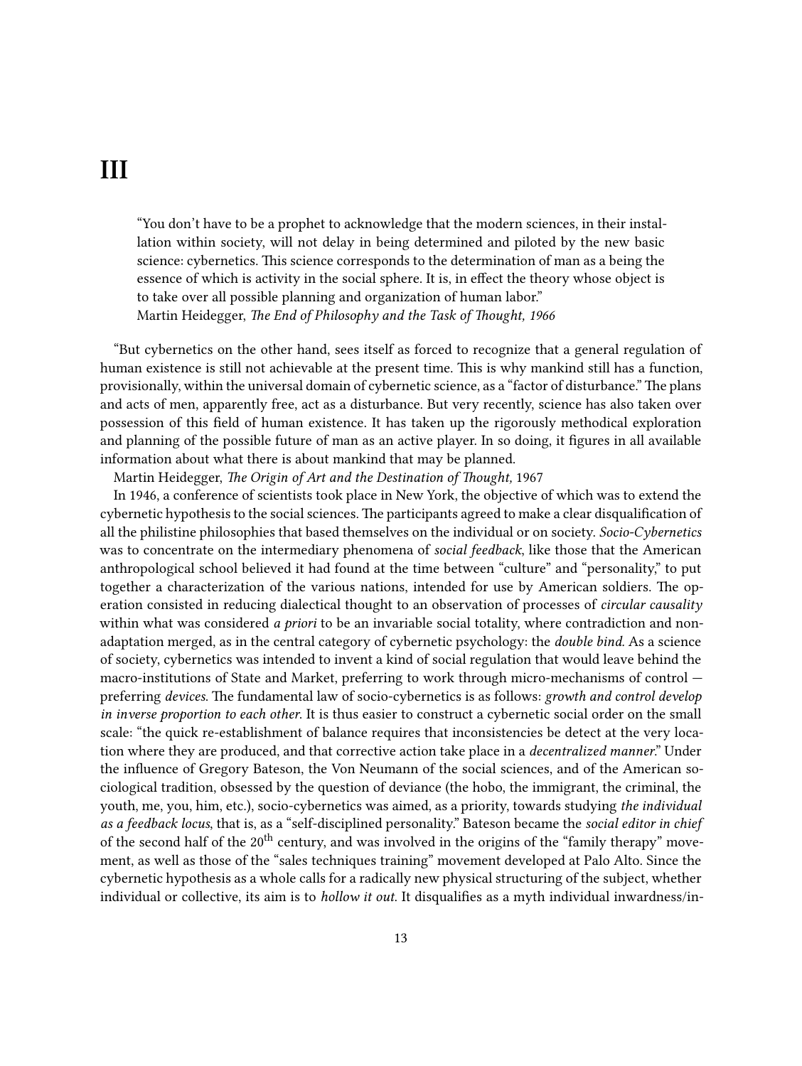# III

> "You don't have to be a prophet to acknowledge that the modern sciences, in their installation within society, will not delay in being determined and piloted by the new basic science: cybernetics. This science corresponds to the determination of man as a being the essence of which is activity in the social sphere. It is, in effect the theory whose object is to take over all possible planning and organization of human labor."
> Martin Heidegger, *The End of Philosophy and the Task of Thought, 1966*

"But cybernetics on the other hand, sees itself as forced to recognize that a general regulation of human existence is still not achievable at the present time. This is why mankind still has a function, provisionally, within the universal domain of cybernetic science, as a "factor of disturbance." The plans and acts of men, apparently free, act as a disturbance. But very recently, science has also taken over possession of this field of human existence. It has taken up the rigorously methodical exploration and planning of the possible future of man as an active player. In so doing, it figures in all available information about what there is about mankind that may be planned.

Martin Heidegger, *The Origin of Art and the Destination of Thought,* 1967

In 1946, a conference of scientists took place in New York, the objective of which was to extend the cybernetic hypothesis to the social sciences. The participants agreed to make a clear disqualification of all the philistine philosophies that based themselves on the individual or on society. *Socio-Cybernetics* was to concentrate on the intermediary phenomena of *social feedback*, like those that the American anthropological school believed it had found at the time between "culture" and "personality," to put together a characterization of the various nations, intended for use by American soldiers. The operation consisted in reducing dialectical thought to an observation of processes of *circular causality* within what was considered *a priori* to be an invariable social totality, where contradiction and non-adaptation merged, as in the central category of cybernetic psychology: the *double bind*. As a science of society, cybernetics was intended to invent a kind of social regulation that would leave behind the macro-institutions of State and Market, preferring to work through micro-mechanisms of control — preferring *devices*. The fundamental law of socio-cybernetics is as follows: *growth and control develop in inverse proportion to each other*. It is thus easier to construct a cybernetic social order on the small scale: "the quick re-establishment of balance requires that inconsistencies be detect at the very location where they are produced, and that corrective action take place in a *decentralized manner*." Under the influence of Gregory Bateson, the Von Neumann of the social sciences, and of the American sociological tradition, obsessed by the question of deviance (the hobo, the immigrant, the criminal, the youth, me, you, him, etc.), socio-cybernetics was aimed, as a priority, towards studying *the individual as a feedback locus*, that is, as a "self-disciplined personality." Bateson became the *social editor in chief* of the second half of the 20th century, and was involved in the origins of the "family therapy" movement, as well as those of the "sales techniques training" movement developed at Palo Alto. Since the cybernetic hypothesis as a whole calls for a radically new physical structuring of the subject, whether individual or collective, its aim is to *hollow it out*. It disqualifies as a myth individual inwardness/in-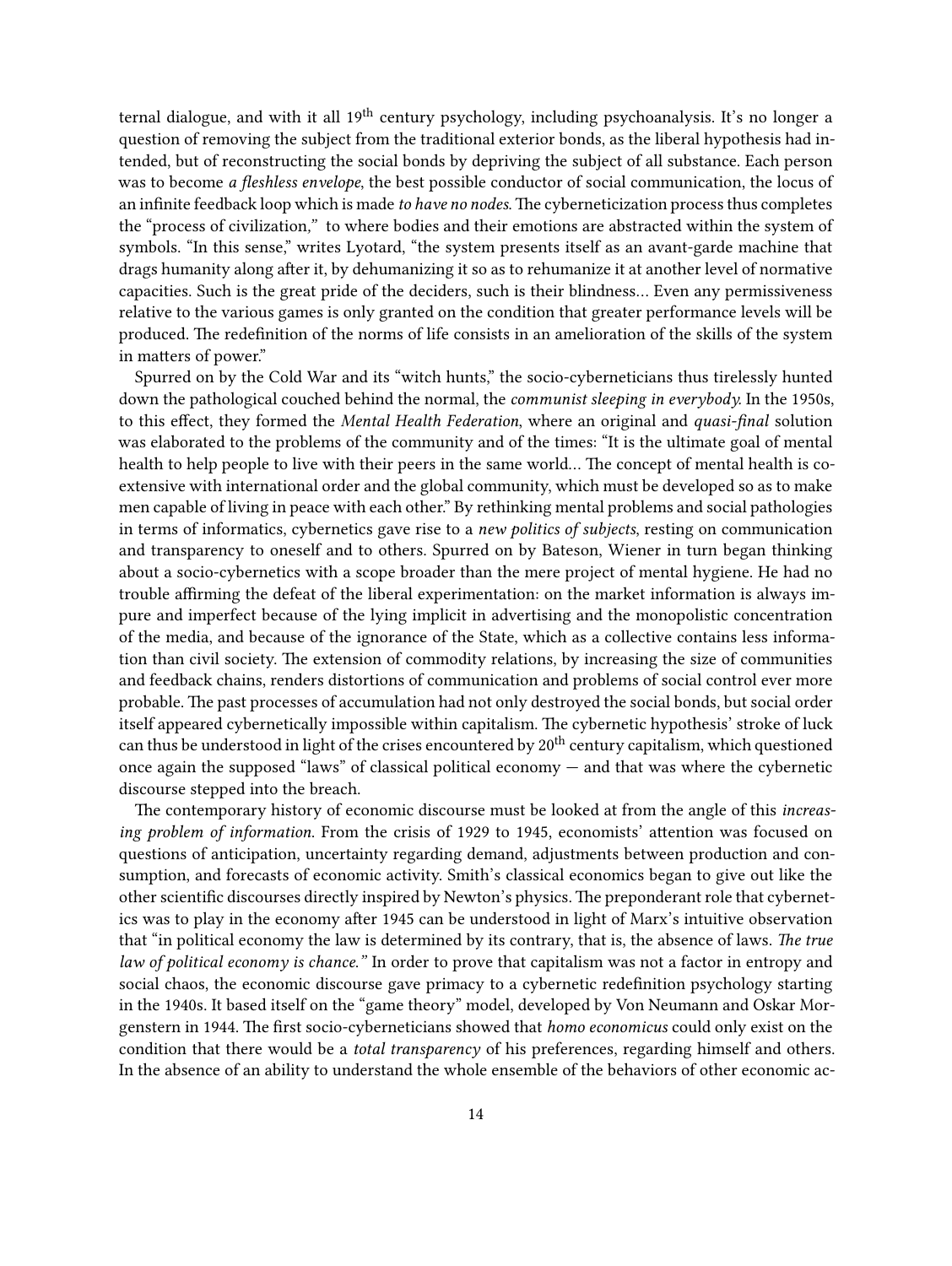ternal dialogue, and with it all 19th century psychology, including psychoanalysis. It's no longer a question of removing the subject from the traditional exterior bonds, as the liberal hypothesis had intended, but of reconstructing the social bonds by depriving the subject of all substance. Each person was to become *a fleshless envelope*, the best possible conductor of social communication, the locus of an infinite feedback loop which is made *to have no nodes*. The cyberneticization process thus completes the "process of civilization," to where bodies and their emotions are abstracted within the system of symbols. "In this sense," writes Lyotard, "the system presents itself as an avant-garde machine that drags humanity along after it, by dehumanizing it so as to rehumanize it at another level of normative capacities. Such is the great pride of the deciders, such is their blindness… Even any permissiveness relative to the various games is only granted on the condition that greater performance levels will be produced. The redefinition of the norms of life consists in an amelioration of the skills of the system in matters of power."

Spurred on by the Cold War and its "witch hunts," the socio-cyberneticians thus tirelessly hunted down the pathological couched behind the normal, the *communist sleeping in everybody.* In the 1950s, to this effect, they formed the *Mental Health Federation*, where an original and *quasi-final* solution was elaborated to the problems of the community and of the times: "It is the ultimate goal of mental health to help people to live with their peers in the same world… The concept of mental health is co-extensive with international order and the global community, which must be developed so as to make men capable of living in peace with each other." By rethinking mental problems and social pathologies in terms of informatics, cybernetics gave rise to a *new politics of subjects*, resting on communication and transparency to oneself and to others. Spurred on by Bateson, Wiener in turn began thinking about a socio-cybernetics with a scope broader than the mere project of mental hygiene. He had no trouble affirming the defeat of the liberal experimentation: on the market information is always impure and imperfect because of the lying implicit in advertising and the monopolistic concentration of the media, and because of the ignorance of the State, which as a collective contains less information than civil society. The extension of commodity relations, by increasing the size of communities and feedback chains, renders distortions of communication and problems of social control ever more probable. The past processes of accumulation had not only destroyed the social bonds, but social order itself appeared cybernetically impossible within capitalism. The cybernetic hypothesis' stroke of luck can thus be understood in light of the crises encountered by 20th century capitalism, which questioned once again the supposed "laws" of classical political economy — and that was where the cybernetic discourse stepped into the breach.

The contemporary history of economic discourse must be looked at from the angle of this *increasing problem of information*. From the crisis of 1929 to 1945, economists' attention was focused on questions of anticipation, uncertainty regarding demand, adjustments between production and consumption, and forecasts of economic activity. Smith's classical economics began to give out like the other scientific discourses directly inspired by Newton's physics. The preponderant role that cybernetics was to play in the economy after 1945 can be understood in light of Marx's intuitive observation that "in political economy the law is determined by its contrary, that is, the absence of laws. *The true law of political economy is chance.*" In order to prove that capitalism was not a factor in entropy and social chaos, the economic discourse gave primacy to a cybernetic redefinition psychology starting in the 1940s. It based itself on the "game theory" model, developed by Von Neumann and Oskar Morgenstern in 1944. The first socio-cyberneticians showed that *homo economicus* could only exist on the condition that there would be a *total transparency* of his preferences, regarding himself and others. In the absence of an ability to understand the whole ensemble of the behaviors of other economic ac-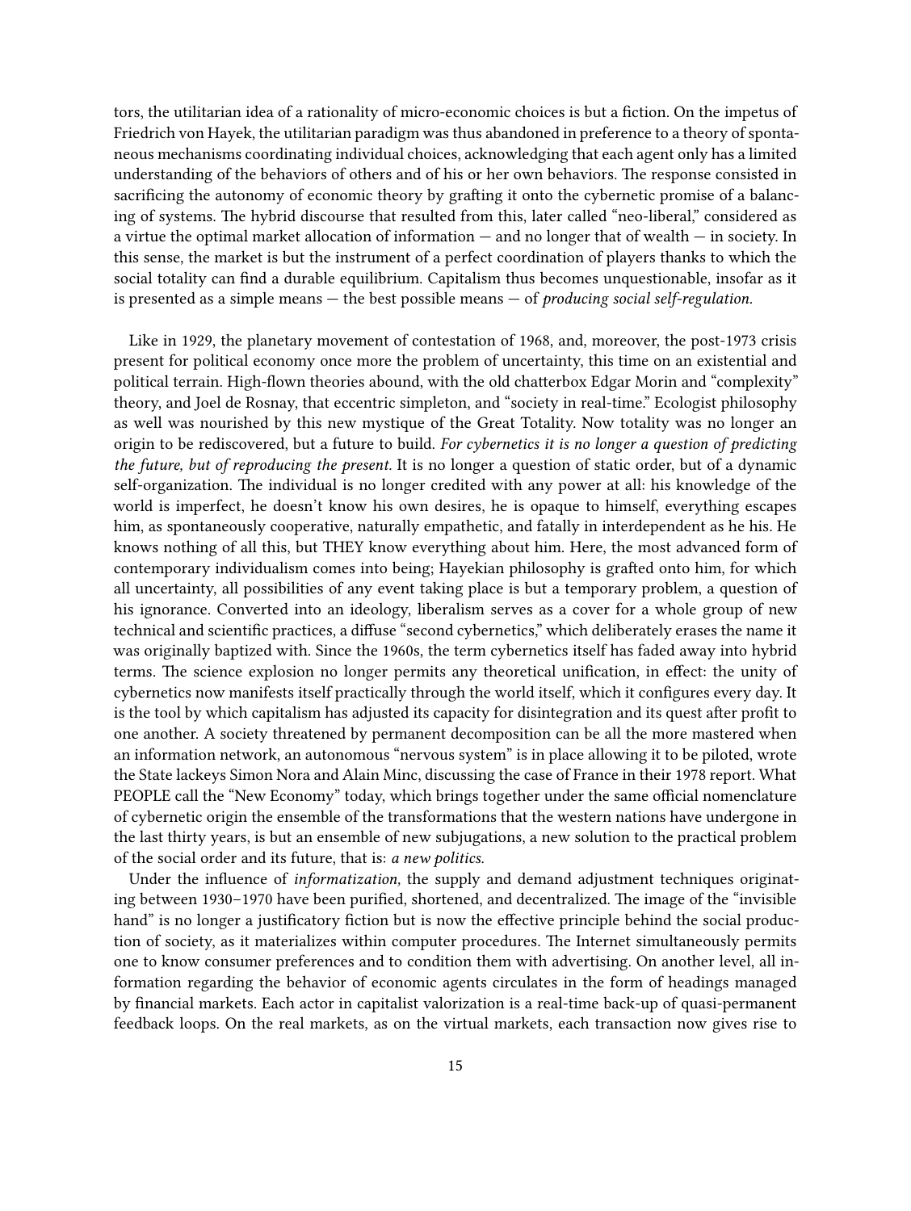tors, the utilitarian idea of a rationality of micro-economic choices is but a fiction. On the impetus of Friedrich von Hayek, the utilitarian paradigm was thus abandoned in preference to a theory of spontaneous mechanisms coordinating individual choices, acknowledging that each agent only has a limited understanding of the behaviors of others and of his or her own behaviors. The response consisted in sacrificing the autonomy of economic theory by grafting it onto the cybernetic promise of a balancing of systems. The hybrid discourse that resulted from this, later called "neo-liberal," considered as a virtue the optimal market allocation of information — and no longer that of wealth — in society. In this sense, the market is but the instrument of a perfect coordination of players thanks to which the social totality can find a durable equilibrium. Capitalism thus becomes unquestionable, insofar as it is presented as a simple means — the best possible means — of *producing social self-regulation.*

Like in 1929, the planetary movement of contestation of 1968, and, moreover, the post-1973 crisis present for political economy once more the problem of uncertainty, this time on an existential and political terrain. High-flown theories abound, with the old chatterbox Edgar Morin and "complexity" theory, and Joel de Rosnay, that eccentric simpleton, and "society in real-time." Ecologist philosophy as well was nourished by this new mystique of the Great Totality. Now totality was no longer an origin to be rediscovered, but a future to build. *For cybernetics it is no longer a question of predicting the future, but of reproducing the present.* It is no longer a question of static order, but of a dynamic self-organization. The individual is no longer credited with any power at all: his knowledge of the world is imperfect, he doesn't know his own desires, he is opaque to himself, everything escapes him, as spontaneously cooperative, naturally empathetic, and fatally in interdependent as he his. He knows nothing of all this, but THEY know everything about him. Here, the most advanced form of contemporary individualism comes into being; Hayekian philosophy is grafted onto him, for which all uncertainty, all possibilities of any event taking place is but a temporary problem, a question of his ignorance. Converted into an ideology, liberalism serves as a cover for a whole group of new technical and scientific practices, a diffuse "second cybernetics," which deliberately erases the name it was originally baptized with. Since the 1960s, the term cybernetics itself has faded away into hybrid terms. The science explosion no longer permits any theoretical unification, in effect: the unity of cybernetics now manifests itself practically through the world itself, which it configures every day. It is the tool by which capitalism has adjusted its capacity for disintegration and its quest after profit to one another. A society threatened by permanent decomposition can be all the more mastered when an information network, an autonomous "nervous system" is in place allowing it to be piloted, wrote the State lackeys Simon Nora and Alain Minc, discussing the case of France in their 1978 report. What PEOPLE call the "New Economy" today, which brings together under the same official nomenclature of cybernetic origin the ensemble of the transformations that the western nations have undergone in the last thirty years, is but an ensemble of new subjugations, a new solution to the practical problem of the social order and its future, that is: *a new politics.*

Under the influence of *informatization,* the supply and demand adjustment techniques originating between 1930–1970 have been purified, shortened, and decentralized. The image of the "invisible hand" is no longer a justificatory fiction but is now the effective principle behind the social production of society, as it materializes within computer procedures. The Internet simultaneously permits one to know consumer preferences and to condition them with advertising. On another level, all information regarding the behavior of economic agents circulates in the form of headings managed by financial markets. Each actor in capitalist valorization is a real-time back-up of quasi-permanent feedback loops. On the real markets, as on the virtual markets, each transaction now gives rise to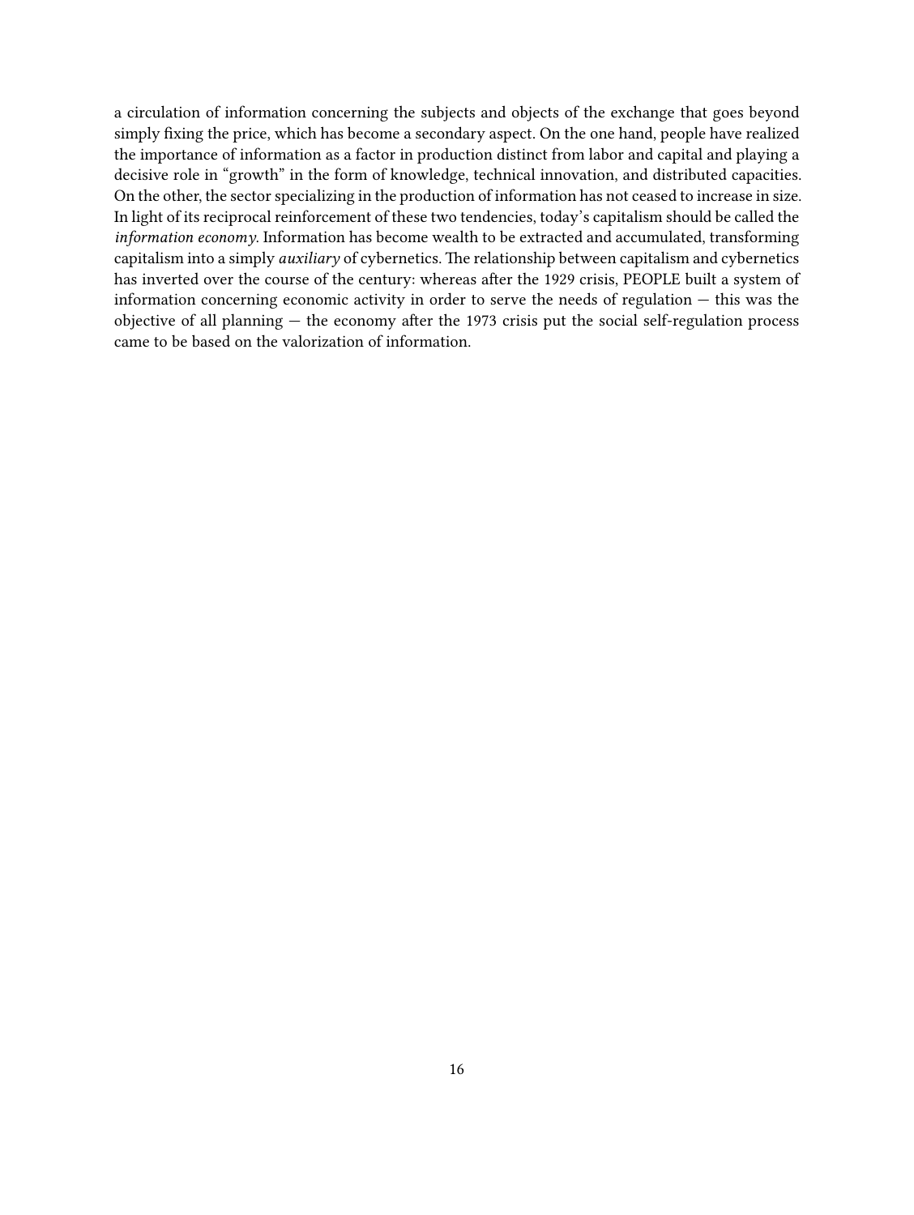a circulation of information concerning the subjects and objects of the exchange that goes beyond simply fixing the price, which has become a secondary aspect. On the one hand, people have realized the importance of information as a factor in production distinct from labor and capital and playing a decisive role in "growth" in the form of knowledge, technical innovation, and distributed capacities. On the other, the sector specializing in the production of information has not ceased to increase in size. In light of its reciprocal reinforcement of these two tendencies, today's capitalism should be called the *information economy*. Information has become wealth to be extracted and accumulated, transforming capitalism into a simply *auxiliary* of cybernetics. The relationship between capitalism and cybernetics has inverted over the course of the century: whereas after the 1929 crisis, PEOPLE built a system of information concerning economic activity in order to serve the needs of regulation — this was the objective of all planning — the economy after the 1973 crisis put the social self-regulation process came to be based on the valorization of information.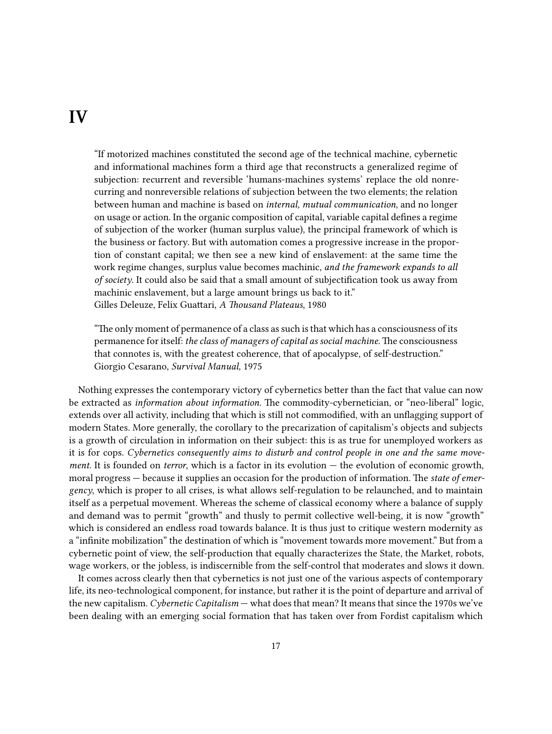# IV

> "If motorized machines constituted the second age of the technical machine, cybernetic and informational machines form a third age that reconstructs a generalized regime of subjection: recurrent and reversible 'humans-machines systems' replace the old nonrecurring and nonreversible relations of subjection between the two elements; the relation between human and machine is based on *internal, mutual communication*, and no longer on usage or action. In the organic composition of capital, variable capital defines a regime of subjection of the worker (human surplus value), the principal framework of which is the business or factory. But with automation comes a progressive increase in the proportion of constant capital; we then see a new kind of enslavement: at the same time the work regime changes, surplus value becomes machinic, *and the framework expands to all of society*. It could also be said that a small amount of subjectification took us away from machinic enslavement, but a large amount brings us back to it."
> Gilles Deleuze, Felix Guattari, *A Thousand Plateaus*, 1980

> "The only moment of permanence of a class as such is that which has a consciousness of its permanence for itself: *the class of managers of capital as social machine*. The consciousness that connotes is, with the greatest coherence, that of apocalypse, of self-destruction."
> Giorgio Cesarano, *Survival Manual,* 1975

Nothing expresses the contemporary victory of cybernetics better than the fact that value can now be extracted as *information about information.* The commodity-cybernetician, or "neo-liberal" logic, extends over all activity, including that which is still not commodified, with an unflagging support of modern States. More generally, the corollary to the precarization of capitalism's objects and subjects is a growth of circulation in information on their subject: this is as true for unemployed workers as it is for cops. *Cybernetics consequently aims to disturb and control people in one and the same movement.* It is founded on *terror*, which is a factor in its evolution — the evolution of economic growth, moral progress — because it supplies an occasion for the production of information. The *state of emergency*, which is proper to all crises, is what allows self-regulation to be relaunched, and to maintain itself as a perpetual movement. Whereas the scheme of classical economy where a balance of supply and demand was to permit "growth" and thusly to permit collective well-being, it is now "growth" which is considered an endless road towards balance. It is thus just to critique western modernity as a "infinite mobilization" the destination of which is "movement towards more movement." But from a cybernetic point of view, the self-production that equally characterizes the State, the Market, robots, wage workers, or the jobless, is indiscernible from the self-control that moderates and slows it down.

It comes across clearly then that cybernetics is not just one of the various aspects of contemporary life, its neo-technological component, for instance, but rather it is the point of departure and arrival of the new capitalism. *Cybernetic Capitalism* — what does that mean? It means that since the 1970s we've been dealing with an emerging social formation that has taken over from Fordist capitalism which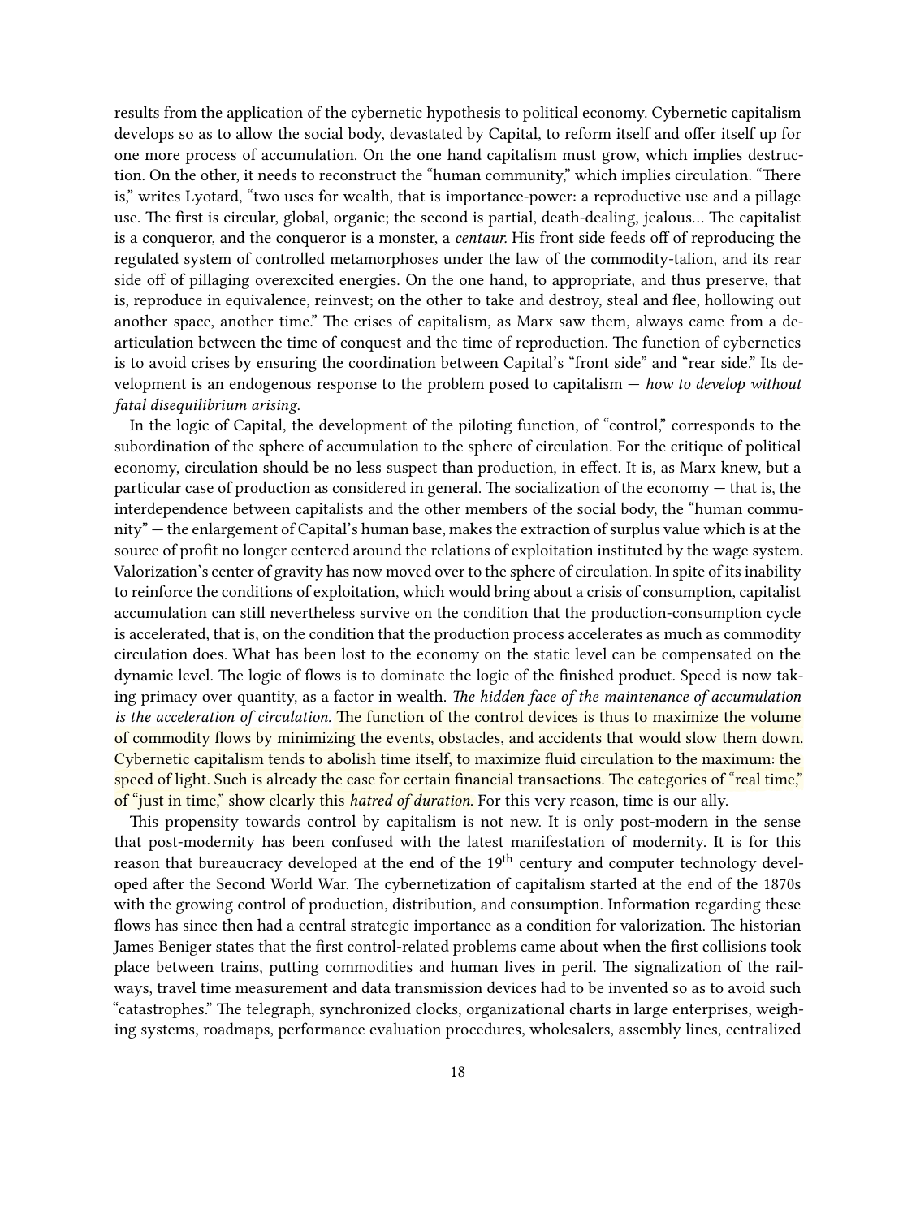results from the application of the cybernetic hypothesis to political economy. Cybernetic capitalism develops so as to allow the social body, devastated by Capital, to reform itself and offer itself up for one more process of accumulation. On the one hand capitalism must grow, which implies destruction. On the other, it needs to reconstruct the "human community," which implies circulation. "There is," writes Lyotard, "two uses for wealth, that is importance-power: a reproductive use and a pillage use. The first is circular, global, organic; the second is partial, death-dealing, jealous… The capitalist is a conqueror, and the conqueror is a monster, a *centaur.* His front side feeds off of reproducing the regulated system of controlled metamorphoses under the law of the commodity-talion, and its rear side off of pillaging overexcited energies. On the one hand, to appropriate, and thus preserve, that is, reproduce in equivalence, reinvest; on the other to take and destroy, steal and flee, hollowing out another space, another time." The crises of capitalism, as Marx saw them, always came from a de-articulation between the time of conquest and the time of reproduction. The function of cybernetics is to avoid crises by ensuring the coordination between Capital's "front side" and "rear side." Its development is an endogenous response to the problem posed to capitalism — *how to develop without fatal disequilibrium arising*.

In the logic of Capital, the development of the piloting function, of "control," corresponds to the subordination of the sphere of accumulation to the sphere of circulation. For the critique of political economy, circulation should be no less suspect than production, in effect. It is, as Marx knew, but a particular case of production as considered in general. The socialization of the economy — that is, the interdependence between capitalists and the other members of the social body, the "human community" — the enlargement of Capital's human base, makes the extraction of surplus value which is at the source of profit no longer centered around the relations of exploitation instituted by the wage system. Valorization's center of gravity has now moved over to the sphere of circulation. In spite of its inability to reinforce the conditions of exploitation, which would bring about a crisis of consumption, capitalist accumulation can still nevertheless survive on the condition that the production-consumption cycle is accelerated, that is, on the condition that the production process accelerates as much as commodity circulation does. What has been lost to the economy on the static level can be compensated on the dynamic level. The logic of flows is to dominate the logic of the finished product. Speed is now taking primacy over quantity, as a factor in wealth. *The hidden face of the maintenance of accumulation is the acceleration of circulation.* The function of the control devices is thus to maximize the volume of commodity flows by minimizing the events, obstacles, and accidents that would slow them down. Cybernetic capitalism tends to abolish time itself, to maximize fluid circulation to the maximum: the speed of light. Such is already the case for certain financial transactions. The categories of "real time," of "just in time," show clearly this *hatred of duration*. For this very reason, time is our ally.

This propensity towards control by capitalism is not new. It is only post-modern in the sense that post-modernity has been confused with the latest manifestation of modernity. It is for this reason that bureaucracy developed at the end of the 19th century and computer technology developed after the Second World War. The cybernetization of capitalism started at the end of the 1870s with the growing control of production, distribution, and consumption. Information regarding these flows has since then had a central strategic importance as a condition for valorization. The historian James Beniger states that the first control-related problems came about when the first collisions took place between trains, putting commodities and human lives in peril. The signalization of the railways, travel time measurement and data transmission devices had to be invented so as to avoid such "catastrophes." The telegraph, synchronized clocks, organizational charts in large enterprises, weighing systems, roadmaps, performance evaluation procedures, wholesalers, assembly lines, centralized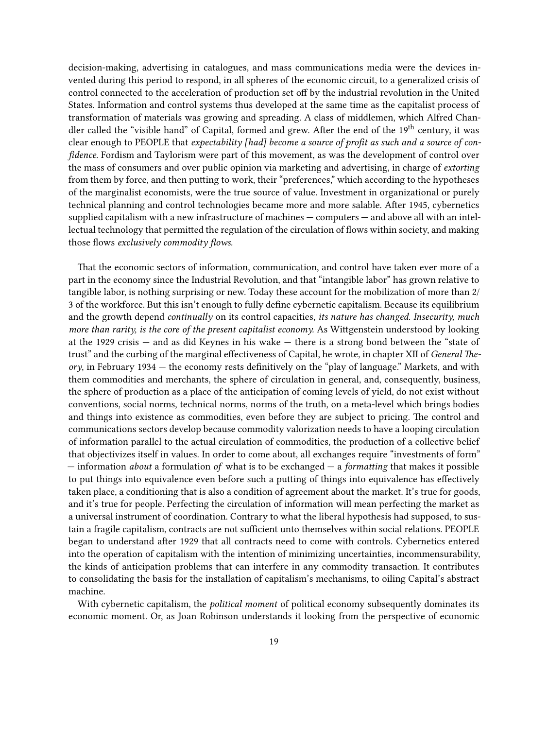decision-making, advertising in catalogues, and mass communications media were the devices invented during this period to respond, in all spheres of the economic circuit, to a generalized crisis of control connected to the acceleration of production set off by the industrial revolution in the United States. Information and control systems thus developed at the same time as the capitalist process of transformation of materials was growing and spreading. A class of middlemen, which Alfred Chandler called the "visible hand" of Capital, formed and grew. After the end of the 19th century, it was clear enough to PEOPLE that *expectability [had] become a source of profit as such and a source of confidence.* Fordism and Taylorism were part of this movement, as was the development of control over the mass of consumers and over public opinion via marketing and advertising, in charge of *extorting* from them by force, and then putting to work, their "preferences," which according to the hypotheses of the marginalist economists, were the true source of value. Investment in organizational or purely technical planning and control technologies became more and more salable. After 1945, cybernetics supplied capitalism with a new infrastructure of machines — computers — and above all with an intellectual technology that permitted the regulation of the circulation of flows within society, and making those flows *exclusively commodity flows.*

That the economic sectors of information, communication, and control have taken ever more of a part in the economy since the Industrial Revolution, and that "intangible labor" has grown relative to tangible labor, is nothing surprising or new. Today these account for the mobilization of more than 2/3 of the workforce. But this isn't enough to fully define cybernetic capitalism. Because its equilibrium and the growth depend *continually* on its control capacities, *its nature has changed. Insecurity, much more than rarity, is the core of the present capitalist economy.* As Wittgenstein understood by looking at the 1929 crisis — and as did Keynes in his wake — there is a strong bond between the "state of trust" and the curbing of the marginal effectiveness of Capital, he wrote, in chapter XII of *General Theory*, in February 1934 — the economy rests definitively on the "play of language." Markets, and with them commodities and merchants, the sphere of circulation in general, and, consequently, business, the sphere of production as a place of the anticipation of coming levels of yield, do not exist without conventions, social norms, technical norms, norms of the truth, on a meta-level which brings bodies and things into existence as commodities, even before they are subject to pricing. The control and communications sectors develop because commodity valorization needs to have a looping circulation of information parallel to the actual circulation of commodities, the production of a collective belief that objectivizes itself in values. In order to come about, all exchanges require "investments of form" — information *about* a formulation *of* what is to be exchanged — a *formatting* that makes it possible to put things into equivalence even before such a putting of things into equivalence has effectively taken place, a conditioning that is also a condition of agreement about the market. It's true for goods, and it's true for people. Perfecting the circulation of information will mean perfecting the market as a universal instrument of coordination. Contrary to what the liberal hypothesis had supposed, to sustain a fragile capitalism, contracts are not sufficient unto themselves within social relations. PEOPLE began to understand after 1929 that all contracts need to come with controls. Cybernetics entered into the operation of capitalism with the intention of minimizing uncertainties, incommensurability, the kinds of anticipation problems that can interfere in any commodity transaction. It contributes to consolidating the basis for the installation of capitalism's mechanisms, to oiling Capital's abstract machine.

With cybernetic capitalism, the *political moment* of political economy subsequently dominates its economic moment. Or, as Joan Robinson understands it looking from the perspective of economic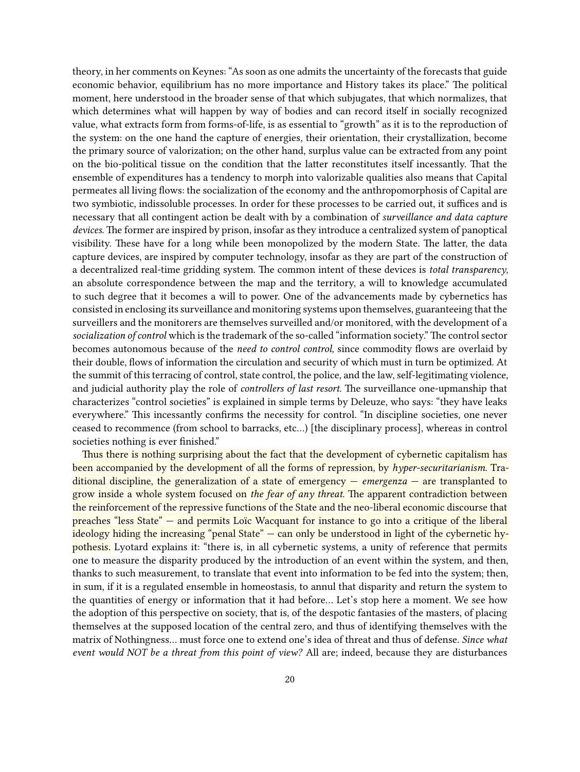theory, in her comments on Keynes: "As soon as one admits the uncertainty of the forecasts that guide economic behavior, equilibrium has no more importance and History takes its place." The political moment, here understood in the broader sense of that which subjugates, that which normalizes, that which determines what will happen by way of bodies and can record itself in socially recognized value, what extracts form from forms-of-life, is as essential to "growth" as it is to the reproduction of the system: on the one hand the capture of energies, their orientation, their crystallization, become the primary source of valorization; on the other hand, surplus value can be extracted from any point on the bio-political tissue on the condition that the latter reconstitutes itself incessantly. That the ensemble of expenditures has a tendency to morph into valorizable qualities also means that Capital permeates all living flows: the socialization of the economy and the anthropomorphosis of Capital are two symbiotic, indissoluble processes. In order for these processes to be carried out, it suffices and is necessary that all contingent action be dealt with by a combination of *surveillance and data capture devices*. The former are inspired by prison, insofar as they introduce a centralized system of panoptical visibility. These have for a long while been monopolized by the modern State. The latter, the data capture devices, are inspired by computer technology, insofar as they are part of the construction of a decentralized real-time gridding system. The common intent of these devices is *total transparency*, an absolute correspondence between the map and the territory, a will to knowledge accumulated to such degree that it becomes a will to power. One of the advancements made by cybernetics has consisted in enclosing its surveillance and monitoring systems upon themselves, guaranteeing that the surveillers and the monitorers are themselves surveilled and/or monitored, with the development of a *socialization of control* which is the trademark of the so-called "information society." The control sector becomes autonomous because of the *need to control control,* since commodity flows are overlaid by their double, flows of information the circulation and security of which must in turn be optimized. At the summit of this terracing of control, state control, the police, and the law, self-legitimating violence, and judicial authority play the role of *controllers of last resort.* The surveillance one-upmanship that characterizes "control societies" is explained in simple terms by Deleuze, who says: "they have leaks everywhere." This incessantly confirms the necessity for control. "In discipline societies, one never ceased to recommence (from school to barracks, etc…) [the disciplinary process], whereas in control societies nothing is ever finished."

Thus there is nothing surprising about the fact that the development of cybernetic capitalism has been accompanied by the development of all the forms of repression, by *hyper-securitarianism.* Traditional discipline, the generalization of a state of emergency — *emergenza* — are transplanted to grow inside a whole system focused on *the fear of any threat.* The apparent contradiction between the reinforcement of the repressive functions of the State and the neo-liberal economic discourse that preaches "less State" — and permits Loïc Wacquant for instance to go into a critique of the liberal ideology hiding the increasing "penal State" — can only be understood in light of the cybernetic hypothesis. Lyotard explains it: "there is, in all cybernetic systems, a unity of reference that permits one to measure the disparity produced by the introduction of an event within the system, and then, thanks to such measurement, to translate that event into information to be fed into the system; then, in sum, if it is a regulated ensemble in homeostasis, to annul that disparity and return the system to the quantities of energy or information that it had before… Let's stop here a moment. We see how the adoption of this perspective on society, that is, of the despotic fantasies of the masters, of placing themselves at the supposed location of the central zero, and thus of identifying themselves with the matrix of Nothingness… must force one to extend one's idea of threat and thus of defense. *Since what event would NOT be a threat from this point of view?* All are; indeed, because they are disturbances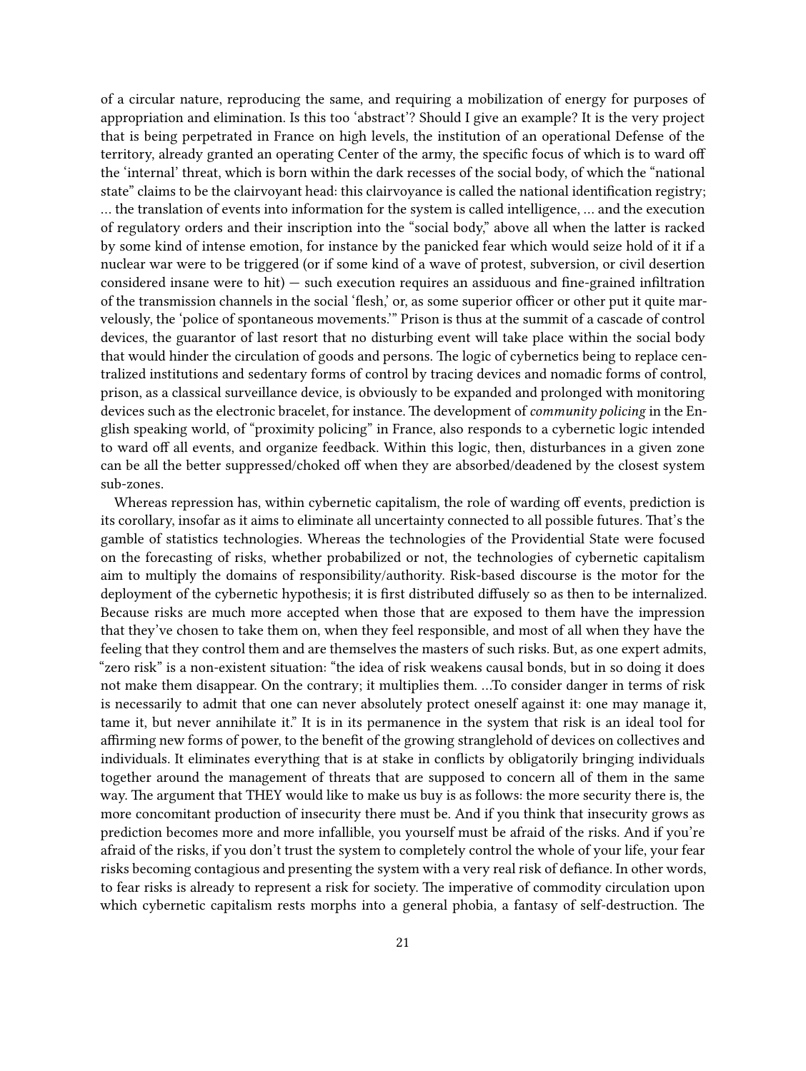of a circular nature, reproducing the same, and requiring a mobilization of energy for purposes of appropriation and elimination. Is this too 'abstract'? Should I give an example? It is the very project that is being perpetrated in France on high levels, the institution of an operational Defense of the territory, already granted an operating Center of the army, the specific focus of which is to ward off the 'internal' threat, which is born within the dark recesses of the social body, of which the "national state" claims to be the clairvoyant head: this clairvoyance is called the national identification registry; … the translation of events into information for the system is called intelligence, … and the execution of regulatory orders and their inscription into the "social body," above all when the latter is racked by some kind of intense emotion, for instance by the panicked fear which would seize hold of it if a nuclear war were to be triggered (or if some kind of a wave of protest, subversion, or civil desertion considered insane were to hit) — such execution requires an assiduous and fine-grained infiltration of the transmission channels in the social 'flesh,' or, as some superior officer or other put it quite marvelously, the 'police of spontaneous movements.'" Prison is thus at the summit of a cascade of control devices, the guarantor of last resort that no disturbing event will take place within the social body that would hinder the circulation of goods and persons. The logic of cybernetics being to replace centralized institutions and sedentary forms of control by tracing devices and nomadic forms of control, prison, as a classical surveillance device, is obviously to be expanded and prolonged with monitoring devices such as the electronic bracelet, for instance. The development of *community policing* in the English speaking world, of "proximity policing" in France, also responds to a cybernetic logic intended to ward off all events, and organize feedback. Within this logic, then, disturbances in a given zone can be all the better suppressed/choked off when they are absorbed/deadened by the closest system sub-zones.

Whereas repression has, within cybernetic capitalism, the role of warding off events, prediction is its corollary, insofar as it aims to eliminate all uncertainty connected to all possible futures. That's the gamble of statistics technologies. Whereas the technologies of the Providential State were focused on the forecasting of risks, whether probabilized or not, the technologies of cybernetic capitalism aim to multiply the domains of responsibility/authority. Risk-based discourse is the motor for the deployment of the cybernetic hypothesis; it is first distributed diffusely so as then to be internalized. Because risks are much more accepted when those that are exposed to them have the impression that they've chosen to take them on, when they feel responsible, and most of all when they have the feeling that they control them and are themselves the masters of such risks. But, as one expert admits, "zero risk" is a non-existent situation: "the idea of risk weakens causal bonds, but in so doing it does not make them disappear. On the contrary; it multiplies them. …To consider danger in terms of risk is necessarily to admit that one can never absolutely protect oneself against it: one may manage it, tame it, but never annihilate it." It is in its permanence in the system that risk is an ideal tool for affirming new forms of power, to the benefit of the growing stranglehold of devices on collectives and individuals. It eliminates everything that is at stake in conflicts by obligatorily bringing individuals together around the management of threats that are supposed to concern all of them in the same way. The argument that THEY would like to make us buy is as follows: the more security there is, the more concomitant production of insecurity there must be. And if you think that insecurity grows as prediction becomes more and more infallible, you yourself must be afraid of the risks. And if you're afraid of the risks, if you don't trust the system to completely control the whole of your life, your fear risks becoming contagious and presenting the system with a very real risk of defiance. In other words, to fear risks is already to represent a risk for society. The imperative of commodity circulation upon which cybernetic capitalism rests morphs into a general phobia, a fantasy of self-destruction. The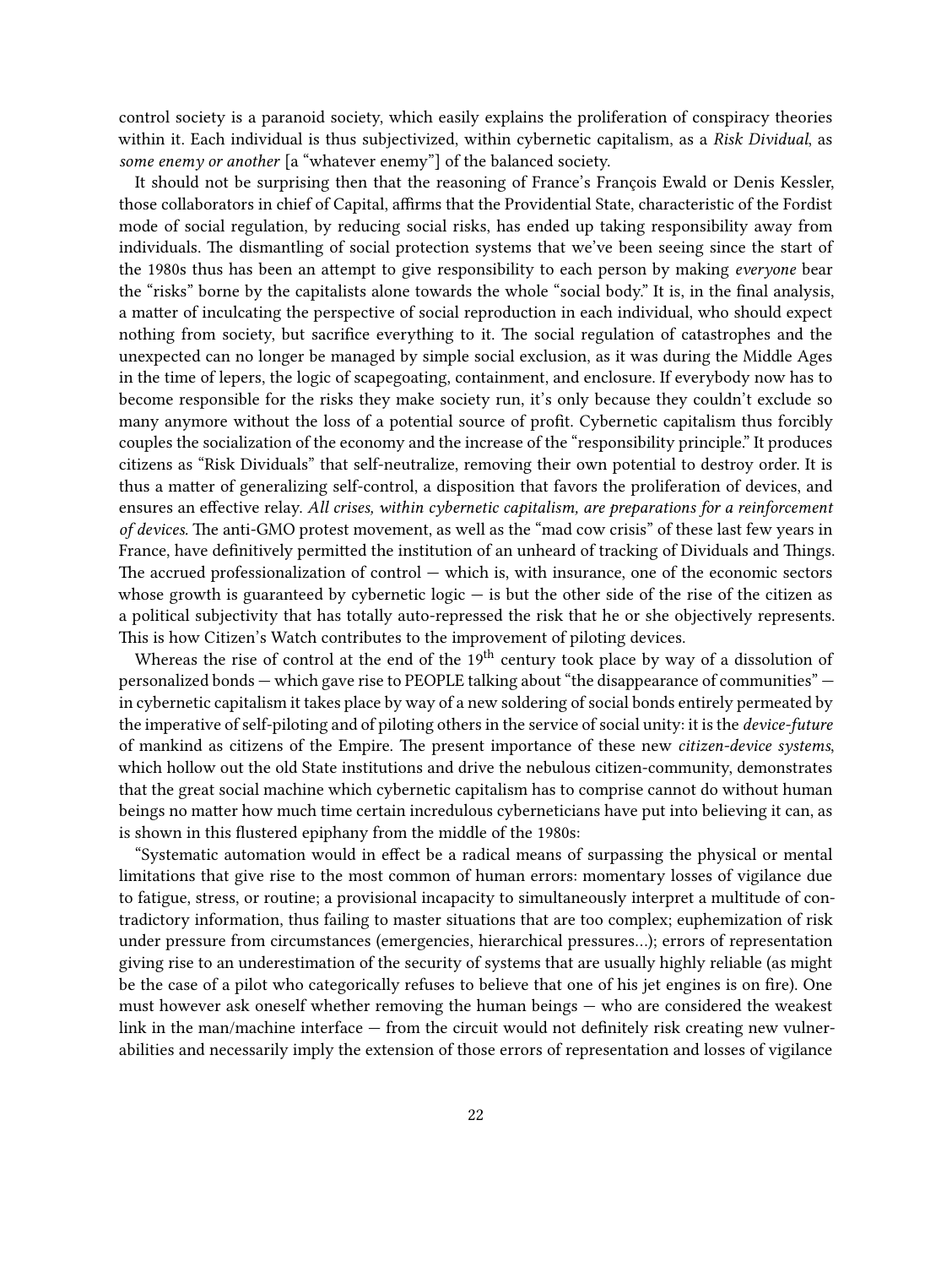control society is a paranoid society, which easily explains the proliferation of conspiracy theories within it. Each individual is thus subjectivized, within cybernetic capitalism, as a *Risk Dividual*, as *some enemy or another* [a "whatever enemy"] of the balanced society.

It should not be surprising then that the reasoning of France's François Ewald or Denis Kessler, those collaborators in chief of Capital, affirms that the Providential State, characteristic of the Fordist mode of social regulation, by reducing social risks, has ended up taking responsibility away from individuals. The dismantling of social protection systems that we've been seeing since the start of the 1980s thus has been an attempt to give responsibility to each person by making *everyone* bear the "risks" borne by the capitalists alone towards the whole "social body." It is, in the final analysis, a matter of inculcating the perspective of social reproduction in each individual, who should expect nothing from society, but sacrifice everything to it. The social regulation of catastrophes and the unexpected can no longer be managed by simple social exclusion, as it was during the Middle Ages in the time of lepers, the logic of scapegoating, containment, and enclosure. If everybody now has to become responsible for the risks they make society run, it's only because they couldn't exclude so many anymore without the loss of a potential source of profit. Cybernetic capitalism thus forcibly couples the socialization of the economy and the increase of the "responsibility principle." It produces citizens as "Risk Dividuals" that self-neutralize, removing their own potential to destroy order. It is thus a matter of generalizing self-control, a disposition that favors the proliferation of devices, and ensures an effective relay. *All crises, within cybernetic capitalism, are preparations for a reinforcement of devices.* The anti-GMO protest movement, as well as the "mad cow crisis" of these last few years in France, have definitively permitted the institution of an unheard of tracking of Dividuals and Things. The accrued professionalization of control — which is, with insurance, one of the economic sectors whose growth is guaranteed by cybernetic logic — is but the other side of the rise of the citizen as a political subjectivity that has totally auto-repressed the risk that he or she objectively represents. This is how Citizen's Watch contributes to the improvement of piloting devices.

Whereas the rise of control at the end of the 19th century took place by way of a dissolution of personalized bonds — which gave rise to PEOPLE talking about "the disappearance of communities" — in cybernetic capitalism it takes place by way of a new soldering of social bonds entirely permeated by the imperative of self-piloting and of piloting others in the service of social unity: it is the *device-future* of mankind as citizens of the Empire. The present importance of these new *citizen-device systems*, which hollow out the old State institutions and drive the nebulous citizen-community, demonstrates that the great social machine which cybernetic capitalism has to comprise cannot do without human beings no matter how much time certain incredulous cyberneticians have put into believing it can, as is shown in this flustered epiphany from the middle of the 1980s:

"Systematic automation would in effect be a radical means of surpassing the physical or mental limitations that give rise to the most common of human errors: momentary losses of vigilance due to fatigue, stress, or routine; a provisional incapacity to simultaneously interpret a multitude of contradictory information, thus failing to master situations that are too complex; euphemization of risk under pressure from circumstances (emergencies, hierarchical pressures…); errors of representation giving rise to an underestimation of the security of systems that are usually highly reliable (as might be the case of a pilot who categorically refuses to believe that one of his jet engines is on fire). One must however ask oneself whether removing the human beings — who are considered the weakest link in the man/machine interface — from the circuit would not definitely risk creating new vulnerabilities and necessarily imply the extension of those errors of representation and losses of vigilance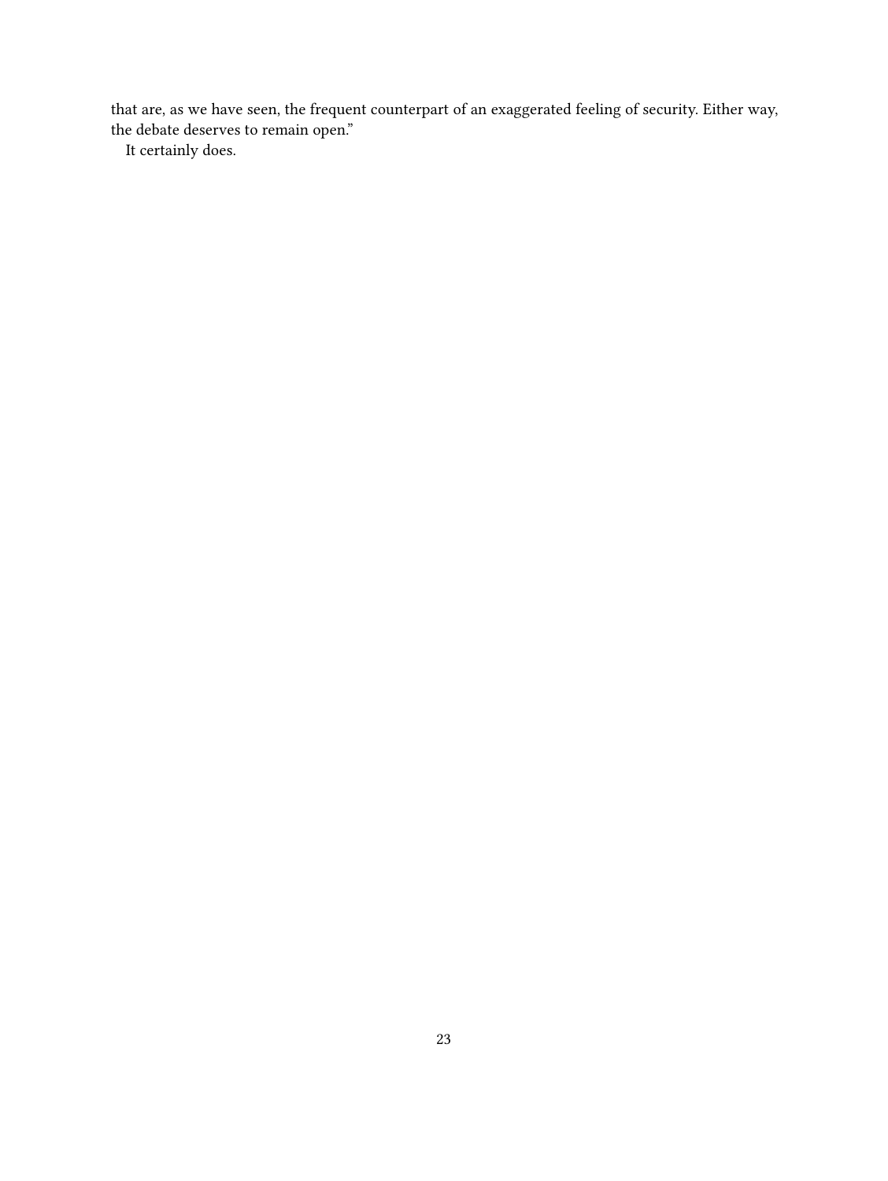that are, as we have seen, the frequent counterpart of an exaggerated feeling of security. Either way, the debate deserves to remain open."

It certainly does.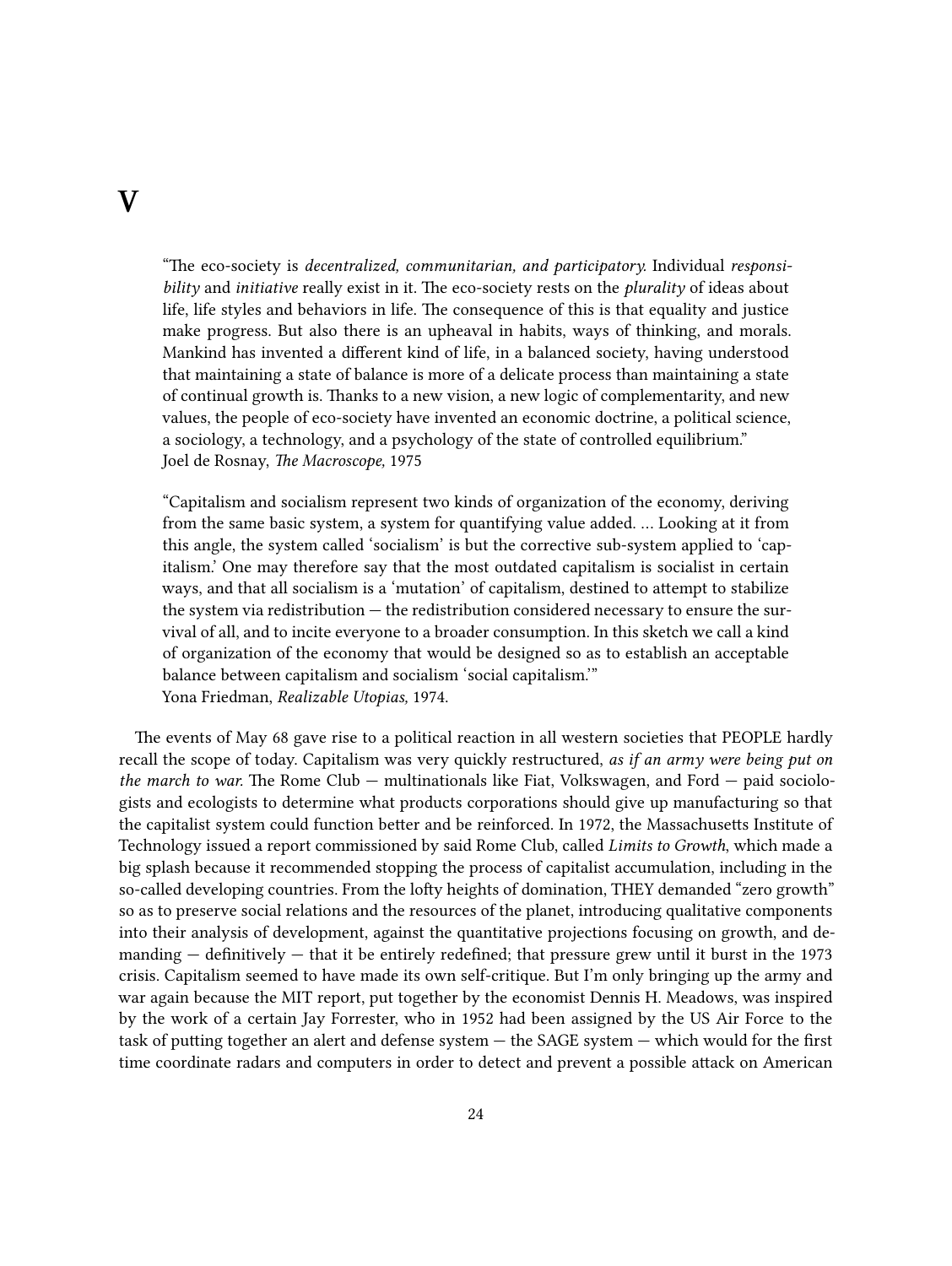# V

> "The eco-society is *decentralized, communitarian, and participatory.* Individual *responsibility* and *initiative* really exist in it. The eco-society rests on the *plurality* of ideas about life, life styles and behaviors in life. The consequence of this is that equality and justice make progress. But also there is an upheaval in habits, ways of thinking, and morals. Mankind has invented a different kind of life, in a balanced society, having understood that maintaining a state of balance is more of a delicate process than maintaining a state of continual growth is. Thanks to a new vision, a new logic of complementarity, and new values, the people of eco-society have invented an economic doctrine, a political science, a sociology, a technology, and a psychology of the state of controlled equilibrium."
> Joel de Rosnay, *The Macroscope,* 1975

> "Capitalism and socialism represent two kinds of organization of the economy, deriving from the same basic system, a system for quantifying value added. … Looking at it from this angle, the system called 'socialism' is but the corrective sub-system applied to 'capitalism.' One may therefore say that the most outdated capitalism is socialist in certain ways, and that all socialism is a 'mutation' of capitalism, destined to attempt to stabilize the system via redistribution — the redistribution considered necessary to ensure the survival of all, and to incite everyone to a broader consumption. In this sketch we call a kind of organization of the economy that would be designed so as to establish an acceptable balance between capitalism and socialism 'social capitalism.'"
> Yona Friedman, *Realizable Utopias,* 1974.

The events of May 68 gave rise to a political reaction in all western societies that PEOPLE hardly recall the scope of today. Capitalism was very quickly restructured, *as if an army were being put on the march to war.* The Rome Club — multinationals like Fiat, Volkswagen, and Ford — paid sociologists and ecologists to determine what products corporations should give up manufacturing so that the capitalist system could function better and be reinforced. In 1972, the Massachusetts Institute of Technology issued a report commissioned by said Rome Club, called *Limits to Growth*, which made a big splash because it recommended stopping the process of capitalist accumulation, including in the so-called developing countries. From the lofty heights of domination, THEY demanded "zero growth" so as to preserve social relations and the resources of the planet, introducing qualitative components into their analysis of development, against the quantitative projections focusing on growth, and demanding — definitively — that it be entirely redefined; that pressure grew until it burst in the 1973 crisis. Capitalism seemed to have made its own self-critique. But I'm only bringing up the army and war again because the MIT report, put together by the economist Dennis H. Meadows, was inspired by the work of a certain Jay Forrester, who in 1952 had been assigned by the US Air Force to the task of putting together an alert and defense system — the SAGE system — which would for the first time coordinate radars and computers in order to detect and prevent a possible attack on American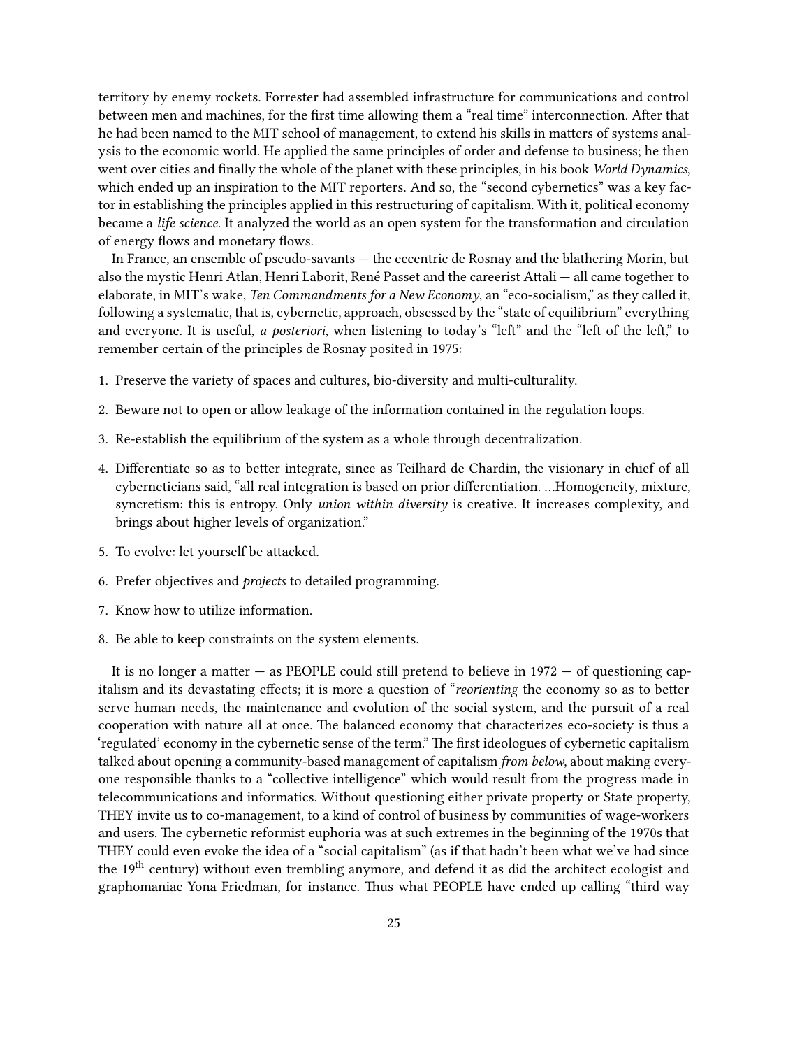territory by enemy rockets. Forrester had assembled infrastructure for communications and control between men and machines, for the first time allowing them a "real time" interconnection. After that he had been named to the MIT school of management, to extend his skills in matters of systems analysis to the economic world. He applied the same principles of order and defense to business; he then went over cities and finally the whole of the planet with these principles, in his book *World Dynamics*, which ended up an inspiration to the MIT reporters. And so, the "second cybernetics" was a key factor in establishing the principles applied in this restructuring of capitalism. With it, political economy became a *life science*. It analyzed the world as an open system for the transformation and circulation of energy flows and monetary flows.

In France, an ensemble of pseudo-savants — the eccentric de Rosnay and the blathering Morin, but also the mystic Henri Atlan, Henri Laborit, René Passet and the careerist Attali — all came together to elaborate, in MIT's wake, *Ten Commandments for a New Economy*, an "eco-socialism," as they called it, following a systematic, that is, cybernetic, approach, obsessed by the "state of equilibrium" everything and everyone. It is useful, *a posteriori*, when listening to today's "left" and the "left of the left," to remember certain of the principles de Rosnay posited in 1975:

1. Preserve the variety of spaces and cultures, bio-diversity and multi-culturality.
2. Beware not to open or allow leakage of the information contained in the regulation loops.
3. Re-establish the equilibrium of the system as a whole through decentralization.
4. Differentiate so as to better integrate, since as Teilhard de Chardin, the visionary in chief of all cyberneticians said, "all real integration is based on prior differentiation. …Homogeneity, mixture, syncretism: this is entropy. Only *union within diversity* is creative. It increases complexity, and brings about higher levels of organization."
5. To evolve: let yourself be attacked.
6. Prefer objectives and *projects* to detailed programming.
7. Know how to utilize information.
8. Be able to keep constraints on the system elements.

It is no longer a matter — as PEOPLE could still pretend to believe in 1972 — of questioning capitalism and its devastating effects; it is more a question of "*reorienting* the economy so as to better serve human needs, the maintenance and evolution of the social system, and the pursuit of a real cooperation with nature all at once. The balanced economy that characterizes eco-society is thus a 'regulated' economy in the cybernetic sense of the term." The first ideologues of cybernetic capitalism talked about opening a community-based management of capitalism *from below*, about making everyone responsible thanks to a "collective intelligence" which would result from the progress made in telecommunications and informatics. Without questioning either private property or State property, THEY invite us to co-management, to a kind of control of business by communities of wage-workers and users. The cybernetic reformist euphoria was at such extremes in the beginning of the 1970s that THEY could even evoke the idea of a "social capitalism" (as if that hadn't been what we've had since the 19th century) without even trembling anymore, and defend it as did the architect ecologist and graphomaniac Yona Friedman, for instance. Thus what PEOPLE have ended up calling "third way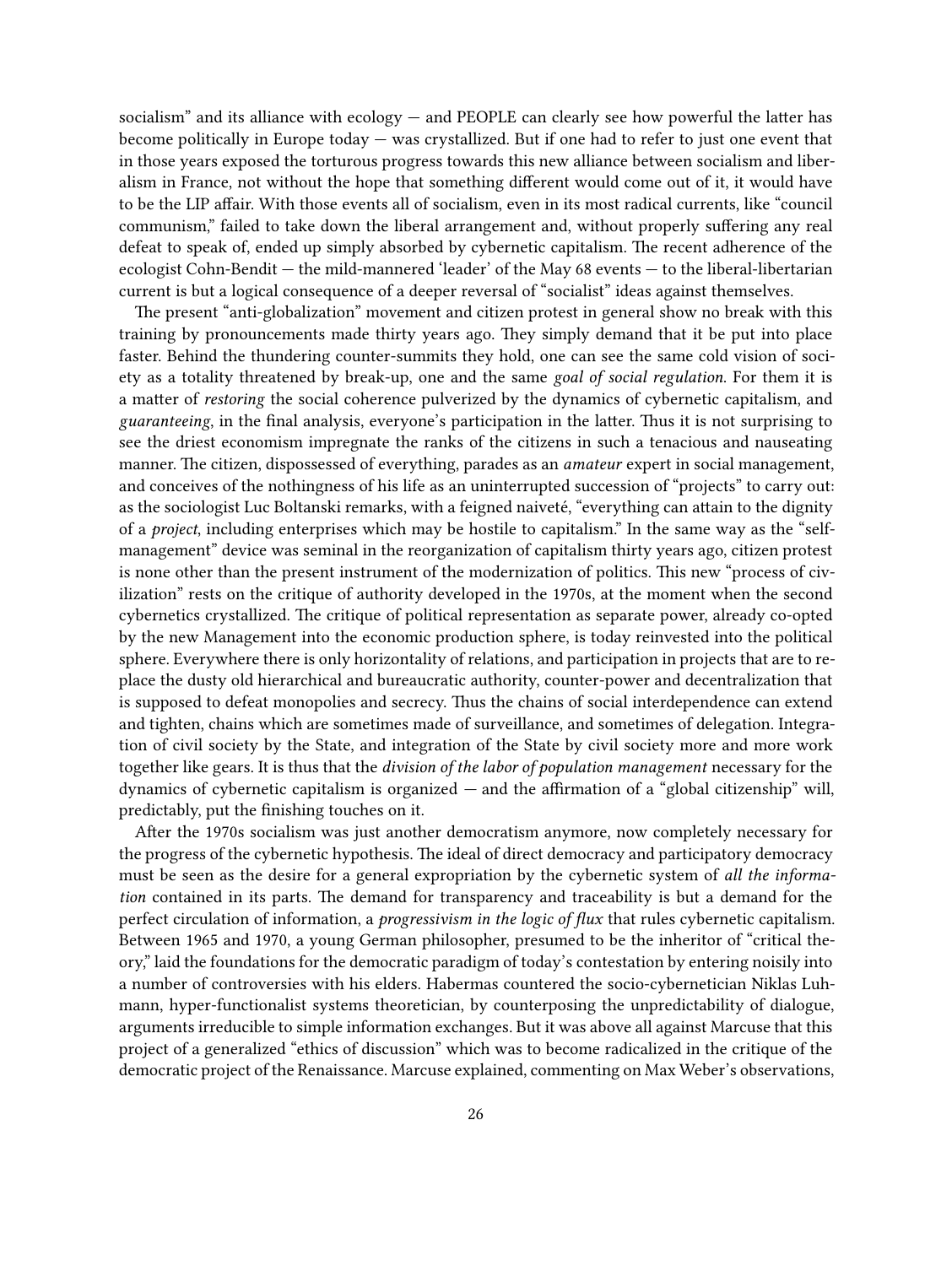socialism" and its alliance with ecology — and PEOPLE can clearly see how powerful the latter has become politically in Europe today — was crystallized. But if one had to refer to just one event that in those years exposed the torturous progress towards this new alliance between socialism and liberalism in France, not without the hope that something different would come out of it, it would have to be the LIP affair. With those events all of socialism, even in its most radical currents, like "council communism," failed to take down the liberal arrangement and, without properly suffering any real defeat to speak of, ended up simply absorbed by cybernetic capitalism. The recent adherence of the ecologist Cohn-Bendit — the mild-mannered 'leader' of the May 68 events — to the liberal-libertarian current is but a logical consequence of a deeper reversal of "socialist" ideas against themselves.

The present "anti-globalization" movement and citizen protest in general show no break with this training by pronouncements made thirty years ago. They simply demand that it be put into place faster. Behind the thundering counter-summits they hold, one can see the same cold vision of society as a totality threatened by break-up, one and the same *goal of social regulation*. For them it is a matter of *restoring* the social coherence pulverized by the dynamics of cybernetic capitalism, and *guaranteeing*, in the final analysis, everyone's participation in the latter. Thus it is not surprising to see the driest economism impregnate the ranks of the citizens in such a tenacious and nauseating manner. The citizen, dispossessed of everything, parades as an *amateur* expert in social management, and conceives of the nothingness of his life as an uninterrupted succession of "projects" to carry out: as the sociologist Luc Boltanski remarks, with a feigned naiveté, "everything can attain to the dignity of a *project*, including enterprises which may be hostile to capitalism." In the same way as the "self-management" device was seminal in the reorganization of capitalism thirty years ago, citizen protest is none other than the present instrument of the modernization of politics. This new "process of civilization" rests on the critique of authority developed in the 1970s, at the moment when the second cybernetics crystallized. The critique of political representation as separate power, already co-opted by the new Management into the economic production sphere, is today reinvested into the political sphere. Everywhere there is only horizontality of relations, and participation in projects that are to replace the dusty old hierarchical and bureaucratic authority, counter-power and decentralization that is supposed to defeat monopolies and secrecy. Thus the chains of social interdependence can extend and tighten, chains which are sometimes made of surveillance, and sometimes of delegation. Integration of civil society by the State, and integration of the State by civil society more and more work together like gears. It is thus that the *division of the labor of population management* necessary for the dynamics of cybernetic capitalism is organized — and the affirmation of a "global citizenship" will, predictably, put the finishing touches on it.

After the 1970s socialism was just another democratism anymore, now completely necessary for the progress of the cybernetic hypothesis. The ideal of direct democracy and participatory democracy must be seen as the desire for a general expropriation by the cybernetic system of *all the information* contained in its parts. The demand for transparency and traceability is but a demand for the perfect circulation of information, a *progressivism in the logic of flux* that rules cybernetic capitalism. Between 1965 and 1970, a young German philosopher, presumed to be the inheritor of "critical theory," laid the foundations for the democratic paradigm of today's contestation by entering noisily into a number of controversies with his elders. Habermas countered the socio-cybernetician Niklas Luhmann, hyper-functionalist systems theoretician, by counterposing the unpredictability of dialogue, arguments irreducible to simple information exchanges. But it was above all against Marcuse that this project of a generalized "ethics of discussion" which was to become radicalized in the critique of the democratic project of the Renaissance. Marcuse explained, commenting on Max Weber's observations,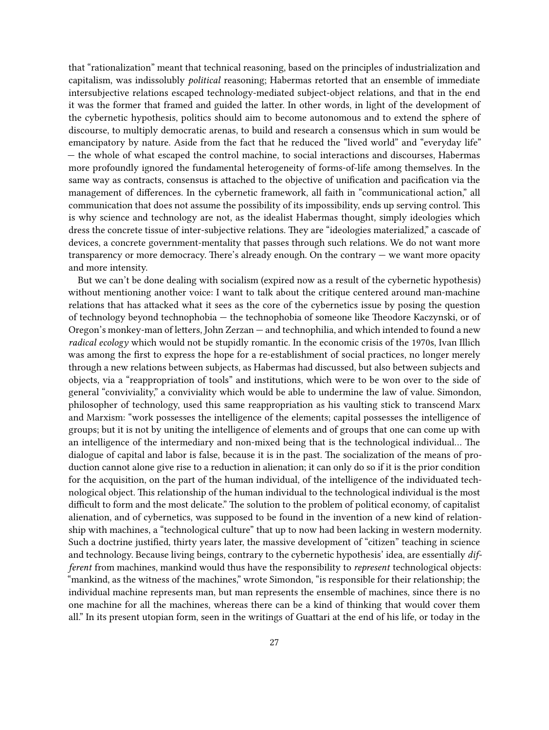that "rationalization" meant that technical reasoning, based on the principles of industrialization and capitalism, was indissolubly *political* reasoning; Habermas retorted that an ensemble of immediate intersubjective relations escaped technology-mediated subject-object relations, and that in the end it was the former that framed and guided the latter. In other words, in light of the development of the cybernetic hypothesis, politics should aim to become autonomous and to extend the sphere of discourse, to multiply democratic arenas, to build and research a consensus which in sum would be emancipatory by nature. Aside from the fact that he reduced the "lived world" and "everyday life" — the whole of what escaped the control machine, to social interactions and discourses, Habermas more profoundly ignored the fundamental heterogeneity of forms-of-life among themselves. In the same way as contracts, consensus is attached to the objective of unification and pacification via the management of differences. In the cybernetic framework, all faith in "communicational action," all communication that does not assume the possibility of its impossibility, ends up serving control. This is why science and technology are not, as the idealist Habermas thought, simply ideologies which dress the concrete tissue of inter-subjective relations. They are "ideologies materialized," a cascade of devices, a concrete government-mentality that passes through such relations. We do not want more transparency or more democracy. There's already enough. On the contrary — we want more opacity and more intensity.

But we can't be done dealing with socialism (expired now as a result of the cybernetic hypothesis) without mentioning another voice: I want to talk about the critique centered around man-machine relations that has attacked what it sees as the core of the cybernetics issue by posing the question of technology beyond technophobia — the technophobia of someone like Theodore Kaczynski, or of Oregon's monkey-man of letters, John Zerzan — and technophilia, and which intended to found a new *radical ecology* which would not be stupidly romantic. In the economic crisis of the 1970s, Ivan Illich was among the first to express the hope for a re-establishment of social practices, no longer merely through a new relations between subjects, as Habermas had discussed, but also between subjects and objects, via a "reappropriation of tools" and institutions, which were to be won over to the side of general "conviviality," a conviviality which would be able to undermine the law of value. Simondon, philosopher of technology, used this same reappropriation as his vaulting stick to transcend Marx and Marxism: "work possesses the intelligence of the elements; capital possesses the intelligence of groups; but it is not by uniting the intelligence of elements and of groups that one can come up with an intelligence of the intermediary and non-mixed being that is the technological individual… The dialogue of capital and labor is false, because it is in the past. The socialization of the means of production cannot alone give rise to a reduction in alienation; it can only do so if it is the prior condition for the acquisition, on the part of the human individual, of the intelligence of the individuated technological object. This relationship of the human individual to the technological individual is the most difficult to form and the most delicate." The solution to the problem of political economy, of capitalist alienation, and of cybernetics, was supposed to be found in the invention of a new kind of relationship with machines, a "technological culture" that up to now had been lacking in western modernity. Such a doctrine justified, thirty years later, the massive development of "citizen" teaching in science and technology. Because living beings, contrary to the cybernetic hypothesis' idea, are essentially *different* from machines, mankind would thus have the responsibility to *represent* technological objects: "mankind, as the witness of the machines," wrote Simondon, "is responsible for their relationship; the individual machine represents man, but man represents the ensemble of machines, since there is no one machine for all the machines, whereas there can be a kind of thinking that would cover them all." In its present utopian form, seen in the writings of Guattari at the end of his life, or today in the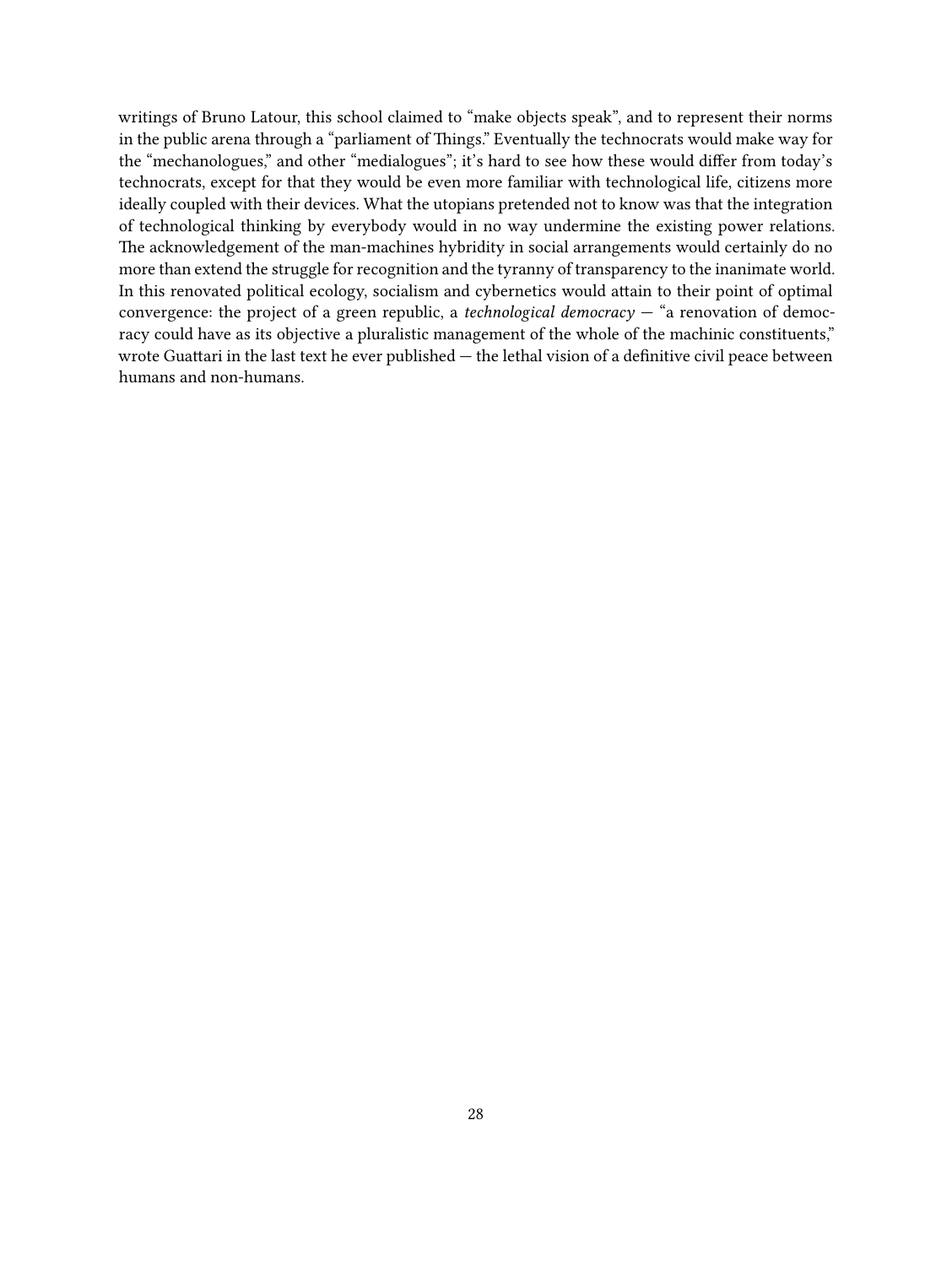writings of Bruno Latour, this school claimed to "make objects speak", and to represent their norms in the public arena through a "parliament of Things." Eventually the technocrats would make way for the "mechanologues," and other "medialogues"; it's hard to see how these would differ from today's technocrats, except for that they would be even more familiar with technological life, citizens more ideally coupled with their devices. What the utopians pretended not to know was that the integration of technological thinking by everybody would in no way undermine the existing power relations. The acknowledgement of the man-machines hybridity in social arrangements would certainly do no more than extend the struggle for recognition and the tyranny of transparency to the inanimate world. In this renovated political ecology, socialism and cybernetics would attain to their point of optimal convergence: the project of a green republic, a *technological democracy* — "a renovation of democracy could have as its objective a pluralistic management of the whole of the machinic constituents," wrote Guattari in the last text he ever published — the lethal vision of a definitive civil peace between humans and non-humans.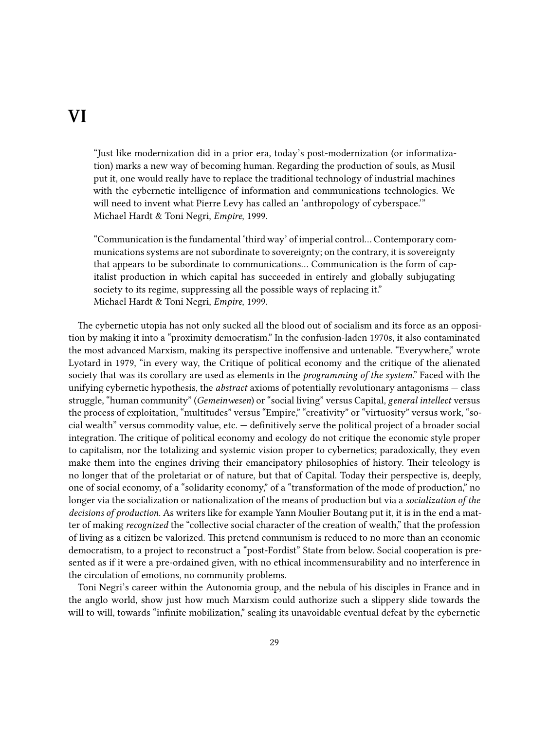# VI

> "Just like modernization did in a prior era, today's post-modernization (or informatization) marks a new way of becoming human. Regarding the production of souls, as Musil put it, one would really have to replace the traditional technology of industrial machines with the cybernetic intelligence of information and communications technologies. We will need to invent what Pierre Levy has called an 'anthropology of cyberspace.'"
> Michael Hardt & Toni Negri, *Empire*, 1999.

> "Communication is the fundamental 'third way' of imperial control… Contemporary communications systems are not subordinate to sovereignty; on the contrary, it is sovereignty that appears to be subordinate to communications… Communication is the form of capitalist production in which capital has succeeded in entirely and globally subjugating society to its regime, suppressing all the possible ways of replacing it."
> Michael Hardt & Toni Negri, *Empire*, 1999.

The cybernetic utopia has not only sucked all the blood out of socialism and its force as an opposition by making it into a "proximity democratism." In the confusion-laden 1970s, it also contaminated the most advanced Marxism, making its perspective inoffensive and untenable. "Everywhere," wrote Lyotard in 1979, "in every way, the Critique of political economy and the critique of the alienated society that was its corollary are used as elements in the *programming of the system*." Faced with the unifying cybernetic hypothesis, the *abstract* axioms of potentially revolutionary antagonisms — class struggle, "human community" (*Gemeinwesen*) or "social living" versus Capital, *general intellect* versus the process of exploitation, "multitudes" versus "Empire," "creativity" or "virtuosity" versus work, "social wealth" versus commodity value, etc. — definitively serve the political project of a broader social integration. The critique of political economy and ecology do not critique the economic style proper to capitalism, nor the totalizing and systemic vision proper to cybernetics; paradoxically, they even make them into the engines driving their emancipatory philosophies of history. Their teleology is no longer that of the proletariat or of nature, but that of Capital. Today their perspective is, deeply, one of social economy, of a "solidarity economy," of a "transformation of the mode of production," no longer via the socialization or nationalization of the means of production but via a *socialization of the decisions of production.* As writers like for example Yann Moulier Boutang put it, it is in the end a matter of making *recognized* the "collective social character of the creation of wealth," that the profession of living as a citizen be valorized. This pretend communism is reduced to no more than an economic democratism, to a project to reconstruct a "post-Fordist" State from below. Social cooperation is presented as if it were a pre-ordained given, with no ethical incommensurability and no interference in the circulation of emotions, no community problems.

Toni Negri's career within the Autonomia group, and the nebula of his disciples in France and in the anglo world, show just how much Marxism could authorize such a slippery slide towards the will to will, towards "infinite mobilization," sealing its unavoidable eventual defeat by the cybernetic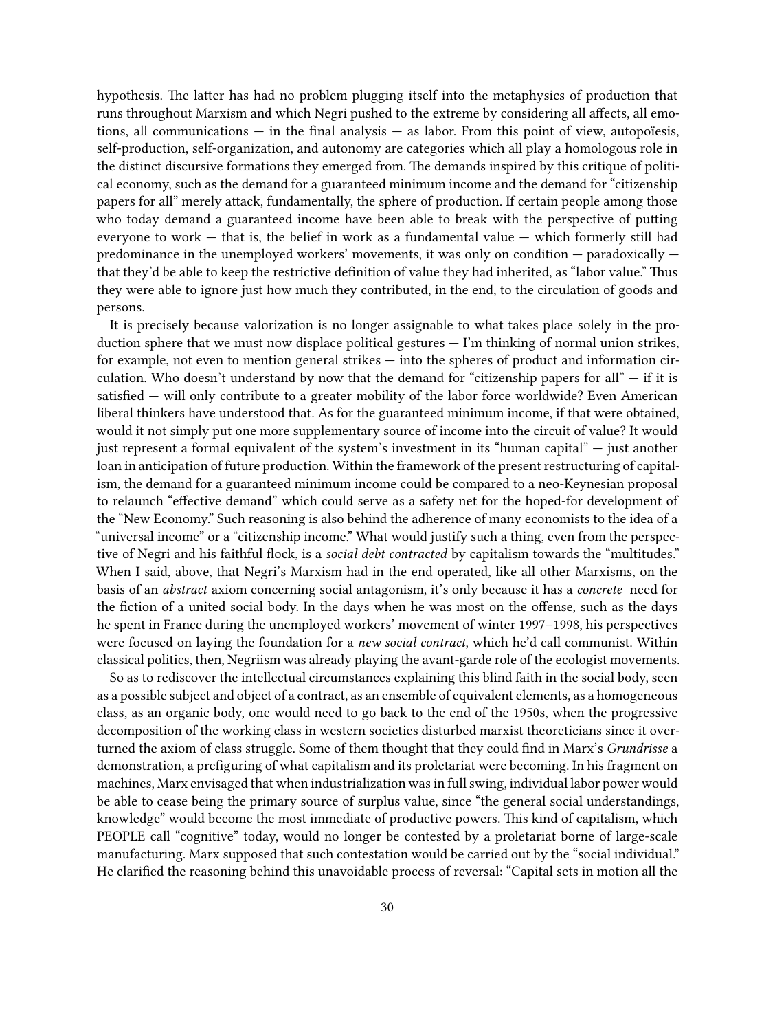hypothesis. The latter has had no problem plugging itself into the metaphysics of production that runs throughout Marxism and which Negri pushed to the extreme by considering all affects, all emotions, all communications — in the final analysis — as labor. From this point of view, autopoïesis, self-production, self-organization, and autonomy are categories which all play a homologous role in the distinct discursive formations they emerged from. The demands inspired by this critique of political economy, such as the demand for a guaranteed minimum income and the demand for "citizenship papers for all" merely attack, fundamentally, the sphere of production. If certain people among those who today demand a guaranteed income have been able to break with the perspective of putting everyone to work — that is, the belief in work as a fundamental value — which formerly still had predominance in the unemployed workers' movements, it was only on condition — paradoxically — that they'd be able to keep the restrictive definition of value they had inherited, as "labor value." Thus they were able to ignore just how much they contributed, in the end, to the circulation of goods and persons.

It is precisely because valorization is no longer assignable to what takes place solely in the production sphere that we must now displace political gestures — I'm thinking of normal union strikes, for example, not even to mention general strikes — into the spheres of product and information circulation. Who doesn't understand by now that the demand for "citizenship papers for all" — if it is satisfied — will only contribute to a greater mobility of the labor force worldwide? Even American liberal thinkers have understood that. As for the guaranteed minimum income, if that were obtained, would it not simply put one more supplementary source of income into the circuit of value? It would just represent a formal equivalent of the system's investment in its "human capital" — just another loan in anticipation of future production. Within the framework of the present restructuring of capitalism, the demand for a guaranteed minimum income could be compared to a neo-Keynesian proposal to relaunch "effective demand" which could serve as a safety net for the hoped-for development of the "New Economy." Such reasoning is also behind the adherence of many economists to the idea of a "universal income" or a "citizenship income." What would justify such a thing, even from the perspective of Negri and his faithful flock, is a *social debt contracted* by capitalism towards the "multitudes." When I said, above, that Negri's Marxism had in the end operated, like all other Marxisms, on the basis of an *abstract* axiom concerning social antagonism, it's only because it has a *concrete* need for the fiction of a united social body. In the days when he was most on the offense, such as the days he spent in France during the unemployed workers' movement of winter 1997–1998, his perspectives were focused on laying the foundation for a *new social contract*, which he'd call communist. Within classical politics, then, Negriism was already playing the avant-garde role of the ecologist movements.

So as to rediscover the intellectual circumstances explaining this blind faith in the social body, seen as a possible subject and object of a contract, as an ensemble of equivalent elements, as a homogeneous class, as an organic body, one would need to go back to the end of the 1950s, when the progressive decomposition of the working class in western societies disturbed marxist theoreticians since it overturned the axiom of class struggle. Some of them thought that they could find in Marx's *Grundrisse* a demonstration, a prefiguring of what capitalism and its proletariat were becoming. In his fragment on machines, Marx envisaged that when industrialization was in full swing, individual labor power would be able to cease being the primary source of surplus value, since "the general social understandings, knowledge" would become the most immediate of productive powers. This kind of capitalism, which PEOPLE call "cognitive" today, would no longer be contested by a proletariat borne of large-scale manufacturing. Marx supposed that such contestation would be carried out by the "social individual." He clarified the reasoning behind this unavoidable process of reversal: "Capital sets in motion all the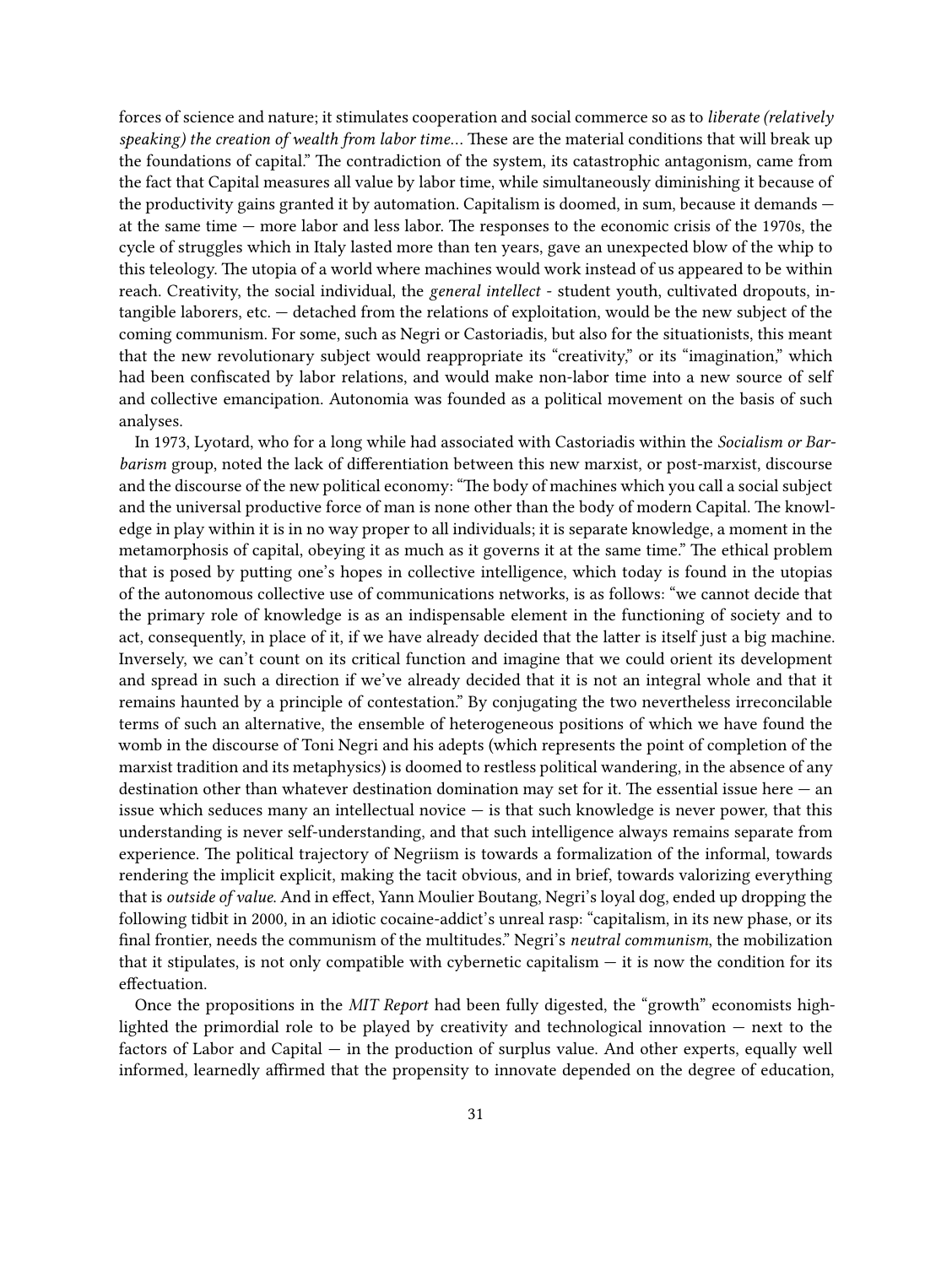forces of science and nature; it stimulates cooperation and social commerce so as to *liberate (relatively speaking) the creation of wealth from labor time…* These are the material conditions that will break up the foundations of capital." The contradiction of the system, its catastrophic antagonism, came from the fact that Capital measures all value by labor time, while simultaneously diminishing it because of the productivity gains granted it by automation. Capitalism is doomed, in sum, because it demands — at the same time — more labor and less labor. The responses to the economic crisis of the 1970s, the cycle of struggles which in Italy lasted more than ten years, gave an unexpected blow of the whip to this teleology. The utopia of a world where machines would work instead of us appeared to be within reach. Creativity, the social individual, the *general intellect* - student youth, cultivated dropouts, intangible laborers, etc. — detached from the relations of exploitation, would be the new subject of the coming communism. For some, such as Negri or Castoriadis, but also for the situationists, this meant that the new revolutionary subject would reappropriate its "creativity," or its "imagination," which had been confiscated by labor relations, and would make non-labor time into a new source of self and collective emancipation. Autonomia was founded as a political movement on the basis of such analyses.

In 1973, Lyotard, who for a long while had associated with Castoriadis within the *Socialism or Barbarism* group, noted the lack of differentiation between this new marxist, or post-marxist, discourse and the discourse of the new political economy: "The body of machines which you call a social subject and the universal productive force of man is none other than the body of modern Capital. The knowledge in play within it is in no way proper to all individuals; it is separate knowledge, a moment in the metamorphosis of capital, obeying it as much as it governs it at the same time." The ethical problem that is posed by putting one's hopes in collective intelligence, which today is found in the utopias of the autonomous collective use of communications networks, is as follows: "we cannot decide that the primary role of knowledge is as an indispensable element in the functioning of society and to act, consequently, in place of it, if we have already decided that the latter is itself just a big machine. Inversely, we can't count on its critical function and imagine that we could orient its development and spread in such a direction if we've already decided that it is not an integral whole and that it remains haunted by a principle of contestation." By conjugating the two nevertheless irreconcilable terms of such an alternative, the ensemble of heterogeneous positions of which we have found the womb in the discourse of Toni Negri and his adepts (which represents the point of completion of the marxist tradition and its metaphysics) is doomed to restless political wandering, in the absence of any destination other than whatever destination domination may set for it. The essential issue here — an issue which seduces many an intellectual novice — is that such knowledge is never power, that this understanding is never self-understanding, and that such intelligence always remains separate from experience. The political trajectory of Negriism is towards a formalization of the informal, towards rendering the implicit explicit, making the tacit obvious, and in brief, towards valorizing everything that is *outside of value*. And in effect, Yann Moulier Boutang, Negri's loyal dog, ended up dropping the following tidbit in 2000, in an idiotic cocaine-addict's unreal rasp: "capitalism, in its new phase, or its final frontier, needs the communism of the multitudes." Negri's *neutral communism*, the mobilization that it stipulates, is not only compatible with cybernetic capitalism — it is now the condition for its effectuation.

Once the propositions in the *MIT Report* had been fully digested, the "growth" economists highlighted the primordial role to be played by creativity and technological innovation — next to the factors of Labor and Capital — in the production of surplus value. And other experts, equally well informed, learnedly affirmed that the propensity to innovate depended on the degree of education,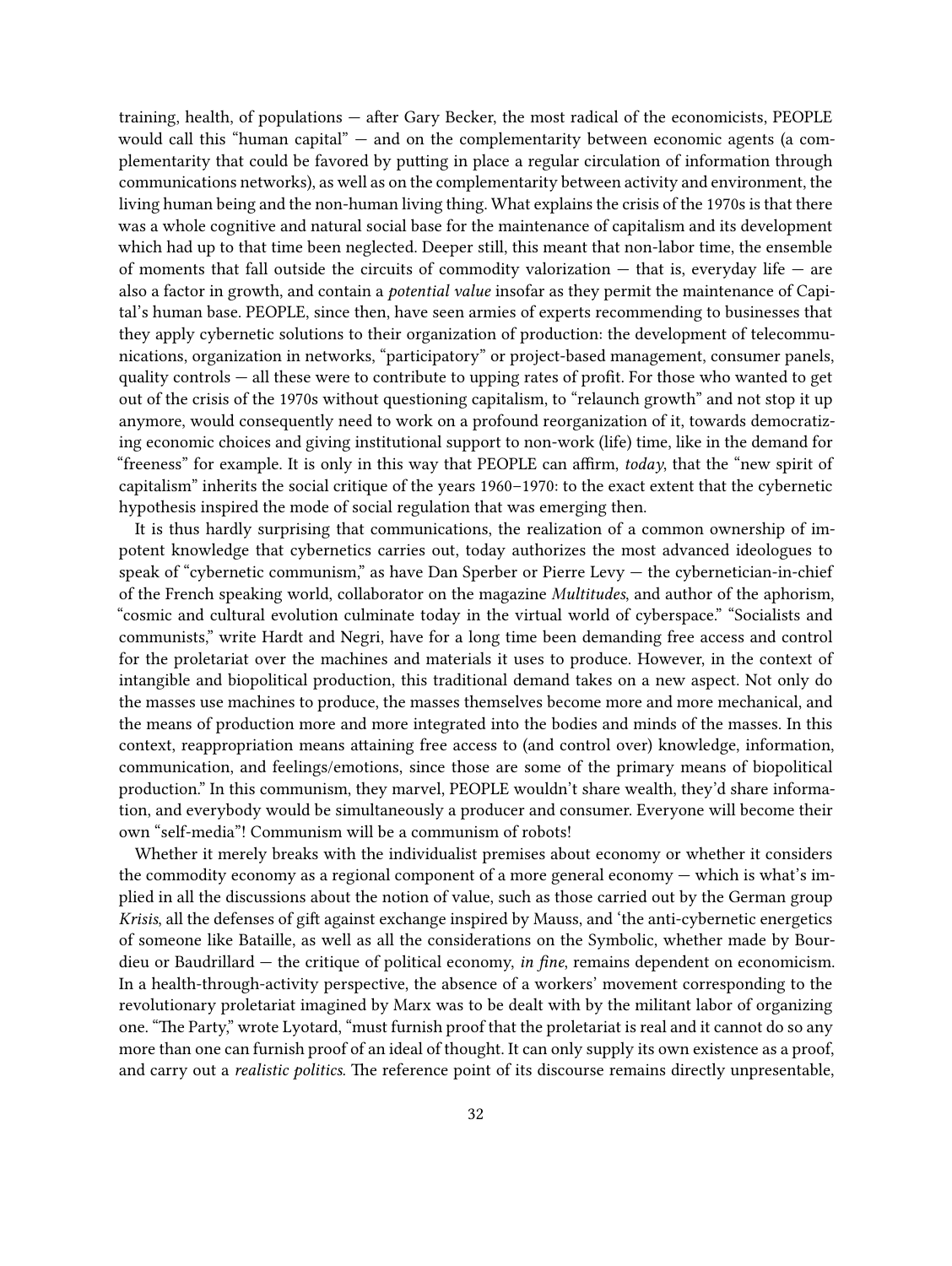training, health, of populations — after Gary Becker, the most radical of the economicists, PEOPLE would call this "human capital" — and on the complementarity between economic agents (a complementarity that could be favored by putting in place a regular circulation of information through communications networks), as well as on the complementarity between activity and environment, the living human being and the non-human living thing. What explains the crisis of the 1970s is that there was a whole cognitive and natural social base for the maintenance of capitalism and its development which had up to that time been neglected. Deeper still, this meant that non-labor time, the ensemble of moments that fall outside the circuits of commodity valorization — that is, everyday life — are also a factor in growth, and contain a *potential value* insofar as they permit the maintenance of Capital's human base. PEOPLE, since then, have seen armies of experts recommending to businesses that they apply cybernetic solutions to their organization of production: the development of telecommunications, organization in networks, "participatory" or project-based management, consumer panels, quality controls — all these were to contribute to upping rates of profit. For those who wanted to get out of the crisis of the 1970s without questioning capitalism, to "relaunch growth" and not stop it up anymore, would consequently need to work on a profound reorganization of it, towards democratizing economic choices and giving institutional support to non-work (life) time, like in the demand for "freeness" for example. It is only in this way that PEOPLE can affirm, *today*, that the "new spirit of capitalism" inherits the social critique of the years 1960–1970: to the exact extent that the cybernetic hypothesis inspired the mode of social regulation that was emerging then.

It is thus hardly surprising that communications, the realization of a common ownership of impotent knowledge that cybernetics carries out, today authorizes the most advanced ideologues to speak of "cybernetic communism," as have Dan Sperber or Pierre Levy — the cybernetician-in-chief of the French speaking world, collaborator on the magazine *Multitudes*, and author of the aphorism, "cosmic and cultural evolution culminate today in the virtual world of cyberspace." "Socialists and communists," write Hardt and Negri, have for a long time been demanding free access and control for the proletariat over the machines and materials it uses to produce. However, in the context of intangible and biopolitical production, this traditional demand takes on a new aspect. Not only do the masses use machines to produce, the masses themselves become more and more mechanical, and the means of production more and more integrated into the bodies and minds of the masses. In this context, reappropriation means attaining free access to (and control over) knowledge, information, communication, and feelings/emotions, since those are some of the primary means of biopolitical production." In this communism, they marvel, PEOPLE wouldn't share wealth, they'd share information, and everybody would be simultaneously a producer and consumer. Everyone will become their own "self-media"! Communism will be a communism of robots!

Whether it merely breaks with the individualist premises about economy or whether it considers the commodity economy as a regional component of a more general economy — which is what's implied in all the discussions about the notion of value, such as those carried out by the German group *Krisis*, all the defenses of gift against exchange inspired by Mauss, and 'the anti-cybernetic energetics of someone like Bataille, as well as all the considerations on the Symbolic, whether made by Bourdieu or Baudrillard — the critique of political economy, *in fine*, remains dependent on economicism. In a health-through-activity perspective, the absence of a workers' movement corresponding to the revolutionary proletariat imagined by Marx was to be dealt with by the militant labor of organizing one. "The Party," wrote Lyotard, "must furnish proof that the proletariat is real and it cannot do so any more than one can furnish proof of an ideal of thought. It can only supply its own existence as a proof, and carry out a *realistic politics*. The reference point of its discourse remains directly unpresentable,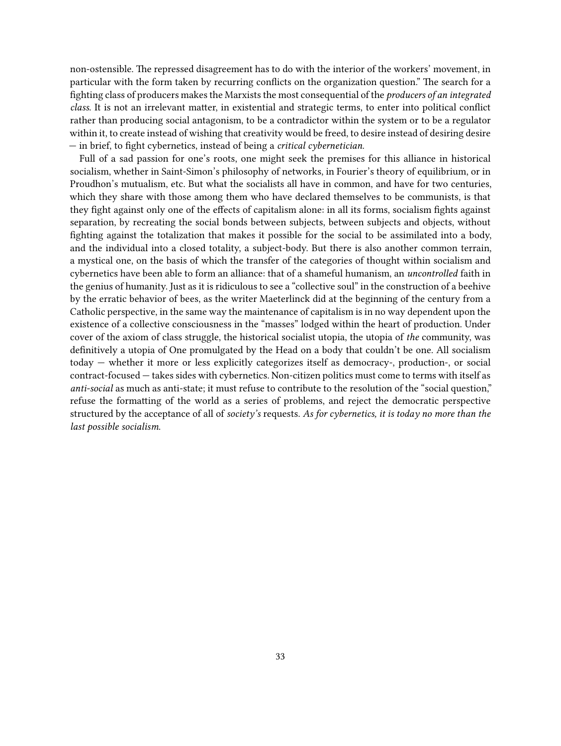non-ostensible. The repressed disagreement has to do with the interior of the workers' movement, in particular with the form taken by recurring conflicts on the organization question." The search for a fighting class of producers makes the Marxists the most consequential of the *producers of an integrated class.* It is not an irrelevant matter, in existential and strategic terms, to enter into political conflict rather than producing social antagonism, to be a contradictor within the system or to be a regulator within it, to create instead of wishing that creativity would be freed, to desire instead of desiring desire — in brief, to fight cybernetics, instead of being a *critical cybernetician.*

Full of a sad passion for one's roots, one might seek the premises for this alliance in historical socialism, whether in Saint-Simon's philosophy of networks, in Fourier's theory of equilibrium, or in Proudhon's mutualism, etc. But what the socialists all have in common, and have for two centuries, which they share with those among them who have declared themselves to be communists, is that they fight against only one of the effects of capitalism alone: in all its forms, socialism fights against separation, by recreating the social bonds between subjects, between subjects and objects, without fighting against the totalization that makes it possible for the social to be assimilated into a body, and the individual into a closed totality, a subject-body. But there is also another common terrain, a mystical one, on the basis of which the transfer of the categories of thought within socialism and cybernetics have been able to form an alliance: that of a shameful humanism, an *uncontrolled* faith in the genius of humanity. Just as it is ridiculous to see a "collective soul" in the construction of a beehive by the erratic behavior of bees, as the writer Maeterlinck did at the beginning of the century from a Catholic perspective, in the same way the maintenance of capitalism is in no way dependent upon the existence of a collective consciousness in the "masses" lodged within the heart of production. Under cover of the axiom of class struggle, the historical socialist utopia, the utopia of *the* community, was definitively a utopia of One promulgated by the Head on a body that couldn't be one. All socialism today — whether it more or less explicitly categorizes itself as democracy-, production-, or social contract-focused — takes sides with cybernetics. Non-citizen politics must come to terms with itself as *anti-social* as much as anti-state; it must refuse to contribute to the resolution of the "social question," refuse the formatting of the world as a series of problems, and reject the democratic perspective structured by the acceptance of all of *society's* requests. *As for cybernetics, it is today no more than the last possible socialism.*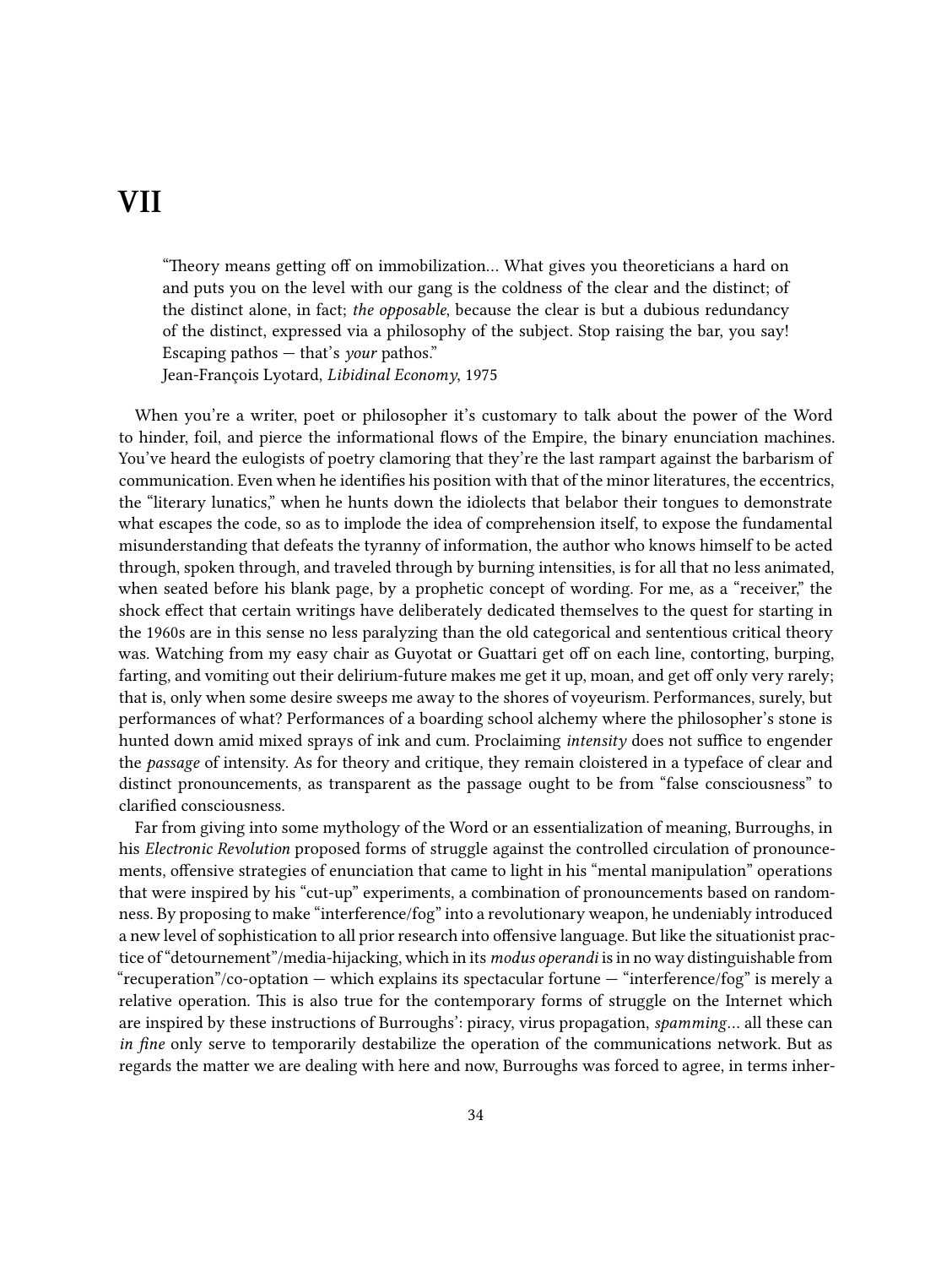# VII

> "Theory means getting off on immobilization… What gives you theoreticians a hard on and puts you on the level with our gang is the coldness of the clear and the distinct; of the distinct alone, in fact; *the opposable*, because the clear is but a dubious redundancy of the distinct, expressed via a philosophy of the subject. Stop raising the bar, you say! Escaping pathos — that's *your* pathos."
> Jean-François Lyotard, *Libidinal Economy*, 1975

When you're a writer, poet or philosopher it's customary to talk about the power of the Word to hinder, foil, and pierce the informational flows of the Empire, the binary enunciation machines. You've heard the eulogists of poetry clamoring that they're the last rampart against the barbarism of communication. Even when he identifies his position with that of the minor literatures, the eccentrics, the "literary lunatics," when he hunts down the idiolects that belabor their tongues to demonstrate what escapes the code, so as to implode the idea of comprehension itself, to expose the fundamental misunderstanding that defeats the tyranny of information, the author who knows himself to be acted through, spoken through, and traveled through by burning intensities, is for all that no less animated, when seated before his blank page, by a prophetic concept of wording. For me, as a "receiver," the shock effect that certain writings have deliberately dedicated themselves to the quest for starting in the 1960s are in this sense no less paralyzing than the old categorical and sententious critical theory was. Watching from my easy chair as Guyotat or Guattari get off on each line, contorting, burping, farting, and vomiting out their delirium-future makes me get it up, moan, and get off only very rarely; that is, only when some desire sweeps me away to the shores of voyeurism. Performances, surely, but performances of what? Performances of a boarding school alchemy where the philosopher's stone is hunted down amid mixed sprays of ink and cum. Proclaiming *intensity* does not suffice to engender the *passage* of intensity. As for theory and critique, they remain cloistered in a typeface of clear and distinct pronouncements, as transparent as the passage ought to be from "false consciousness" to clarified consciousness.

Far from giving into some mythology of the Word or an essentialization of meaning, Burroughs, in his *Electronic Revolution* proposed forms of struggle against the controlled circulation of pronouncements, offensive strategies of enunciation that came to light in his "mental manipulation" operations that were inspired by his "cut-up" experiments, a combination of pronouncements based on randomness. By proposing to make "interference/fog" into a revolutionary weapon, he undeniably introduced a new level of sophistication to all prior research into offensive language. But like the situationist practice of "detournement"/media-hijacking, which in its *modus operandi* is in no way distinguishable from "recuperation"/co-optation — which explains its spectacular fortune — "interference/fog" is merely a relative operation. This is also true for the contemporary forms of struggle on the Internet which are inspired by these instructions of Burroughs': piracy, virus propagation, *spamming*… all these can *in fine* only serve to temporarily destabilize the operation of the communications network. But as regards the matter we are dealing with here and now, Burroughs was forced to agree, in terms inher-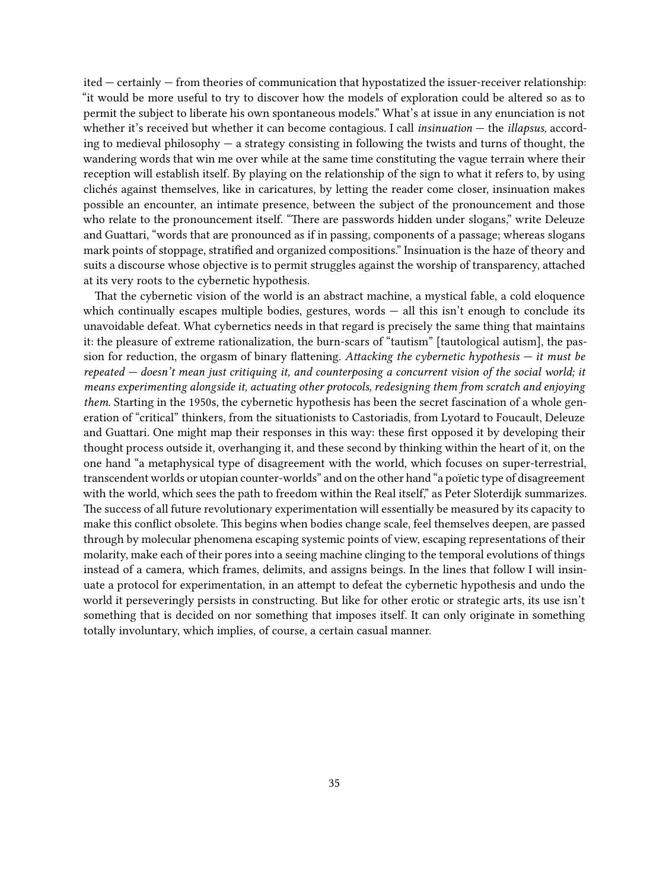ited — certainly — from theories of communication that hypostatized the issuer-receiver relationship: "it would be more useful to try to discover how the models of exploration could be altered so as to permit the subject to liberate his own spontaneous models." What's at issue in any enunciation is not whether it's received but whether it can become contagious. I call *insinuation* — the *illapsus,* according to medieval philosophy — a strategy consisting in following the twists and turns of thought, the wandering words that win me over while at the same time constituting the vague terrain where their reception will establish itself. By playing on the relationship of the sign to what it refers to, by using clichés against themselves, like in caricatures, by letting the reader come closer, insinuation makes possible an encounter, an intimate presence, between the subject of the pronouncement and those who relate to the pronouncement itself. "There are passwords hidden under slogans," write Deleuze and Guattari, "words that are pronounced as if in passing, components of a passage; whereas slogans mark points of stoppage, stratified and organized compositions." Insinuation is the haze of theory and suits a discourse whose objective is to permit struggles against the worship of transparency, attached at its very roots to the cybernetic hypothesis.

That the cybernetic vision of the world is an abstract machine, a mystical fable, a cold eloquence which continually escapes multiple bodies, gestures, words — all this isn't enough to conclude its unavoidable defeat. What cybernetics needs in that regard is precisely the same thing that maintains it: the pleasure of extreme rationalization, the burn-scars of "tautism" [tautological autism], the passion for reduction, the orgasm of binary flattening. *Attacking the cybernetic hypothesis — it must be repeated — doesn't mean just critiquing it, and counterposing a concurrent vision of the social world; it means experimenting alongside it, actuating other protocols, redesigning them from scratch and enjoying them.* Starting in the 1950s, the cybernetic hypothesis has been the secret fascination of a whole generation of "critical" thinkers, from the situationists to Castoriadis, from Lyotard to Foucault, Deleuze and Guattari. One might map their responses in this way: these first opposed it by developing their thought process outside it, overhanging it, and these second by thinking within the heart of it, on the one hand "a metaphysical type of disagreement with the world, which focuses on super-terrestrial, transcendent worlds or utopian counter-worlds" and on the other hand "a poïetic type of disagreement with the world, which sees the path to freedom within the Real itself," as Peter Sloterdijk summarizes. The success of all future revolutionary experimentation will essentially be measured by its capacity to make this conflict obsolete. This begins when bodies change scale, feel themselves deepen, are passed through by molecular phenomena escaping systemic points of view, escaping representations of their molarity, make each of their pores into a seeing machine clinging to the temporal evolutions of things instead of a camera, which frames, delimits, and assigns beings. In the lines that follow I will insinuate a protocol for experimentation, in an attempt to defeat the cybernetic hypothesis and undo the world it perseveringly persists in constructing. But like for other erotic or strategic arts, its use isn't something that is decided on nor something that imposes itself. It can only originate in something totally involuntary, which implies, of course, a certain casual manner.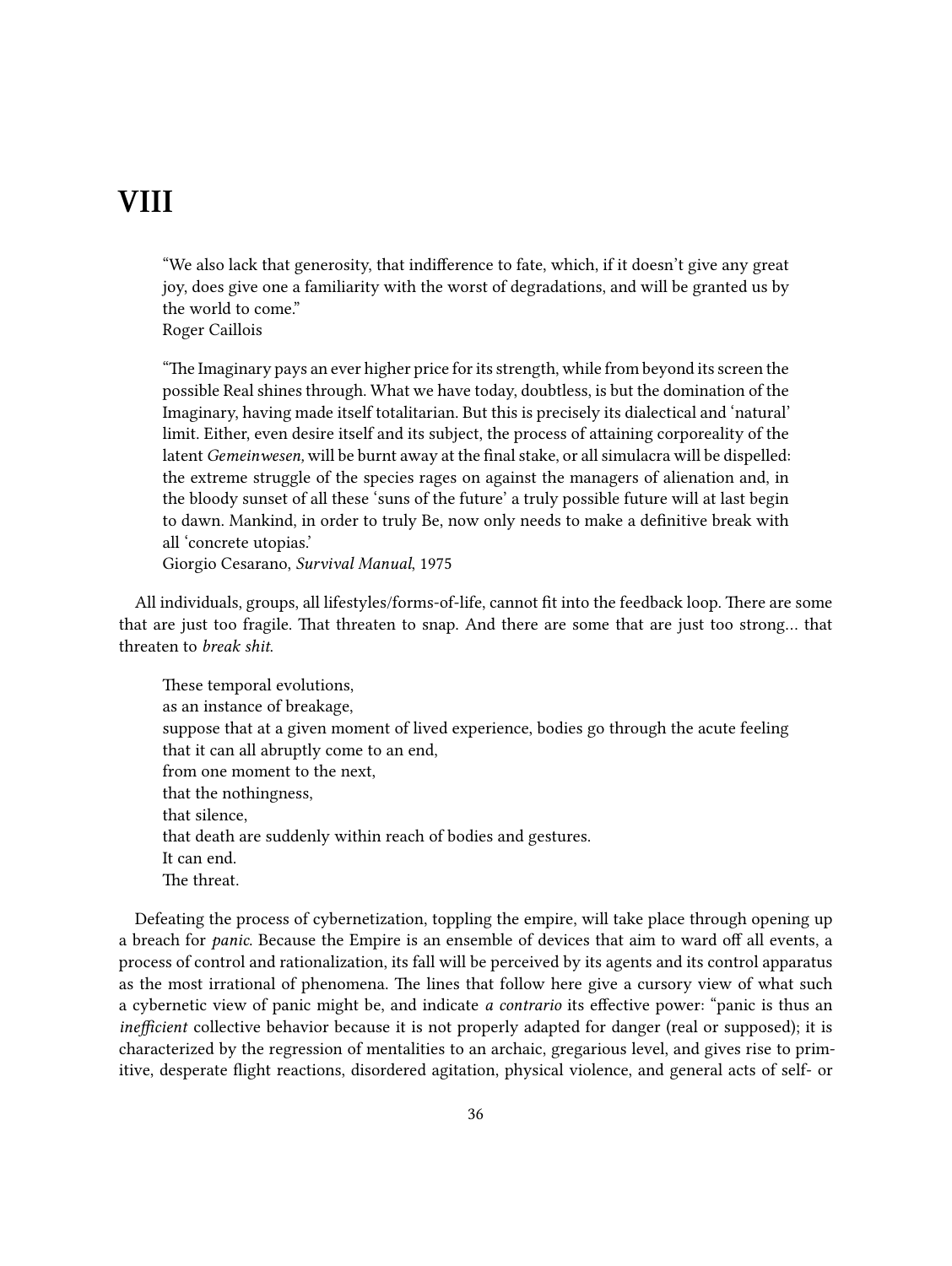# VIII

> "We also lack that generosity, that indifference to fate, which, if it doesn't give any great joy, does give one a familiarity with the worst of degradations, and will be granted us by the world to come."
> Roger Caillois

> "The Imaginary pays an ever higher price for its strength, while from beyond its screen the possible Real shines through. What we have today, doubtless, is but the domination of the Imaginary, having made itself totalitarian. But this is precisely its dialectical and 'natural' limit. Either, even desire itself and its subject, the process of attaining corporeality of the latent *Gemeinwesen,* will be burnt away at the final stake, or all simulacra will be dispelled: the extreme struggle of the species rages on against the managers of alienation and, in the bloody sunset of all these 'suns of the future' a truly possible future will at last begin to dawn. Mankind, in order to truly Be, now only needs to make a definitive break with all 'concrete utopias.'
> Giorgio Cesarano, *Survival Manual*, 1975

All individuals, groups, all lifestyles/forms-of-life, cannot fit into the feedback loop. There are some that are just too fragile. That threaten to snap. And there are some that are just too strong… that threaten to *break shit*.

> These temporal evolutions,
> as an instance of breakage,
> suppose that at a given moment of lived experience, bodies go through the acute feeling
> that it can all abruptly come to an end,
> from one moment to the next,
> that the nothingness,
> that silence,
> that death are suddenly within reach of bodies and gestures.
> It can end.
> The threat.

Defeating the process of cybernetization, toppling the empire, will take place through opening up a breach for *panic*. Because the Empire is an ensemble of devices that aim to ward off all events, a process of control and rationalization, its fall will be perceived by its agents and its control apparatus as the most irrational of phenomena. The lines that follow here give a cursory view of what such a cybernetic view of panic might be, and indicate *a contrario* its effective power: "panic is thus an *inefficient* collective behavior because it is not properly adapted for danger (real or supposed); it is characterized by the regression of mentalities to an archaic, gregarious level, and gives rise to primitive, desperate flight reactions, disordered agitation, physical violence, and general acts of self- or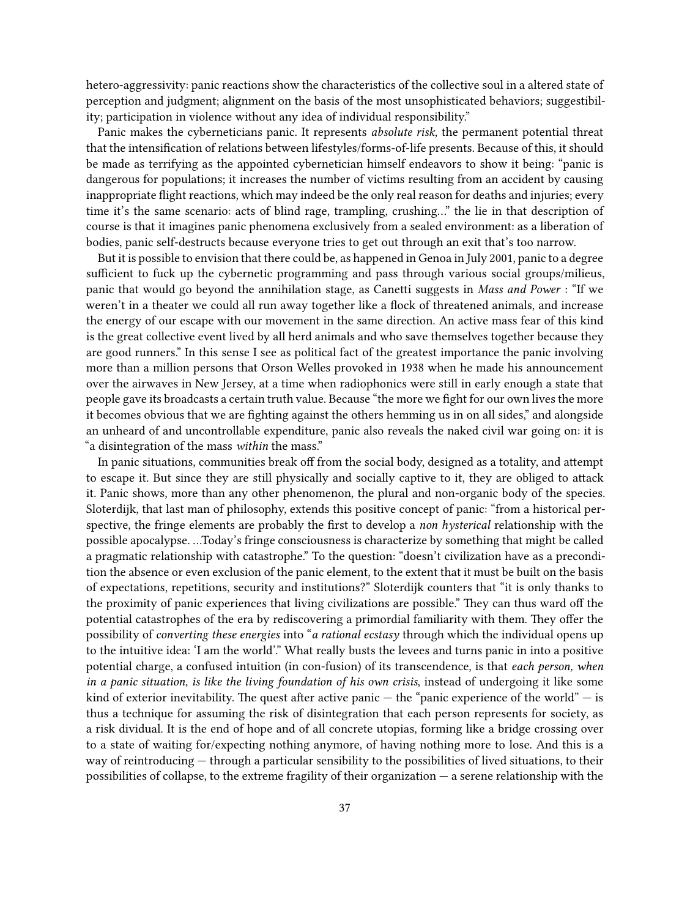hetero-aggressivity: panic reactions show the characteristics of the collective soul in a altered state of perception and judgment; alignment on the basis of the most unsophisticated behaviors; suggestibility; participation in violence without any idea of individual responsibility."

Panic makes the cyberneticians panic. It represents *absolute risk*, the permanent potential threat that the intensification of relations between lifestyles/forms-of-life presents. Because of this, it should be made as terrifying as the appointed cybernetician himself endeavors to show it being: "panic is dangerous for populations; it increases the number of victims resulting from an accident by causing inappropriate flight reactions, which may indeed be the only real reason for deaths and injuries; every time it's the same scenario: acts of blind rage, trampling, crushing…" the lie in that description of course is that it imagines panic phenomena exclusively from a sealed environment: as a liberation of bodies, panic self-destructs because everyone tries to get out through an exit that's too narrow.

But it is possible to envision that there could be, as happened in Genoa in July 2001, panic to a degree sufficient to fuck up the cybernetic programming and pass through various social groups/milieus, panic that would go beyond the annihilation stage, as Canetti suggests in *Mass and Power* : "If we weren't in a theater we could all run away together like a flock of threatened animals, and increase the energy of our escape with our movement in the same direction. An active mass fear of this kind is the great collective event lived by all herd animals and who save themselves together because they are good runners." In this sense I see as political fact of the greatest importance the panic involving more than a million persons that Orson Welles provoked in 1938 when he made his announcement over the airwaves in New Jersey, at a time when radiophonics were still in early enough a state that people gave its broadcasts a certain truth value. Because "the more we fight for our own lives the more it becomes obvious that we are fighting against the others hemming us in on all sides," and alongside an unheard of and uncontrollable expenditure, panic also reveals the naked civil war going on: it is "a disintegration of the mass *within* the mass."

In panic situations, communities break off from the social body, designed as a totality, and attempt to escape it. But since they are still physically and socially captive to it, they are obliged to attack it. Panic shows, more than any other phenomenon, the plural and non-organic body of the species. Sloterdijk, that last man of philosophy, extends this positive concept of panic: "from a historical perspective, the fringe elements are probably the first to develop a *non hysterical* relationship with the possible apocalypse. …Today's fringe consciousness is characterize by something that might be called a pragmatic relationship with catastrophe." To the question: "doesn't civilization have as a precondition the absence or even exclusion of the panic element, to the extent that it must be built on the basis of expectations, repetitions, security and institutions?" Sloterdijk counters that "it is only thanks to the proximity of panic experiences that living civilizations are possible." They can thus ward off the potential catastrophes of the era by rediscovering a primordial familiarity with them. They offer the possibility of *converting these energies* into "*a rational ecstasy* through which the individual opens up to the intuitive idea: 'I am the world'." What really busts the levees and turns panic in into a positive potential charge, a confused intuition (in con-fusion) of its transcendence, is that *each person, when in a panic situation, is like the living foundation of his own crisis*, instead of undergoing it like some kind of exterior inevitability. The quest after active panic — the "panic experience of the world" — is thus a technique for assuming the risk of disintegration that each person represents for society, as a risk dividual. It is the end of hope and of all concrete utopias, forming like a bridge crossing over to a state of waiting for/expecting nothing anymore, of having nothing more to lose. And this is a way of reintroducing — through a particular sensibility to the possibilities of lived situations, to their possibilities of collapse, to the extreme fragility of their organization — a serene relationship with the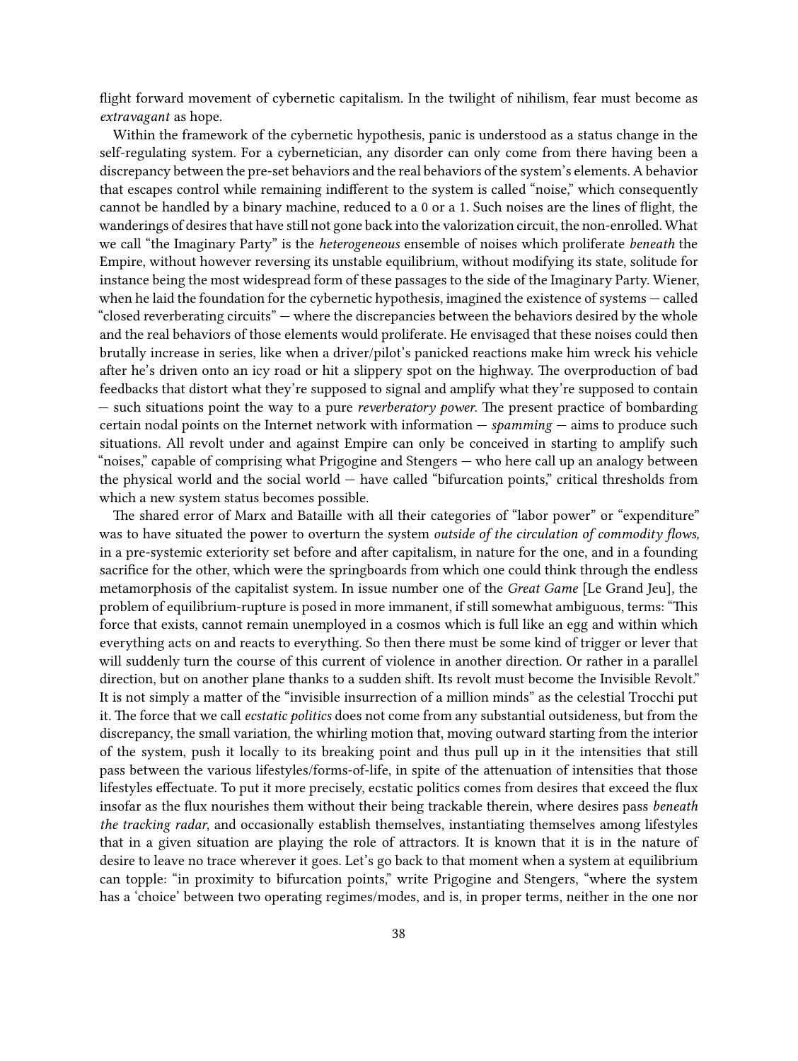flight forward movement of cybernetic capitalism. In the twilight of nihilism, fear must become as *extravagant* as hope.

Within the framework of the cybernetic hypothesis, panic is understood as a status change in the self-regulating system. For a cybernetician, any disorder can only come from there having been a discrepancy between the pre-set behaviors and the real behaviors of the system's elements. A behavior that escapes control while remaining indifferent to the system is called "noise," which consequently cannot be handled by a binary machine, reduced to a 0 or a 1. Such noises are the lines of flight, the wanderings of desires that have still not gone back into the valorization circuit, the non-enrolled. What we call "the Imaginary Party" is the *heterogeneous* ensemble of noises which proliferate *beneath* the Empire, without however reversing its unstable equilibrium, without modifying its state, solitude for instance being the most widespread form of these passages to the side of the Imaginary Party. Wiener, when he laid the foundation for the cybernetic hypothesis, imagined the existence of systems — called "closed reverberating circuits" — where the discrepancies between the behaviors desired by the whole and the real behaviors of those elements would proliferate. He envisaged that these noises could then brutally increase in series, like when a driver/pilot's panicked reactions make him wreck his vehicle after he's driven onto an icy road or hit a slippery spot on the highway. The overproduction of bad feedbacks that distort what they're supposed to signal and amplify what they're supposed to contain — such situations point the way to a pure *reverberatory power*. The present practice of bombarding certain nodal points on the Internet network with information — *spamming* — aims to produce such situations. All revolt under and against Empire can only be conceived in starting to amplify such "noises," capable of comprising what Prigogine and Stengers — who here call up an analogy between the physical world and the social world — have called "bifurcation points," critical thresholds from which a new system status becomes possible.

The shared error of Marx and Bataille with all their categories of "labor power" or "expenditure" was to have situated the power to overturn the system *outside of the circulation of commodity flows,* in a pre-systemic exteriority set before and after capitalism, in nature for the one, and in a founding sacrifice for the other, which were the springboards from which one could think through the endless metamorphosis of the capitalist system. In issue number one of the *Great Game* [Le Grand Jeu], the problem of equilibrium-rupture is posed in more immanent, if still somewhat ambiguous, terms: "This force that exists, cannot remain unemployed in a cosmos which is full like an egg and within which everything acts on and reacts to everything. So then there must be some kind of trigger or lever that will suddenly turn the course of this current of violence in another direction. Or rather in a parallel direction, but on another plane thanks to a sudden shift. Its revolt must become the Invisible Revolt." It is not simply a matter of the "invisible insurrection of a million minds" as the celestial Trocchi put it. The force that we call *ecstatic politics* does not come from any substantial outsideness, but from the discrepancy, the small variation, the whirling motion that, moving outward starting from the interior of the system, push it locally to its breaking point and thus pull up in it the intensities that still pass between the various lifestyles/forms-of-life, in spite of the attenuation of intensities that those lifestyles effectuate. To put it more precisely, ecstatic politics comes from desires that exceed the flux insofar as the flux nourishes them without their being trackable therein, where desires pass *beneath the tracking radar*, and occasionally establish themselves, instantiating themselves among lifestyles that in a given situation are playing the role of attractors. It is known that it is in the nature of desire to leave no trace wherever it goes. Let's go back to that moment when a system at equilibrium can topple: "in proximity to bifurcation points," write Prigogine and Stengers, "where the system has a 'choice' between two operating regimes/modes, and is, in proper terms, neither in the one nor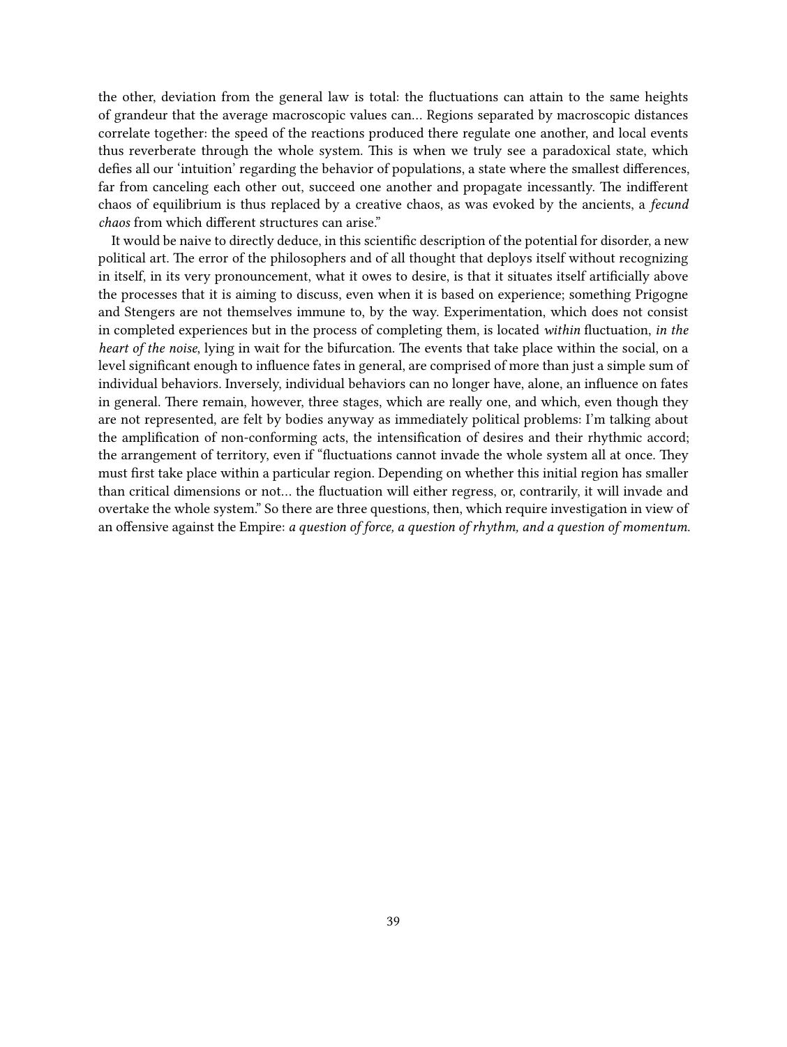the other, deviation from the general law is total: the fluctuations can attain to the same heights of grandeur that the average macroscopic values can… Regions separated by macroscopic distances correlate together: the speed of the reactions produced there regulate one another, and local events thus reverberate through the whole system. This is when we truly see a paradoxical state, which defies all our 'intuition' regarding the behavior of populations, a state where the smallest differences, far from canceling each other out, succeed one another and propagate incessantly. The indifferent chaos of equilibrium is thus replaced by a creative chaos, as was evoked by the ancients, a *fecund chaos* from which different structures can arise."

It would be naive to directly deduce, in this scientific description of the potential for disorder, a new political art. The error of the philosophers and of all thought that deploys itself without recognizing in itself, in its very pronouncement, what it owes to desire, is that it situates itself artificially above the processes that it is aiming to discuss, even when it is based on experience; something Prigogne and Stengers are not themselves immune to, by the way. Experimentation, which does not consist in completed experiences but in the process of completing them, is located *within* fluctuation, *in the heart of the noise*, lying in wait for the bifurcation. The events that take place within the social, on a level significant enough to influence fates in general, are comprised of more than just a simple sum of individual behaviors. Inversely, individual behaviors can no longer have, alone, an influence on fates in general. There remain, however, three stages, which are really one, and which, even though they are not represented, are felt by bodies anyway as immediately political problems: I'm talking about the amplification of non-conforming acts, the intensification of desires and their rhythmic accord; the arrangement of territory, even if "fluctuations cannot invade the whole system all at once. They must first take place within a particular region. Depending on whether this initial region has smaller than critical dimensions or not… the fluctuation will either regress, or, contrarily, it will invade and overtake the whole system." So there are three questions, then, which require investigation in view of an offensive against the Empire: *a question of force, a question of rhythm, and a question of momentum.*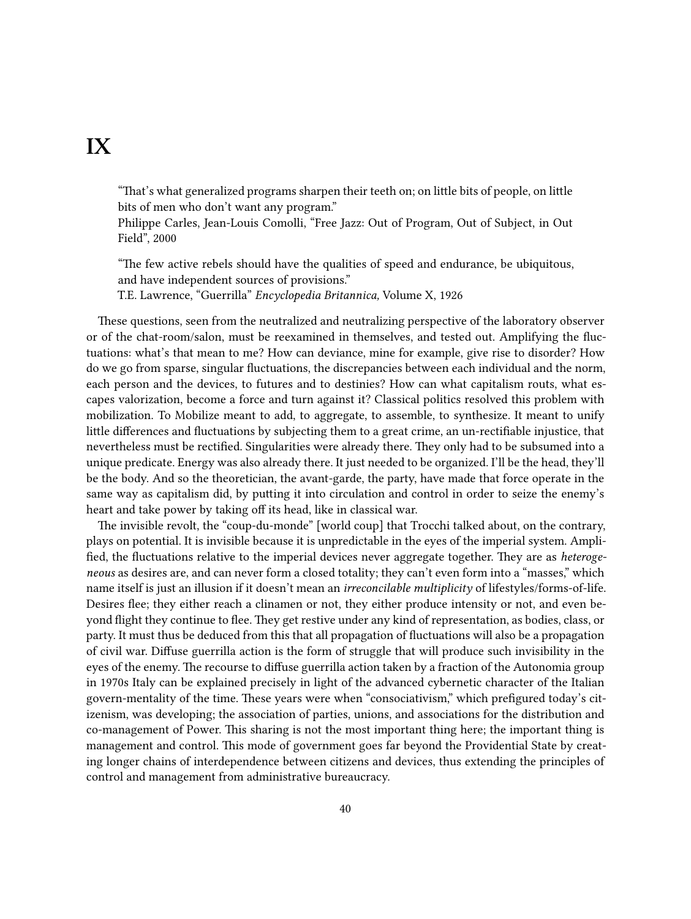# IX

> "That's what generalized programs sharpen their teeth on; on little bits of people, on little bits of men who don't want any program."
> Philippe Carles, Jean-Louis Comolli, "Free Jazz: Out of Program, Out of Subject, in Out Field", 2000

> "The few active rebels should have the qualities of speed and endurance, be ubiquitous, and have independent sources of provisions."
> T.E. Lawrence, "Guerrilla" *Encyclopedia Britannica,* Volume X, 1926

These questions, seen from the neutralized and neutralizing perspective of the laboratory observer or of the chat-room/salon, must be reexamined in themselves, and tested out. Amplifying the fluctuations: what's that mean to me? How can deviance, mine for example, give rise to disorder? How do we go from sparse, singular fluctuations, the discrepancies between each individual and the norm, each person and the devices, to futures and to destinies? How can what capitalism routs, what escapes valorization, become a force and turn against it? Classical politics resolved this problem with mobilization. To Mobilize meant to add, to aggregate, to assemble, to synthesize. It meant to unify little differences and fluctuations by subjecting them to a great crime, an un-rectifiable injustice, that nevertheless must be rectified. Singularities were already there. They only had to be subsumed into a unique predicate. Energy was also already there. It just needed to be organized. I'll be the head, they'll be the body. And so the theoretician, the avant-garde, the party, have made that force operate in the same way as capitalism did, by putting it into circulation and control in order to seize the enemy's heart and take power by taking off its head, like in classical war.

The invisible revolt, the "coup-du-monde" [world coup] that Trocchi talked about, on the contrary, plays on potential. It is invisible because it is unpredictable in the eyes of the imperial system. Amplified, the fluctuations relative to the imperial devices never aggregate together. They are as *heterogeneous* as desires are, and can never form a closed totality; they can't even form into a "masses," which name itself is just an illusion if it doesn't mean an *irreconcilable multiplicity* of lifestyles/forms-of-life. Desires flee; they either reach a clinamen or not, they either produce intensity or not, and even beyond flight they continue to flee. They get restive under any kind of representation, as bodies, class, or party. It must thus be deduced from this that all propagation of fluctuations will also be a propagation of civil war. Diffuse guerrilla action is the form of struggle that will produce such invisibility in the eyes of the enemy. The recourse to diffuse guerrilla action taken by a fraction of the Autonomia group in 1970s Italy can be explained precisely in light of the advanced cybernetic character of the Italian govern-mentality of the time. These years were when "consociativism," which prefigured today's citizenism, was developing; the association of parties, unions, and associations for the distribution and co-management of Power. This sharing is not the most important thing here; the important thing is management and control. This mode of government goes far beyond the Providential State by creating longer chains of interdependence between citizens and devices, thus extending the principles of control and management from administrative bureaucracy.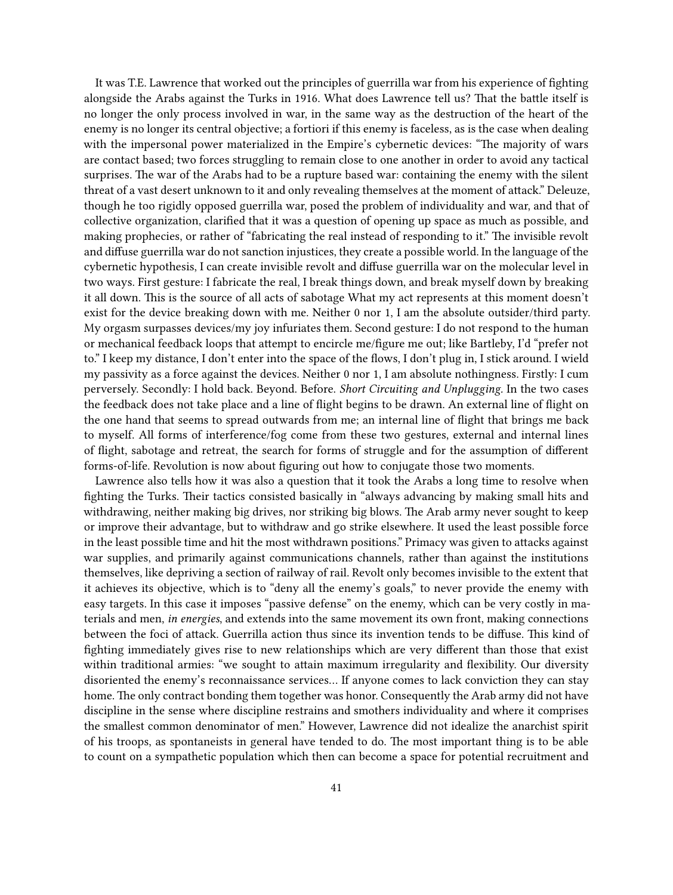It was T.E. Lawrence that worked out the principles of guerrilla war from his experience of fighting alongside the Arabs against the Turks in 1916. What does Lawrence tell us? That the battle itself is no longer the only process involved in war, in the same way as the destruction of the heart of the enemy is no longer its central objective; a fortiori if this enemy is faceless, as is the case when dealing with the impersonal power materialized in the Empire's cybernetic devices: "The majority of wars are contact based; two forces struggling to remain close to one another in order to avoid any tactical surprises. The war of the Arabs had to be a rupture based war: containing the enemy with the silent threat of a vast desert unknown to it and only revealing themselves at the moment of attack." Deleuze, though he too rigidly opposed guerrilla war, posed the problem of individuality and war, and that of collective organization, clarified that it was a question of opening up space as much as possible, and making prophecies, or rather of "fabricating the real instead of responding to it." The invisible revolt and diffuse guerrilla war do not sanction injustices, they create a possible world. In the language of the cybernetic hypothesis, I can create invisible revolt and diffuse guerrilla war on the molecular level in two ways. First gesture: I fabricate the real, I break things down, and break myself down by breaking it all down. This is the source of all acts of sabotage What my act represents at this moment doesn't exist for the device breaking down with me. Neither 0 nor 1, I am the absolute outsider/third party. My orgasm surpasses devices/my joy infuriates them. Second gesture: I do not respond to the human or mechanical feedback loops that attempt to encircle me/figure me out; like Bartleby, I'd "prefer not to." I keep my distance, I don't enter into the space of the flows, I don't plug in, I stick around. I wield my passivity as a force against the devices. Neither 0 nor 1, I am absolute nothingness. Firstly: I cum perversely. Secondly: I hold back. Beyond. Before. *Short Circuiting and Unplugging*. In the two cases the feedback does not take place and a line of flight begins to be drawn. An external line of flight on the one hand that seems to spread outwards from me; an internal line of flight that brings me back to myself. All forms of interference/fog come from these two gestures, external and internal lines of flight, sabotage and retreat, the search for forms of struggle and for the assumption of different forms-of-life. Revolution is now about figuring out how to conjugate those two moments.

Lawrence also tells how it was also a question that it took the Arabs a long time to resolve when fighting the Turks. Their tactics consisted basically in "always advancing by making small hits and withdrawing, neither making big drives, nor striking big blows. The Arab army never sought to keep or improve their advantage, but to withdraw and go strike elsewhere. It used the least possible force in the least possible time and hit the most withdrawn positions." Primacy was given to attacks against war supplies, and primarily against communications channels, rather than against the institutions themselves, like depriving a section of railway of rail. Revolt only becomes invisible to the extent that it achieves its objective, which is to "deny all the enemy's goals," to never provide the enemy with easy targets. In this case it imposes "passive defense" on the enemy, which can be very costly in materials and men, *in energies*, and extends into the same movement its own front, making connections between the foci of attack. Guerrilla action thus since its invention tends to be diffuse. This kind of fighting immediately gives rise to new relationships which are very different than those that exist within traditional armies: "we sought to attain maximum irregularity and flexibility. Our diversity disoriented the enemy's reconnaissance services… If anyone comes to lack conviction they can stay home. The only contract bonding them together was honor. Consequently the Arab army did not have discipline in the sense where discipline restrains and smothers individuality and where it comprises the smallest common denominator of men." However, Lawrence did not idealize the anarchist spirit of his troops, as spontaneists in general have tended to do. The most important thing is to be able to count on a sympathetic population which then can become a space for potential recruitment and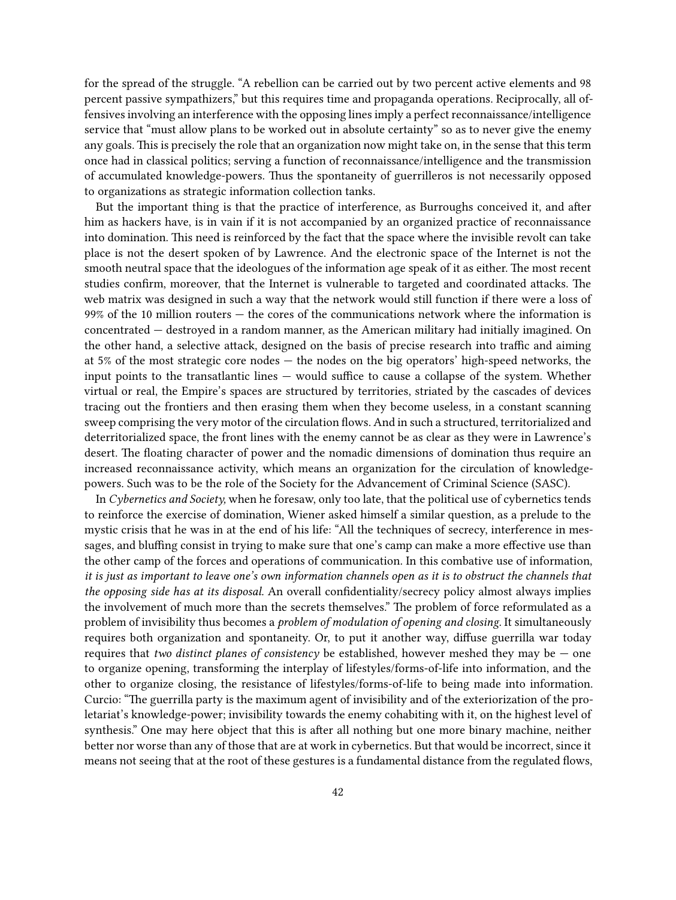for the spread of the struggle. "A rebellion can be carried out by two percent active elements and 98 percent passive sympathizers," but this requires time and propaganda operations. Reciprocally, all offensives involving an interference with the opposing lines imply a perfect reconnaissance/intelligence service that "must allow plans to be worked out in absolute certainty" so as to never give the enemy any goals. This is precisely the role that an organization now might take on, in the sense that this term once had in classical politics; serving a function of reconnaissance/intelligence and the transmission of accumulated knowledge-powers. Thus the spontaneity of guerrilleros is not necessarily opposed to organizations as strategic information collection tanks.

But the important thing is that the practice of interference, as Burroughs conceived it, and after him as hackers have, is in vain if it is not accompanied by an organized practice of reconnaissance into domination. This need is reinforced by the fact that the space where the invisible revolt can take place is not the desert spoken of by Lawrence. And the electronic space of the Internet is not the smooth neutral space that the ideologues of the information age speak of it as either. The most recent studies confirm, moreover, that the Internet is vulnerable to targeted and coordinated attacks. The web matrix was designed in such a way that the network would still function if there were a loss of 99% of the 10 million routers — the cores of the communications network where the information is concentrated — destroyed in a random manner, as the American military had initially imagined. On the other hand, a selective attack, designed on the basis of precise research into traffic and aiming at 5% of the most strategic core nodes — the nodes on the big operators' high-speed networks, the input points to the transatlantic lines — would suffice to cause a collapse of the system. Whether virtual or real, the Empire's spaces are structured by territories, striated by the cascades of devices tracing out the frontiers and then erasing them when they become useless, in a constant scanning sweep comprising the very motor of the circulation flows. And in such a structured, territorialized and deterritorialized space, the front lines with the enemy cannot be as clear as they were in Lawrence's desert. The floating character of power and the nomadic dimensions of domination thus require an increased reconnaissance activity, which means an organization for the circulation of knowledge-powers. Such was to be the role of the Society for the Advancement of Criminal Science (SASC).

In *Cybernetics and Society,* when he foresaw, only too late, that the political use of cybernetics tends to reinforce the exercise of domination, Wiener asked himself a similar question, as a prelude to the mystic crisis that he was in at the end of his life: "All the techniques of secrecy, interference in messages, and bluffing consist in trying to make sure that one's camp can make a more effective use than the other camp of the forces and operations of communication. In this combative use of information, *it is just as important to leave one's own information channels open as it is to obstruct the channels that the opposing side has at its disposal.* An overall confidentiality/secrecy policy almost always implies the involvement of much more than the secrets themselves." The problem of force reformulated as a problem of invisibility thus becomes a *problem of modulation of opening and closing.* It simultaneously requires both organization and spontaneity. Or, to put it another way, diffuse guerrilla war today requires that *two distinct planes of consistency* be established, however meshed they may be — one to organize opening, transforming the interplay of lifestyles/forms-of-life into information, and the other to organize closing, the resistance of lifestyles/forms-of-life to being made into information. Curcio: "The guerrilla party is the maximum agent of invisibility and of the exteriorization of the proletariat's knowledge-power; invisibility towards the enemy cohabiting with it, on the highest level of synthesis." One may here object that this is after all nothing but one more binary machine, neither better nor worse than any of those that are at work in cybernetics. But that would be incorrect, since it means not seeing that at the root of these gestures is a fundamental distance from the regulated flows,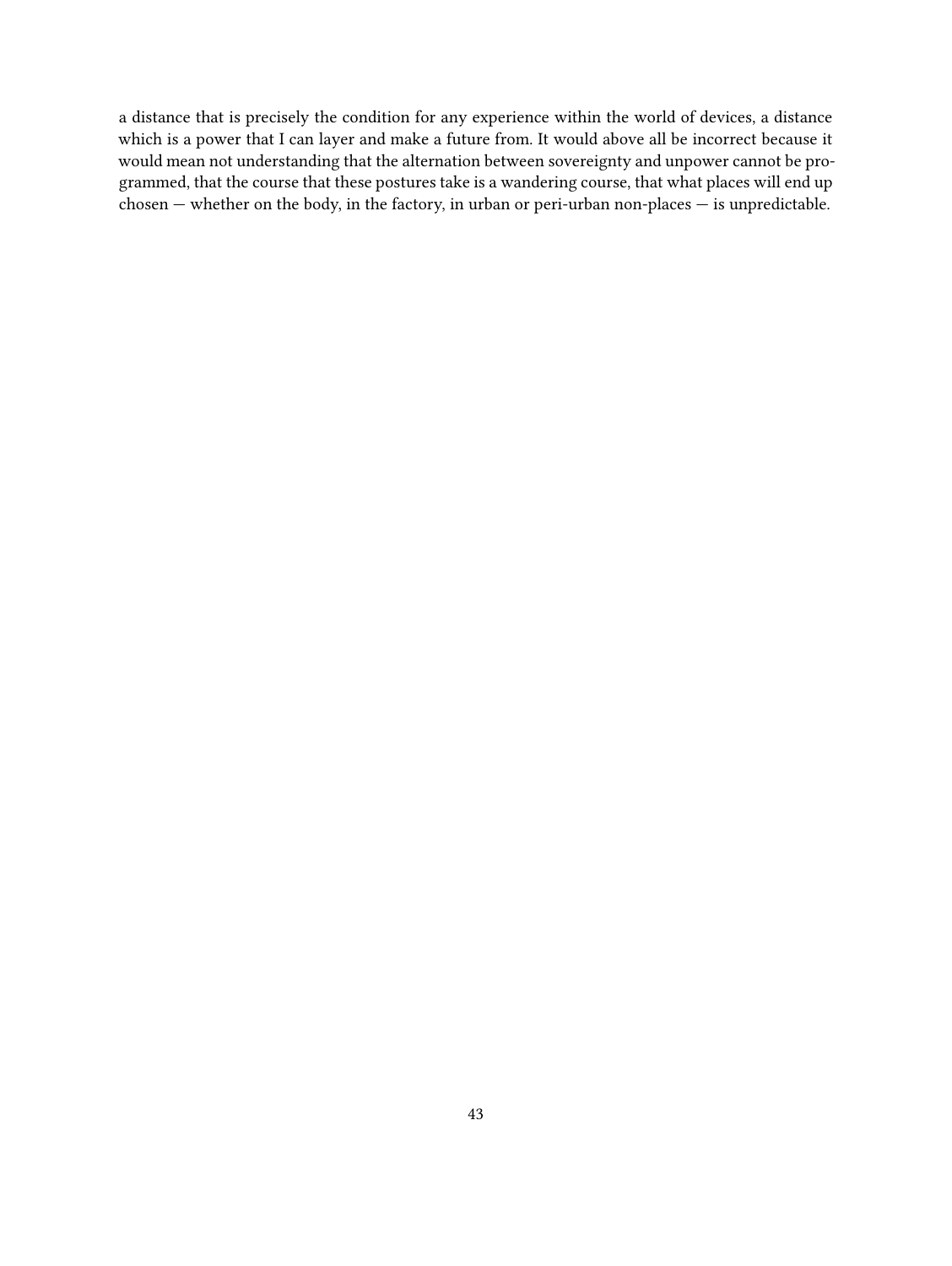a distance that is precisely the condition for any experience within the world of devices, a distance which is a power that I can layer and make a future from. It would above all be incorrect because it would mean not understanding that the alternation between sovereignty and unpower cannot be programmed, that the course that these postures take is a wandering course, that what places will end up chosen — whether on the body, in the factory, in urban or peri-urban non-places — is unpredictable.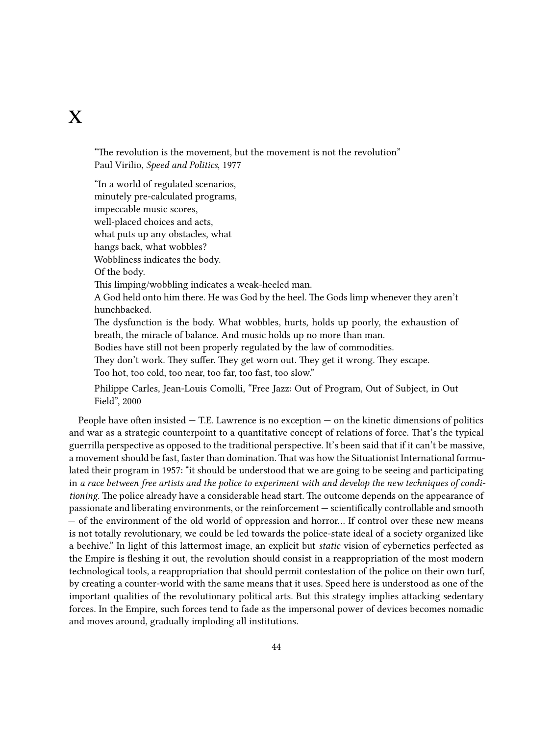# X

> "The revolution is the movement, but the movement is not the revolution"
> Paul Virilio, *Speed and Politics*, 1977

> "In a world of regulated scenarios,
> minutely pre-calculated programs,
> impeccable music scores,
> well-placed choices and acts,
> what puts up any obstacles, what
> hangs back, what wobbles?
> Wobbliness indicates the body.
> Of the body.
> This limping/wobbling indicates a weak-heeled man.
> A God held onto him there. He was God by the heel. The Gods limp whenever they aren't hunchbacked.
> The dysfunction is the body. What wobbles, hurts, holds up poorly, the exhaustion of breath, the miracle of balance. And music holds up no more than man.
> Bodies have still not been properly regulated by the law of commodities.
> They don't work. They suffer. They get worn out. They get it wrong. They escape.
> Too hot, too cold, too near, too far, too fast, too slow."
>
> Philippe Carles, Jean-Louis Comolli, "Free Jazz: Out of Program, Out of Subject, in Out Field", 2000

People have often insisted — T.E. Lawrence is no exception — on the kinetic dimensions of politics and war as a strategic counterpoint to a quantitative concept of relations of force. That's the typical guerrilla perspective as opposed to the traditional perspective. It's been said that if it can't be massive, a movement should be fast, faster than domination. That was how the Situationist International formulated their program in 1957: "it should be understood that we are going to be seeing and participating in *a race between free artists and the police to experiment with and develop the new techniques of conditioning*. The police already have a considerable head start. The outcome depends on the appearance of passionate and liberating environments, or the reinforcement — scientifically controllable and smooth — of the environment of the old world of oppression and horror… If control over these new means is not totally revolutionary, we could be led towards the police-state ideal of a society organized like a beehive." In light of this lattermost image, an explicit but *static* vision of cybernetics perfected as the Empire is fleshing it out, the revolution should consist in a reappropriation of the most modern technological tools, a reappropriation that should permit contestation of the police on their own turf, by creating a counter-world with the same means that it uses. Speed here is understood as one of the important qualities of the revolutionary political arts. But this strategy implies attacking sedentary forces. In the Empire, such forces tend to fade as the impersonal power of devices becomes nomadic and moves around, gradually imploding all institutions.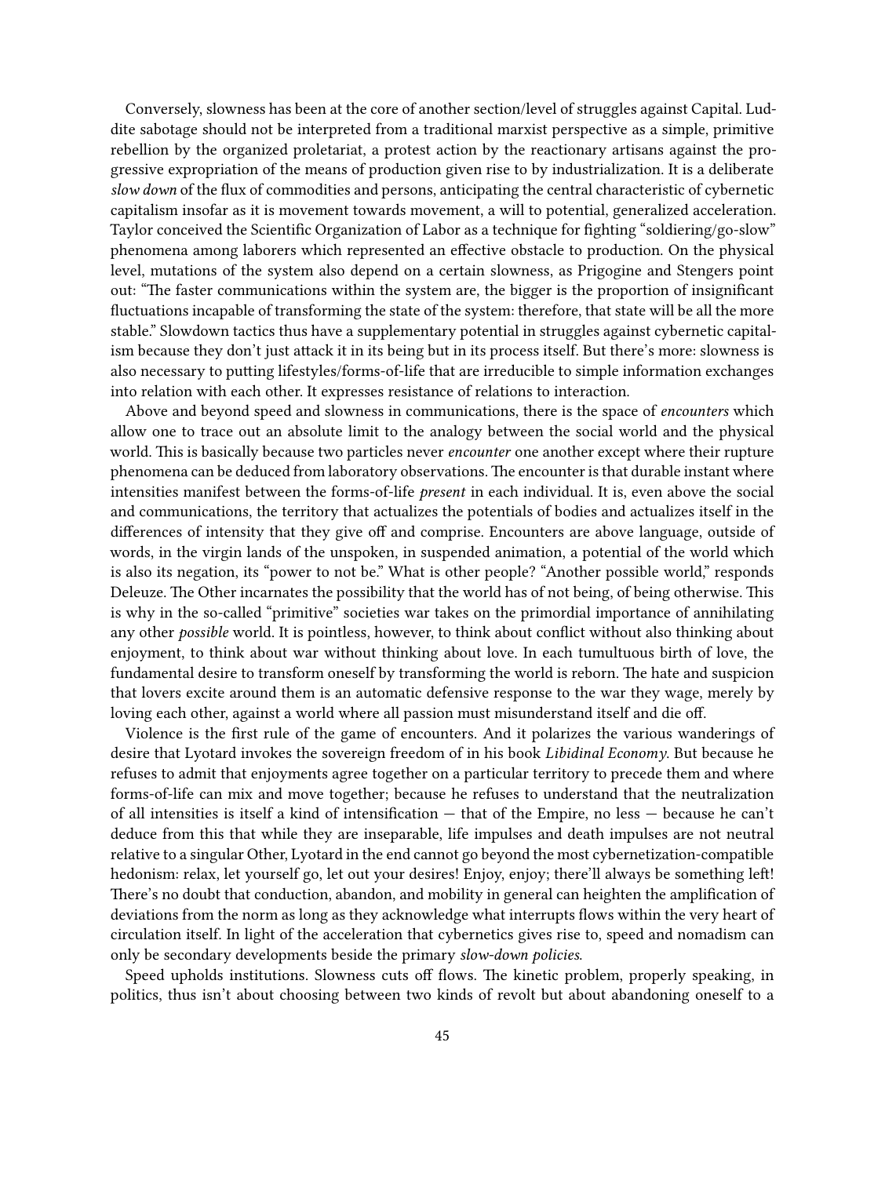Conversely, slowness has been at the core of another section/level of struggles against Capital. Luddite sabotage should not be interpreted from a traditional marxist perspective as a simple, primitive rebellion by the organized proletariat, a protest action by the reactionary artisans against the progressive expropriation of the means of production given rise to by industrialization. It is a deliberate *slow down* of the flux of commodities and persons, anticipating the central characteristic of cybernetic capitalism insofar as it is movement towards movement, a will to potential, generalized acceleration. Taylor conceived the Scientific Organization of Labor as a technique for fighting "soldiering/go-slow" phenomena among laborers which represented an effective obstacle to production. On the physical level, mutations of the system also depend on a certain slowness, as Prigogine and Stengers point out: "The faster communications within the system are, the bigger is the proportion of insignificant fluctuations incapable of transforming the state of the system: therefore, that state will be all the more stable." Slowdown tactics thus have a supplementary potential in struggles against cybernetic capitalism because they don't just attack it in its being but in its process itself. But there's more: slowness is also necessary to putting lifestyles/forms-of-life that are irreducible to simple information exchanges into relation with each other. It expresses resistance of relations to interaction.

Above and beyond speed and slowness in communications, there is the space of *encounters* which allow one to trace out an absolute limit to the analogy between the social world and the physical world. This is basically because two particles never *encounter* one another except where their rupture phenomena can be deduced from laboratory observations. The encounter is that durable instant where intensities manifest between the forms-of-life *present* in each individual. It is, even above the social and communications, the territory that actualizes the potentials of bodies and actualizes itself in the differences of intensity that they give off and comprise. Encounters are above language, outside of words, in the virgin lands of the unspoken, in suspended animation, a potential of the world which is also its negation, its "power to not be." What is other people? "Another possible world," responds Deleuze. The Other incarnates the possibility that the world has of not being, of being otherwise. This is why in the so-called "primitive" societies war takes on the primordial importance of annihilating any other *possible* world. It is pointless, however, to think about conflict without also thinking about enjoyment, to think about war without thinking about love. In each tumultuous birth of love, the fundamental desire to transform oneself by transforming the world is reborn. The hate and suspicion that lovers excite around them is an automatic defensive response to the war they wage, merely by loving each other, against a world where all passion must misunderstand itself and die off.

Violence is the first rule of the game of encounters. And it polarizes the various wanderings of desire that Lyotard invokes the sovereign freedom of in his book *Libidinal Economy*. But because he refuses to admit that enjoyments agree together on a particular territory to precede them and where forms-of-life can mix and move together; because he refuses to understand that the neutralization of all intensities is itself a kind of intensification — that of the Empire, no less — because he can't deduce from this that while they are inseparable, life impulses and death impulses are not neutral relative to a singular Other, Lyotard in the end cannot go beyond the most cybernetization-compatible hedonism: relax, let yourself go, let out your desires! Enjoy, enjoy; there'll always be something left! There's no doubt that conduction, abandon, and mobility in general can heighten the amplification of deviations from the norm as long as they acknowledge what interrupts flows within the very heart of circulation itself. In light of the acceleration that cybernetics gives rise to, speed and nomadism can only be secondary developments beside the primary *slow-down policies*.

Speed upholds institutions. Slowness cuts off flows. The kinetic problem, properly speaking, in politics, thus isn't about choosing between two kinds of revolt but about abandoning oneself to a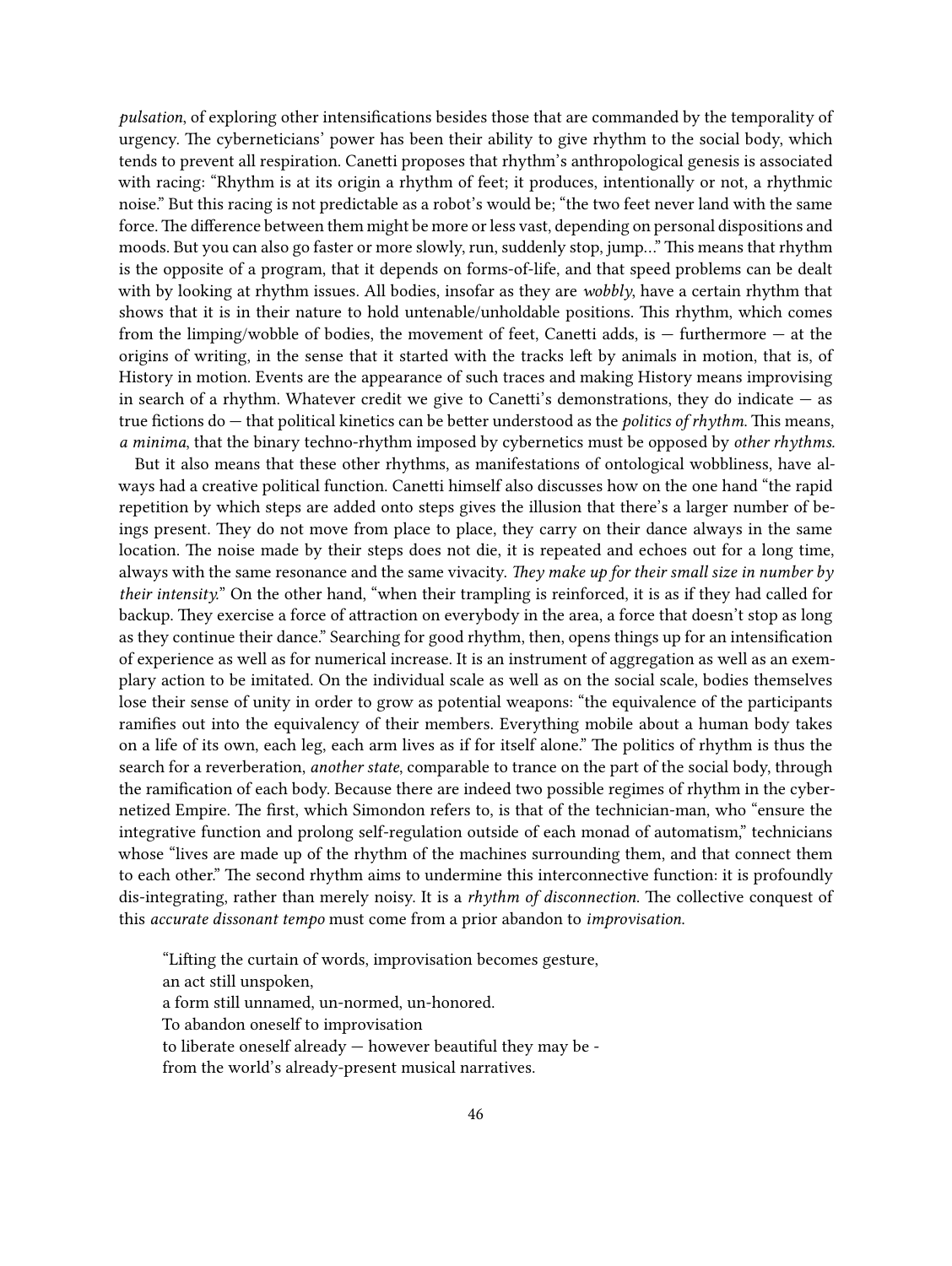*pulsation*, of exploring other intensifications besides those that are commanded by the temporality of urgency. The cyberneticians' power has been their ability to give rhythm to the social body, which tends to prevent all respiration. Canetti proposes that rhythm's anthropological genesis is associated with racing: "Rhythm is at its origin a rhythm of feet; it produces, intentionally or not, a rhythmic noise." But this racing is not predictable as a robot's would be; "the two feet never land with the same force. The difference between them might be more or less vast, depending on personal dispositions and moods. But you can also go faster or more slowly, run, suddenly stop, jump…" This means that rhythm is the opposite of a program, that it depends on forms-of-life, and that speed problems can be dealt with by looking at rhythm issues. All bodies, insofar as they are *wobbly*, have a certain rhythm that shows that it is in their nature to hold untenable/unholdable positions. This rhythm, which comes from the limping/wobble of bodies, the movement of feet, Canetti adds, is — furthermore — at the origins of writing, in the sense that it started with the tracks left by animals in motion, that is, of History in motion. Events are the appearance of such traces and making History means improvising in search of a rhythm. Whatever credit we give to Canetti's demonstrations, they do indicate — as true fictions do — that political kinetics can be better understood as the *politics of rhythm.* This means, *a minima*, that the binary techno-rhythm imposed by cybernetics must be opposed by *other rhythms.*

But it also means that these other rhythms, as manifestations of ontological wobbliness, have always had a creative political function. Canetti himself also discusses how on the one hand "the rapid repetition by which steps are added onto steps gives the illusion that there's a larger number of beings present. They do not move from place to place, they carry on their dance always in the same location. The noise made by their steps does not die, it is repeated and echoes out for a long time, always with the same resonance and the same vivacity. *They make up for their small size in number by their intensity.*" On the other hand, "when their trampling is reinforced, it is as if they had called for backup. They exercise a force of attraction on everybody in the area, a force that doesn't stop as long as they continue their dance." Searching for good rhythm, then, opens things up for an intensification of experience as well as for numerical increase. It is an instrument of aggregation as well as an exemplary action to be imitated. On the individual scale as well as on the social scale, bodies themselves lose their sense of unity in order to grow as potential weapons: "the equivalence of the participants ramifies out into the equivalency of their members. Everything mobile about a human body takes on a life of its own, each leg, each arm lives as if for itself alone." The politics of rhythm is thus the search for a reverberation, *another state*, comparable to trance on the part of the social body, through the ramification of each body. Because there are indeed two possible regimes of rhythm in the cybernetized Empire. The first, which Simondon refers to, is that of the technician-man, who "ensure the integrative function and prolong self-regulation outside of each monad of automatism," technicians whose "lives are made up of the rhythm of the machines surrounding them, and that connect them to each other." The second rhythm aims to undermine this interconnective function: it is profoundly dis-integrating, rather than merely noisy. It is a *rhythm of disconnection.* The collective conquest of this *accurate dissonant tempo* must come from a prior abandon to *improvisation.*

> "Lifting the curtain of words, improvisation becomes gesture,
> an act still unspoken,
> a form still unnamed, un-normed, un-honored.
> To abandon oneself to improvisation
> to liberate oneself already — however beautiful they may be -
> from the world's already-present musical narratives.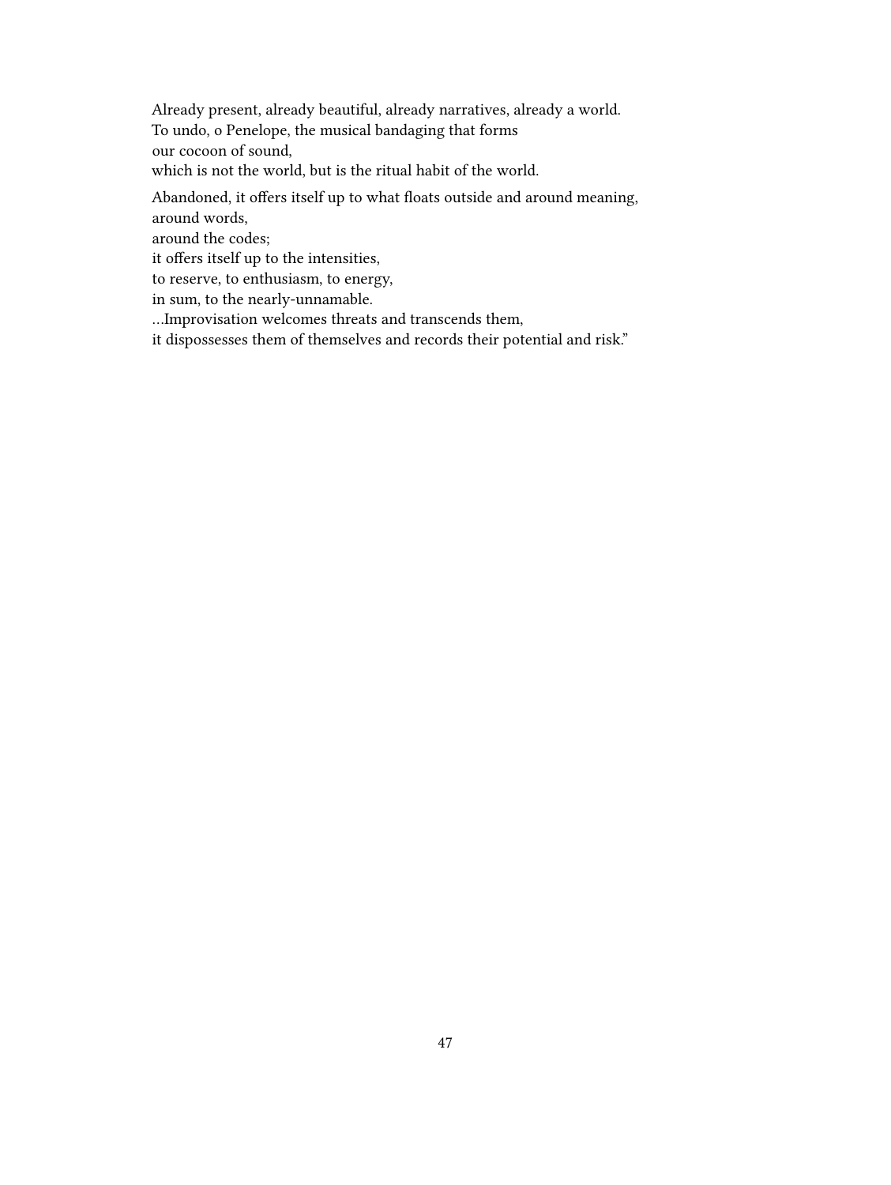Already present, already beautiful, already narratives, already a world.
To undo, o Penelope, the musical bandaging that forms
our cocoon of sound,
which is not the world, but is the ritual habit of the world.

Abandoned, it offers itself up to what floats outside and around meaning,
around words,
around the codes;
it offers itself up to the intensities,
to reserve, to enthusiasm, to energy,
in sum, to the nearly-unnamable.
…Improvisation welcomes threats and transcends them,
it dispossesses them of themselves and records their potential and risk."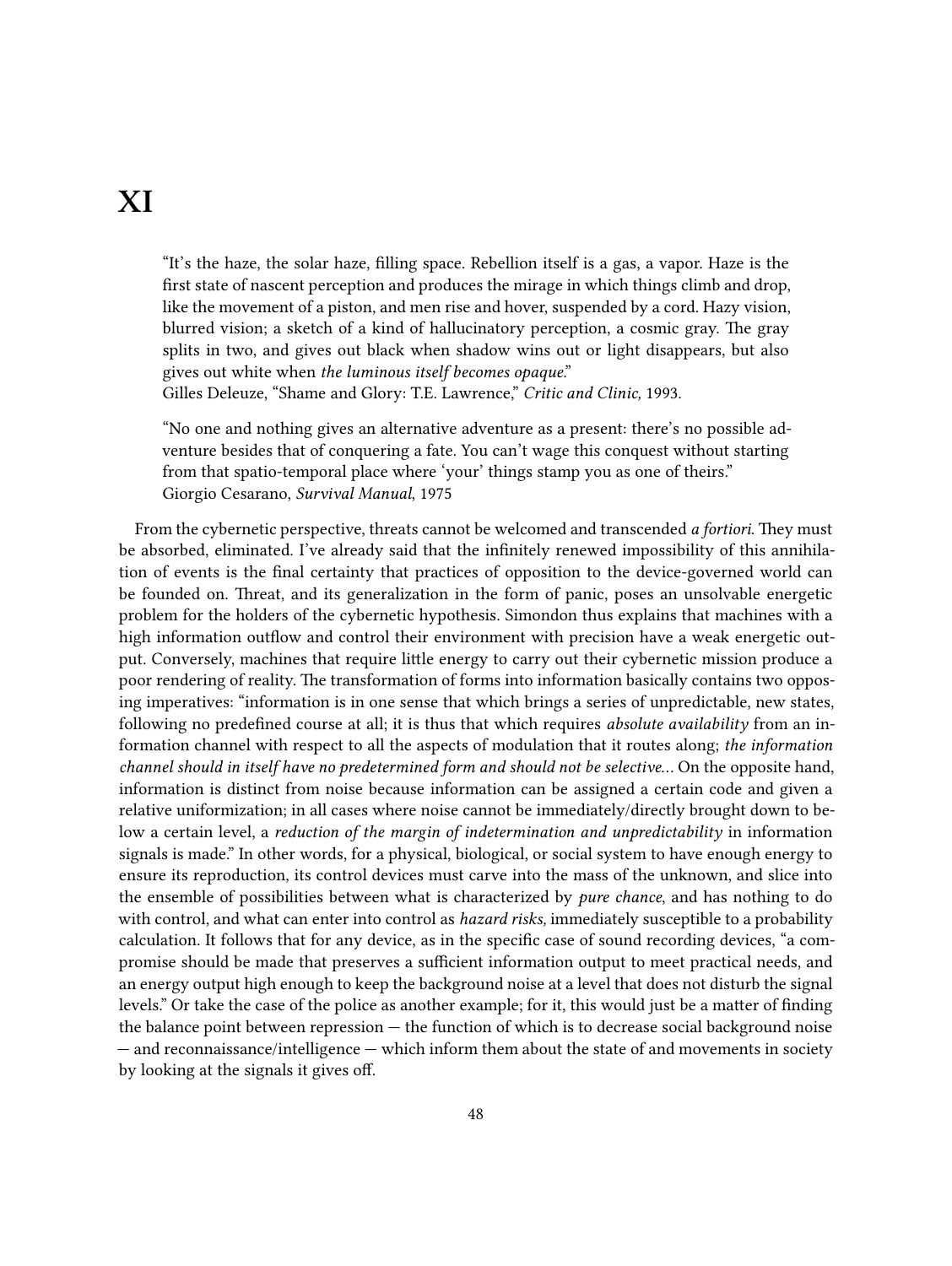# XI

> "It's the haze, the solar haze, filling space. Rebellion itself is a gas, a vapor. Haze is the first state of nascent perception and produces the mirage in which things climb and drop, like the movement of a piston, and men rise and hover, suspended by a cord. Hazy vision, blurred vision; a sketch of a kind of hallucinatory perception, a cosmic gray. The gray splits in two, and gives out black when shadow wins out or light disappears, but also gives out white when *the luminous itself becomes opaque*."
> Gilles Deleuze, "Shame and Glory: T.E. Lawrence," *Critic and Clinic,* 1993.

> "No one and nothing gives an alternative adventure as a present: there's no possible adventure besides that of conquering a fate. You can't wage this conquest without starting from that spatio-temporal place where 'your' things stamp you as one of theirs."
> Giorgio Cesarano, *Survival Manual*, 1975

From the cybernetic perspective, threats cannot be welcomed and transcended *a fortiori*. They must be absorbed, eliminated. I've already said that the infinitely renewed impossibility of this annihilation of events is the final certainty that practices of opposition to the device-governed world can be founded on. Threat, and its generalization in the form of panic, poses an unsolvable energetic problem for the holders of the cybernetic hypothesis. Simondon thus explains that machines with a high information outflow and control their environment with precision have a weak energetic output. Conversely, machines that require little energy to carry out their cybernetic mission produce a poor rendering of reality. The transformation of forms into information basically contains two opposing imperatives: "information is in one sense that which brings a series of unpredictable, new states, following no predefined course at all; it is thus that which requires *absolute availability* from an information channel with respect to all the aspects of modulation that it routes along; *the information channel should in itself have no predetermined form and should not be selective…* On the opposite hand, information is distinct from noise because information can be assigned a certain code and given a relative uniformization; in all cases where noise cannot be immediately/directly brought down to below a certain level, a *reduction of the margin of indetermination and unpredictability* in information signals is made." In other words, for a physical, biological, or social system to have enough energy to ensure its reproduction, its control devices must carve into the mass of the unknown, and slice into the ensemble of possibilities between what is characterized by *pure chance*, and has nothing to do with control, and what can enter into control as *hazard risks,* immediately susceptible to a probability calculation. It follows that for any device, as in the specific case of sound recording devices, "a compromise should be made that preserves a sufficient information output to meet practical needs, and an energy output high enough to keep the background noise at a level that does not disturb the signal levels." Or take the case of the police as another example; for it, this would just be a matter of finding the balance point between repression — the function of which is to decrease social background noise — and reconnaissance/intelligence — which inform them about the state of and movements in society by looking at the signals it gives off.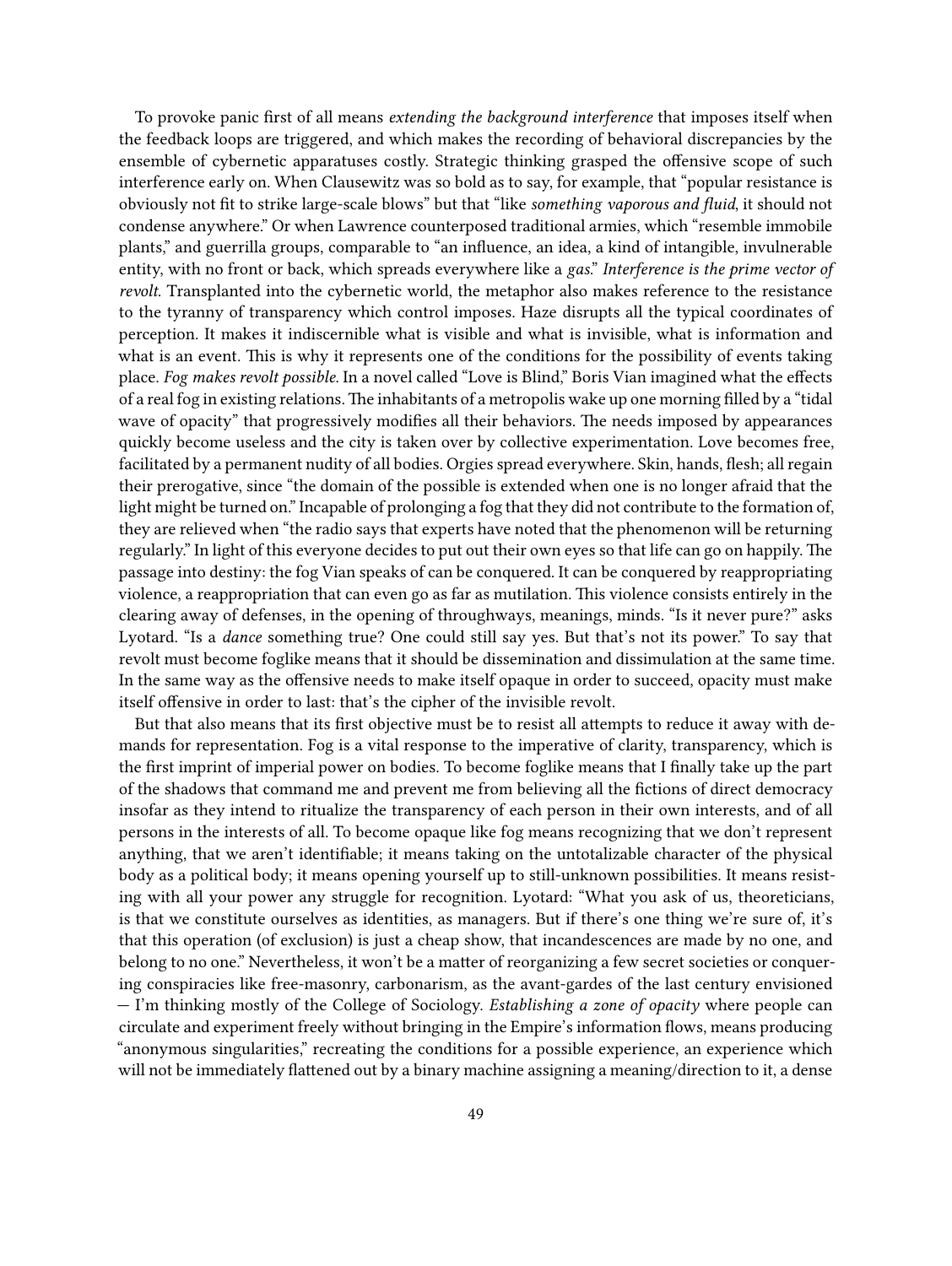To provoke panic first of all means *extending the background interference* that imposes itself when the feedback loops are triggered, and which makes the recording of behavioral discrepancies by the ensemble of cybernetic apparatuses costly. Strategic thinking grasped the offensive scope of such interference early on. When Clausewitz was so bold as to say, for example, that "popular resistance is obviously not fit to strike large-scale blows" but that "like *something vaporous and fluid*, it should not condense anywhere." Or when Lawrence counterposed traditional armies, which "resemble immobile plants," and guerrilla groups, comparable to "an influence, an idea, a kind of intangible, invulnerable entity, with no front or back, which spreads everywhere like a *gas*." *Interference is the prime vector of revolt.* Transplanted into the cybernetic world, the metaphor also makes reference to the resistance to the tyranny of transparency which control imposes. Haze disrupts all the typical coordinates of perception. It makes it indiscernible what is visible and what is invisible, what is information and what is an event. This is why it represents one of the conditions for the possibility of events taking place. *Fog makes revolt possible.* In a novel called "Love is Blind," Boris Vian imagined what the effects of a real fog in existing relations. The inhabitants of a metropolis wake up one morning filled by a "tidal wave of opacity" that progressively modifies all their behaviors. The needs imposed by appearances quickly become useless and the city is taken over by collective experimentation. Love becomes free, facilitated by a permanent nudity of all bodies. Orgies spread everywhere. Skin, hands, flesh; all regain their prerogative, since "the domain of the possible is extended when one is no longer afraid that the light might be turned on." Incapable of prolonging a fog that they did not contribute to the formation of, they are relieved when "the radio says that experts have noted that the phenomenon will be returning regularly." In light of this everyone decides to put out their own eyes so that life can go on happily. The passage into destiny: the fog Vian speaks of can be conquered. It can be conquered by reappropriating violence, a reappropriation that can even go as far as mutilation. This violence consists entirely in the clearing away of defenses, in the opening of throughways, meanings, minds. "Is it never pure?" asks Lyotard. "Is a *dance* something true? One could still say yes. But that's not its power." To say that revolt must become foglike means that it should be dissemination and dissimulation at the same time. In the same way as the offensive needs to make itself opaque in order to succeed, opacity must make itself offensive in order to last: that's the cipher of the invisible revolt.

But that also means that its first objective must be to resist all attempts to reduce it away with demands for representation. Fog is a vital response to the imperative of clarity, transparency, which is the first imprint of imperial power on bodies. To become foglike means that I finally take up the part of the shadows that command me and prevent me from believing all the fictions of direct democracy insofar as they intend to ritualize the transparency of each person in their own interests, and of all persons in the interests of all. To become opaque like fog means recognizing that we don't represent anything, that we aren't identifiable; it means taking on the untotalizable character of the physical body as a political body; it means opening yourself up to still-unknown possibilities. It means resisting with all your power any struggle for recognition. Lyotard: "What you ask of us, theoreticians, is that we constitute ourselves as identities, as managers. But if there's one thing we're sure of, it's that this operation (of exclusion) is just a cheap show, that incandescences are made by no one, and belong to no one." Nevertheless, it won't be a matter of reorganizing a few secret societies or conquering conspiracies like free-masonry, carbonarism, as the avant-gardes of the last century envisioned — I'm thinking mostly of the College of Sociology. *Establishing a zone of opacity* where people can circulate and experiment freely without bringing in the Empire's information flows, means producing "anonymous singularities," recreating the conditions for a possible experience, an experience which will not be immediately flattened out by a binary machine assigning a meaning/direction to it, a dense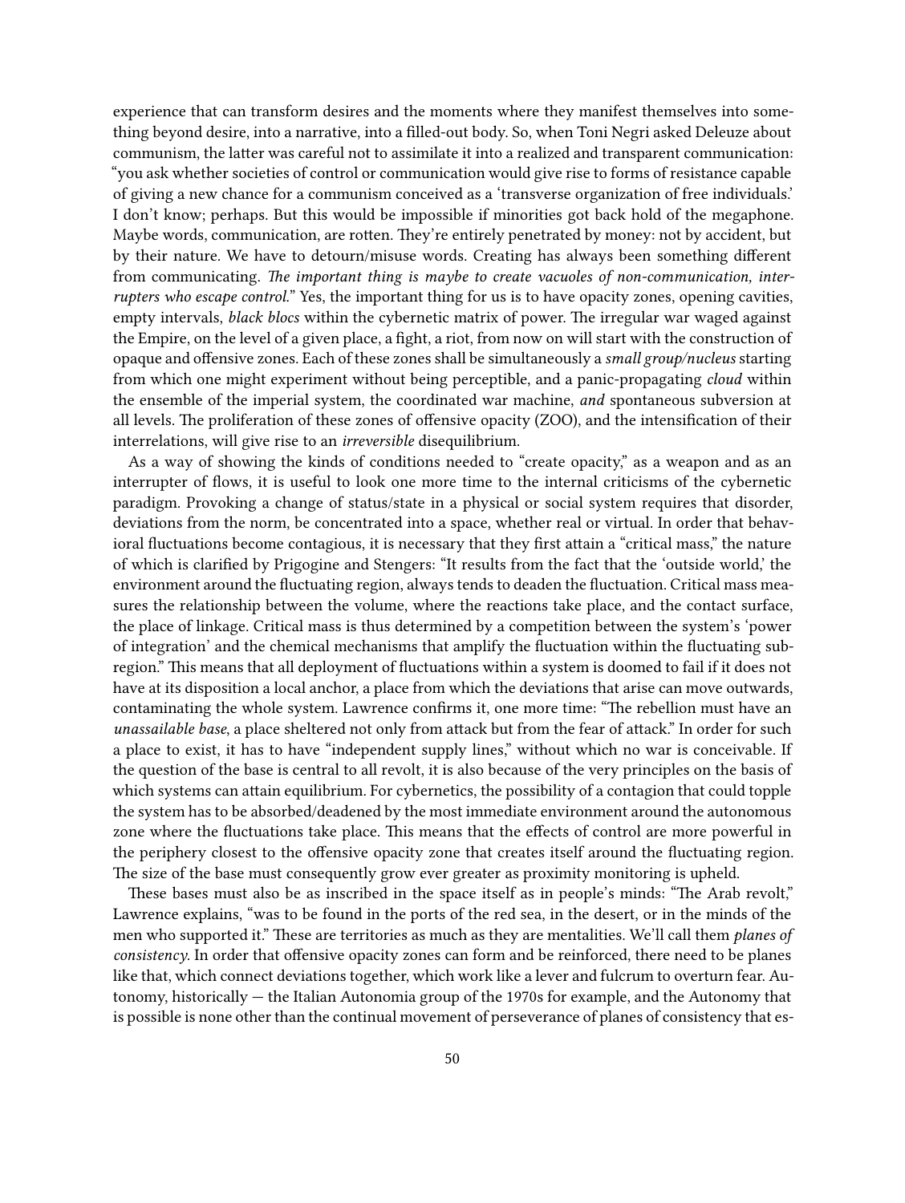experience that can transform desires and the moments where they manifest themselves into something beyond desire, into a narrative, into a filled-out body. So, when Toni Negri asked Deleuze about communism, the latter was careful not to assimilate it into a realized and transparent communication: "you ask whether societies of control or communication would give rise to forms of resistance capable of giving a new chance for a communism conceived as a 'transverse organization of free individuals.' I don't know; perhaps. But this would be impossible if minorities got back hold of the megaphone. Maybe words, communication, are rotten. They're entirely penetrated by money: not by accident, but by their nature. We have to detour/misuse words. Creating has always been something different from communicating. *The important thing is maybe to create vacuoles of non-communication, interrupters who escape control.*" Yes, the important thing for us is to have opacity zones, opening cavities, empty intervals, *black blocs* within the cybernetic matrix of power. The irregular war waged against the Empire, on the level of a given place, a fight, a riot, from now on will start with the construction of opaque and offensive zones. Each of these zones shall be simultaneously a *small group/nucleus* starting from which one might experiment without being perceptible, and a panic-propagating *cloud* within the ensemble of the imperial system, the coordinated war machine, *and* spontaneous subversion at all levels. The proliferation of these zones of offensive opacity (ZOO), and the intensification of their interrelations, will give rise to an *irreversible* disequilibrium.

As a way of showing the kinds of conditions needed to "create opacity," as a weapon and as an interrupter of flows, it is useful to look one more time to the internal criticisms of the cybernetic paradigm. Provoking a change of status/state in a physical or social system requires that disorder, deviations from the norm, be concentrated into a space, whether real or virtual. In order that behavioral fluctuations become contagious, it is necessary that they first attain a "critical mass," the nature of which is clarified by Prigogine and Stengers: "It results from the fact that the 'outside world,' the environment around the fluctuating region, always tends to deaden the fluctuation. Critical mass measures the relationship between the volume, where the reactions take place, and the contact surface, the place of linkage. Critical mass is thus determined by a competition between the system's 'power of integration' and the chemical mechanisms that amplify the fluctuation within the fluctuating subregion." This means that all deployment of fluctuations within a system is doomed to fail if it does not have at its disposition a local anchor, a place from which the deviations that arise can move outwards, contaminating the whole system. Lawrence confirms it, one more time: "The rebellion must have an *unassailable base*, a place sheltered not only from attack but from the fear of attack." In order for such a place to exist, it has to have "independent supply lines," without which no war is conceivable. If the question of the base is central to all revolt, it is also because of the very principles on the basis of which systems can attain equilibrium. For cybernetics, the possibility of a contagion that could topple the system has to be absorbed/deadened by the most immediate environment around the autonomous zone where the fluctuations take place. This means that the effects of control are more powerful in the periphery closest to the offensive opacity zone that creates itself around the fluctuating region. The size of the base must consequently grow ever greater as proximity monitoring is upheld.

These bases must also be as inscribed in the space itself as in people's minds: "The Arab revolt," Lawrence explains, "was to be found in the ports of the red sea, in the desert, or in the minds of the men who supported it." These are territories as much as they are mentalities. We'll call them *planes of consistency*. In order that offensive opacity zones can form and be reinforced, there need to be planes like that, which connect deviations together, which work like a lever and fulcrum to overturn fear. Autonomy, historically — the Italian Autonomia group of the 1970s for example, and the Autonomy that is possible is none other than the continual movement of perseverance of planes of consistency that es-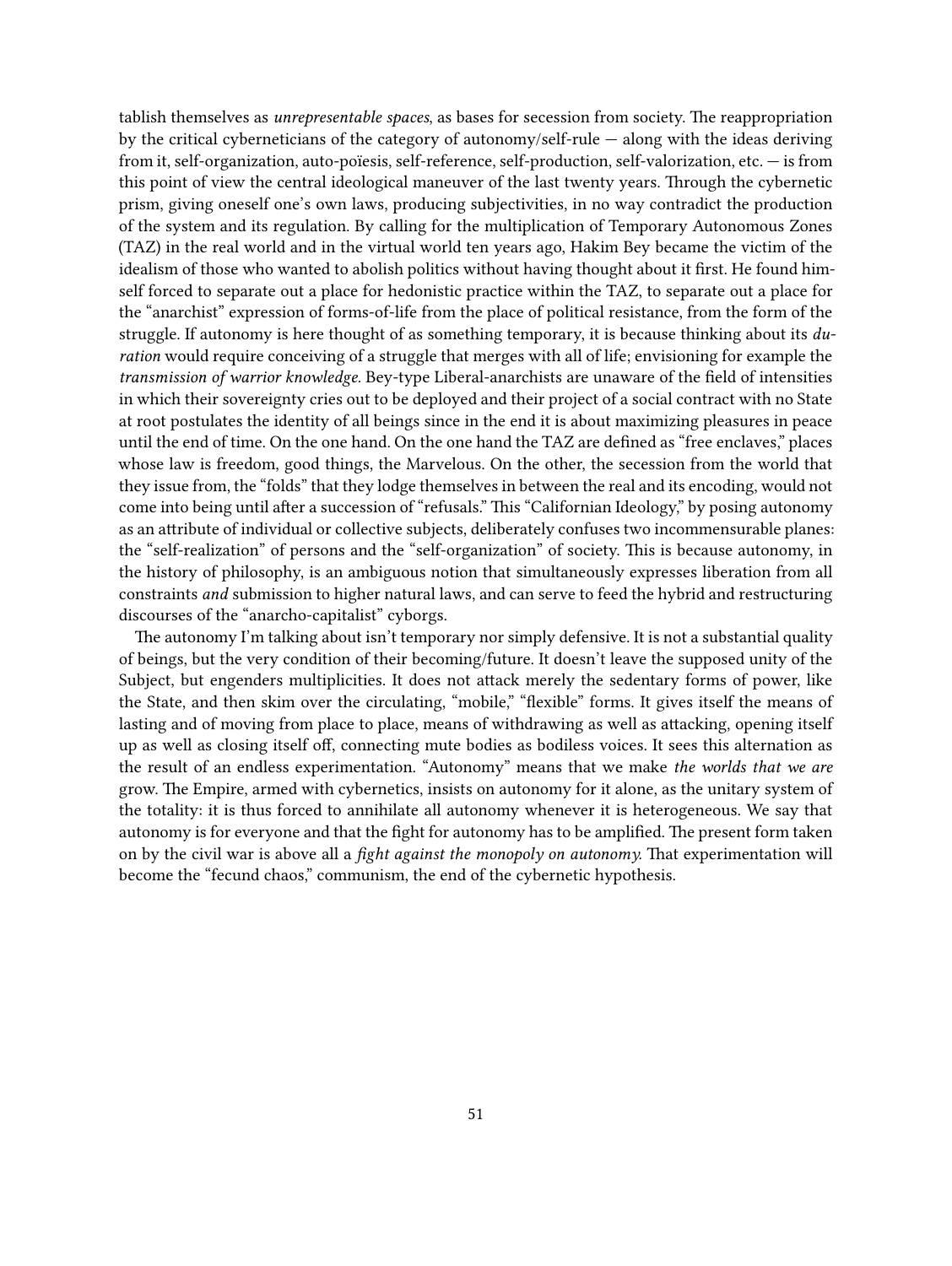tablish themselves as *unrepresentable spaces*, as bases for secession from society. The reappropriation by the critical cyberneticians of the category of autonomy/self-rule — along with the ideas deriving from it, self-organization, auto-poïesis, self-reference, self-production, self-valorization, etc. — is from this point of view the central ideological maneuver of the last twenty years. Through the cybernetic prism, giving oneself one's own laws, producing subjectivities, in no way contradict the production of the system and its regulation. By calling for the multiplication of Temporary Autonomous Zones (TAZ) in the real world and in the virtual world ten years ago, Hakim Bey became the victim of the idealism of those who wanted to abolish politics without having thought about it first. He found himself forced to separate out a place for hedonistic practice within the TAZ, to separate out a place for the "anarchist" expression of forms-of-life from the place of political resistance, from the form of the struggle. If autonomy is here thought of as something temporary, it is because thinking about its *duration* would require conceiving of a struggle that merges with all of life; envisioning for example the *transmission of warrior knowledge*. Bey-type Liberal-anarchists are unaware of the field of intensities in which their sovereignty cries out to be deployed and their project of a social contract with no State at root postulates the identity of all beings since in the end it is about maximizing pleasures in peace until the end of time. On the one hand. On the one hand the TAZ are defined as "free enclaves," places whose law is freedom, good things, the Marvelous. On the other, the secession from the world that they issue from, the "folds" that they lodge themselves in between the real and its encoding, would not come into being until after a succession of "refusals." This "Californian Ideology," by posing autonomy as an attribute of individual or collective subjects, deliberately confuses two incommensurable planes: the "self-realization" of persons and the "self-organization" of society. This is because autonomy, in the history of philosophy, is an ambiguous notion that simultaneously expresses liberation from all constraints *and* submission to higher natural laws, and can serve to feed the hybrid and restructuring discourses of the "anarcho-capitalist" cyborgs.

The autonomy I'm talking about isn't temporary nor simply defensive. It is not a substantial quality of beings, but the very condition of their becoming/future. It doesn't leave the supposed unity of the Subject, but engenders multiplicities. It does not attack merely the sedentary forms of power, like the State, and then skim over the circulating, "mobile," "flexible" forms. It gives itself the means of lasting and of moving from place to place, means of withdrawing as well as attacking, opening itself up as well as closing itself off, connecting mute bodies as bodiless voices. It sees this alternation as the result of an endless experimentation. "Autonomy" means that we make *the worlds that we are* grow. The Empire, armed with cybernetics, insists on autonomy for it alone, as the unitary system of the totality: it is thus forced to annihilate all autonomy whenever it is heterogeneous. We say that autonomy is for everyone and that the fight for autonomy has to be amplified. The present form taken on by the civil war is above all a *fight against the monopoly on autonomy.* That experimentation will become the "fecund chaos," communism, the end of the cybernetic hypothesis.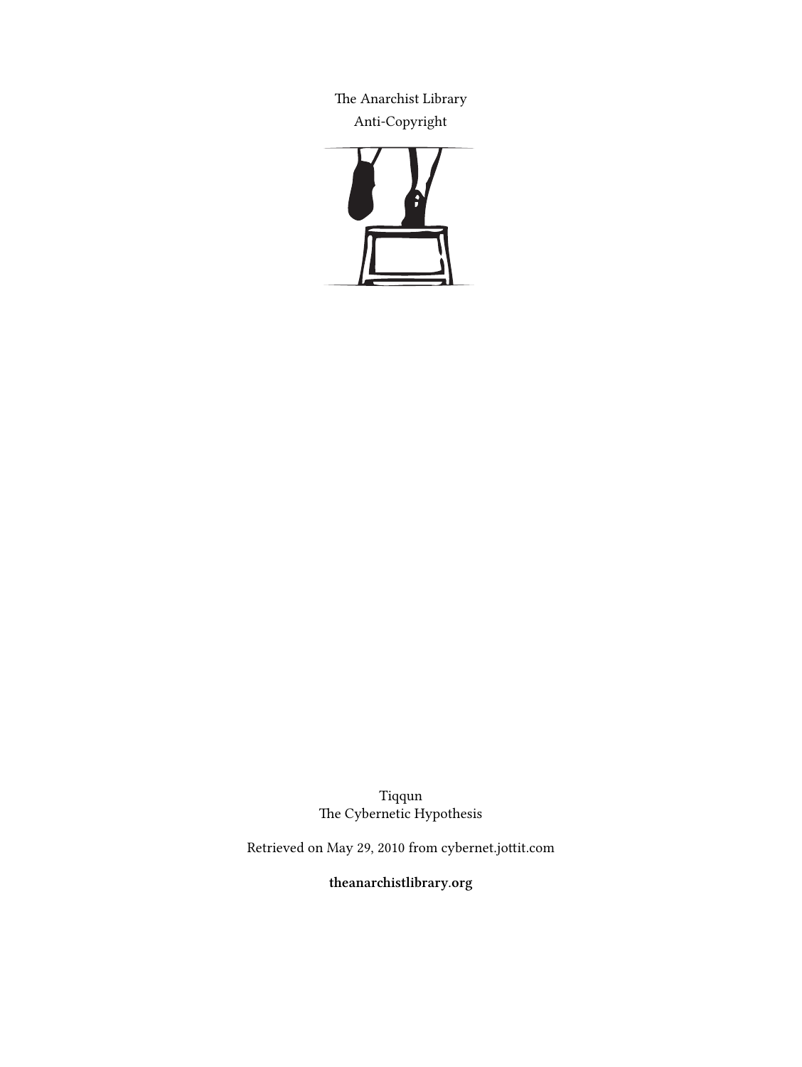The Anarchist Library
Anti-Copyright

Tiqqun
The Cybernetic Hypothesis

Retrieved on May 29, 2010 from cybernet.jottit.com

**theanarchistlibrary.org**